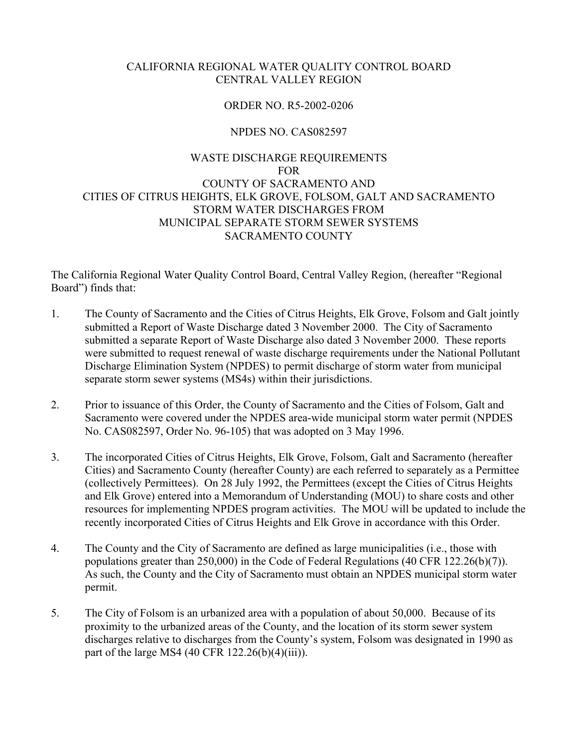# CALIFORNIA REGIONAL WATER QUALITY CONTROL BOARD
# CENTRAL VALLEY REGION

## ORDER NO. R5-2002-0206

## NPDES NO. CAS082597

## WASTE DISCHARGE REQUIREMENTS
## FOR
## COUNTY OF SACRAMENTO AND
## CITIES OF CITRUS HEIGHTS, ELK GROVE, FOLSOM, GALT AND SACRAMENTO
## STORM WATER DISCHARGES FROM
## MUNICIPAL SEPARATE STORM SEWER SYSTEMS
## SACRAMENTO COUNTY

The California Regional Water Quality Control Board, Central Valley Region, (hereafter "Regional Board") finds that:

1. The County of Sacramento and the Cities of Citrus Heights, Elk Grove, Folsom and Galt jointly submitted a Report of Waste Discharge dated 3 November 2000. The City of Sacramento submitted a separate Report of Waste Discharge also dated 3 November 2000. These reports were submitted to request renewal of waste discharge requirements under the National Pollutant Discharge Elimination System (NPDES) to permit discharge of storm water from municipal separate storm sewer systems (MS4s) within their jurisdictions.

2. Prior to issuance of this Order, the County of Sacramento and the Cities of Folsom, Galt and Sacramento were covered under the NPDES area-wide municipal storm water permit (NPDES No. CAS082597, Order No. 96-105) that was adopted on 3 May 1996.

3. The incorporated Cities of Citrus Heights, Elk Grove, Folsom, Galt and Sacramento (hereafter Cities) and Sacramento County (hereafter County) are each referred to separately as a Permittee (collectively Permittees). On 28 July 1992, the Permittees (except the Cities of Citrus Heights and Elk Grove) entered into a Memorandum of Understanding (MOU) to share costs and other resources for implementing NPDES program activities. The MOU will be updated to include the recently incorporated Cities of Citrus Heights and Elk Grove in accordance with this Order.

4. The County and the City of Sacramento are defined as large municipalities (i.e., those with populations greater than 250,000) in the Code of Federal Regulations (40 CFR 122.26(b)(7)). As such, the County and the City of Sacramento must obtain an NPDES municipal storm water permit.

5. The City of Folsom is an urbanized area with a population of about 50,000. Because of its proximity to the urbanized areas of the County, and the location of its storm sewer system discharges relative to discharges from the County's system, Folsom was designated in 1990 as part of the large MS4 (40 CFR 122.26(b)(4)(iii)).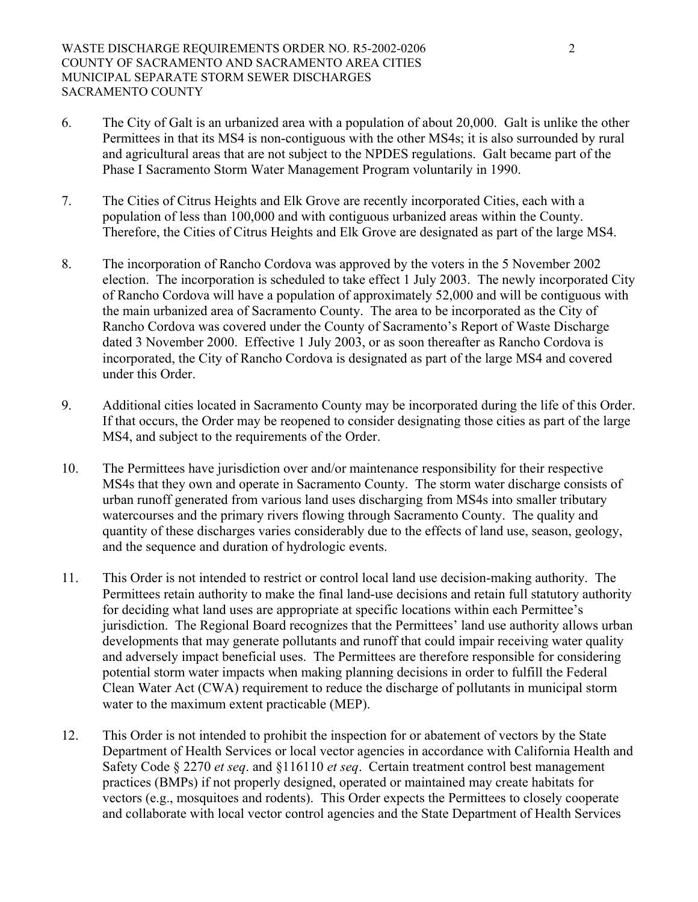6. The City of Galt is an urbanized area with a population of about 20,000. Galt is unlike the other Permittees in that its MS4 is non-contiguous with the other MS4s; it is also surrounded by rural and agricultural areas that are not subject to the NPDES regulations. Galt became part of the Phase I Sacramento Storm Water Management Program voluntarily in 1990.

7. The Cities of Citrus Heights and Elk Grove are recently incorporated Cities, each with a population of less than 100,000 and with contiguous urbanized areas within the County. Therefore, the Cities of Citrus Heights and Elk Grove are designated as part of the large MS4.

8. The incorporation of Rancho Cordova was approved by the voters in the 5 November 2002 election. The incorporation is scheduled to take effect 1 July 2003. The newly incorporated City of Rancho Cordova will have a population of approximately 52,000 and will be contiguous with the main urbanized area of Sacramento County. The area to be incorporated as the City of Rancho Cordova was covered under the County of Sacramento's Report of Waste Discharge dated 3 November 2000. Effective 1 July 2003, or as soon thereafter as Rancho Cordova is incorporated, the City of Rancho Cordova is designated as part of the large MS4 and covered under this Order.

9. Additional cities located in Sacramento County may be incorporated during the life of this Order. If that occurs, the Order may be reopened to consider designating those cities as part of the large MS4, and subject to the requirements of the Order.

10. The Permittees have jurisdiction over and/or maintenance responsibility for their respective MS4s that they own and operate in Sacramento County. The storm water discharge consists of urban runoff generated from various land uses discharging from MS4s into smaller tributary watercourses and the primary rivers flowing through Sacramento County. The quality and quantity of these discharges varies considerably due to the effects of land use, season, geology, and the sequence and duration of hydrologic events.

11. This Order is not intended to restrict or control local land use decision-making authority. The Permittees retain authority to make the final land-use decisions and retain full statutory authority for deciding what land uses are appropriate at specific locations within each Permittee's jurisdiction. The Regional Board recognizes that the Permittees' land use authority allows urban developments that may generate pollutants and runoff that could impair receiving water quality and adversely impact beneficial uses. The Permittees are therefore responsible for considering potential storm water impacts when making planning decisions in order to fulfill the Federal Clean Water Act (CWA) requirement to reduce the discharge of pollutants in municipal storm water to the maximum extent practicable (MEP).

12. This Order is not intended to prohibit the inspection for or abatement of vectors by the State Department of Health Services or local vector agencies in accordance with California Health and Safety Code § 2270 *et seq*. and §116110 *et seq*. Certain treatment control best management practices (BMPs) if not properly designed, operated or maintained may create habitats for vectors (e.g., mosquitoes and rodents). This Order expects the Permittees to closely cooperate and collaborate with local vector control agencies and the State Department of Health Services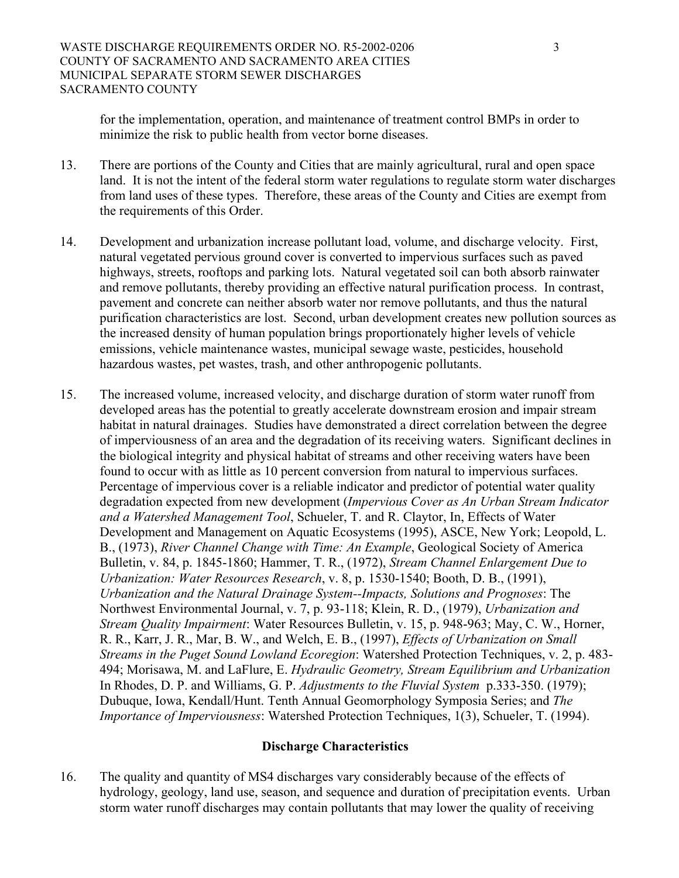for the implementation, operation, and maintenance of treatment control BMPs in order to minimize the risk to public health from vector borne diseases.

13. There are portions of the County and Cities that are mainly agricultural, rural and open space land. It is not the intent of the federal storm water regulations to regulate storm water discharges from land uses of these types. Therefore, these areas of the County and Cities are exempt from the requirements of this Order.

14. Development and urbanization increase pollutant load, volume, and discharge velocity. First, natural vegetated pervious ground cover is converted to impervious surfaces such as paved highways, streets, rooftops and parking lots. Natural vegetated soil can both absorb rainwater and remove pollutants, thereby providing an effective natural purification process. In contrast, pavement and concrete can neither absorb water nor remove pollutants, and thus the natural purification characteristics are lost. Second, urban development creates new pollution sources as the increased density of human population brings proportionately higher levels of vehicle emissions, vehicle maintenance wastes, municipal sewage waste, pesticides, household hazardous wastes, pet wastes, trash, and other anthropogenic pollutants.

15. The increased volume, increased velocity, and discharge duration of storm water runoff from developed areas has the potential to greatly accelerate downstream erosion and impair stream habitat in natural drainages. Studies have demonstrated a direct correlation between the degree of imperviousness of an area and the degradation of its receiving waters. Significant declines in the biological integrity and physical habitat of streams and other receiving waters have been found to occur with as little as 10 percent conversion from natural to impervious surfaces. Percentage of impervious cover is a reliable indicator and predictor of potential water quality degradation expected from new development (*Impervious Cover as An Urban Stream Indicator and a Watershed Management Tool*, Schueler, T. and R. Claytor, In, Effects of Water Development and Management on Aquatic Ecosystems (1995), ASCE, New York; Leopold, L. B., (1973), *River Channel Change with Time: An Example*, Geological Society of America Bulletin, v. 84, p. 1845-1860; Hammer, T. R., (1972), *Stream Channel Enlargement Due to Urbanization: Water Resources Research*, v. 8, p. 1530-1540; Booth, D. B., (1991), *Urbanization and the Natural Drainage System--Impacts, Solutions and Prognoses*: The Northwest Environmental Journal, v. 7, p. 93-118; Klein, R. D., (1979), *Urbanization and Stream Quality Impairment*: Water Resources Bulletin, v. 15, p. 948-963; May, C. W., Horner, R. R., Karr, J. R., Mar, B. W., and Welch, E. B., (1997), *Effects of Urbanization on Small Streams in the Puget Sound Lowland Ecoregion*: Watershed Protection Techniques, v. 2, p. 483-494; Morisawa, M. and LaFlure, E. *Hydraulic Geometry, Stream Equilibrium and Urbanization* In Rhodes, D. P. and Williams, G. P. *Adjustments to the Fluvial System* p.333-350. (1979); Dubuque, Iowa, Kendall/Hunt. Tenth Annual Geomorphology Symposia Series; and *The Importance of Imperviousness*: Watershed Protection Techniques, 1(3), Schueler, T. (1994).

## Discharge Characteristics

16. The quality and quantity of MS4 discharges vary considerably because of the effects of hydrology, geology, land use, season, and sequence and duration of precipitation events. Urban storm water runoff discharges may contain pollutants that may lower the quality of receiving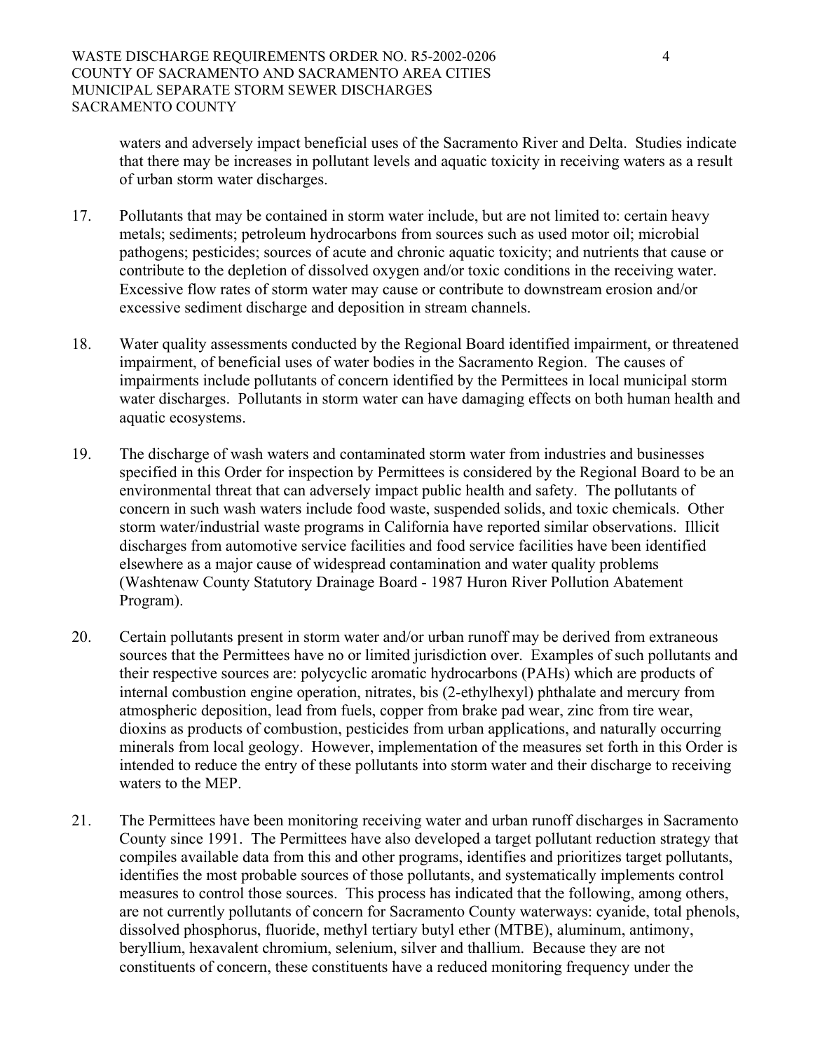waters and adversely impact beneficial uses of the Sacramento River and Delta. Studies indicate that there may be increases in pollutant levels and aquatic toxicity in receiving waters as a result of urban storm water discharges.

17. Pollutants that may be contained in storm water include, but are not limited to: certain heavy metals; sediments; petroleum hydrocarbons from sources such as used motor oil; microbial pathogens; pesticides; sources of acute and chronic aquatic toxicity; and nutrients that cause or contribute to the depletion of dissolved oxygen and/or toxic conditions in the receiving water. Excessive flow rates of storm water may cause or contribute to downstream erosion and/or excessive sediment discharge and deposition in stream channels.

18. Water quality assessments conducted by the Regional Board identified impairment, or threatened impairment, of beneficial uses of water bodies in the Sacramento Region. The causes of impairments include pollutants of concern identified by the Permittees in local municipal storm water discharges. Pollutants in storm water can have damaging effects on both human health and aquatic ecosystems.

19. The discharge of wash waters and contaminated storm water from industries and businesses specified in this Order for inspection by Permittees is considered by the Regional Board to be an environmental threat that can adversely impact public health and safety. The pollutants of concern in such wash waters include food waste, suspended solids, and toxic chemicals. Other storm water/industrial waste programs in California have reported similar observations. Illicit discharges from automotive service facilities and food service facilities have been identified elsewhere as a major cause of widespread contamination and water quality problems (Washtenaw County Statutory Drainage Board - 1987 Huron River Pollution Abatement Program).

20. Certain pollutants present in storm water and/or urban runoff may be derived from extraneous sources that the Permittees have no or limited jurisdiction over. Examples of such pollutants and their respective sources are: polycyclic aromatic hydrocarbons (PAHs) which are products of internal combustion engine operation, nitrates, bis (2-ethylhexyl) phthalate and mercury from atmospheric deposition, lead from fuels, copper from brake pad wear, zinc from tire wear, dioxins as products of combustion, pesticides from urban applications, and naturally occurring minerals from local geology. However, implementation of the measures set forth in this Order is intended to reduce the entry of these pollutants into storm water and their discharge to receiving waters to the MEP.

21. The Permittees have been monitoring receiving water and urban runoff discharges in Sacramento County since 1991. The Permittees have also developed a target pollutant reduction strategy that compiles available data from this and other programs, identifies and prioritizes target pollutants, identifies the most probable sources of those pollutants, and systematically implements control measures to control those sources. This process has indicated that the following, among others, are not currently pollutants of concern for Sacramento County waterways: cyanide, total phenols, dissolved phosphorus, fluoride, methyl tertiary butyl ether (MTBE), aluminum, antimony, beryllium, hexavalent chromium, selenium, silver and thallium. Because they are not constituents of concern, these constituents have a reduced monitoring frequency under the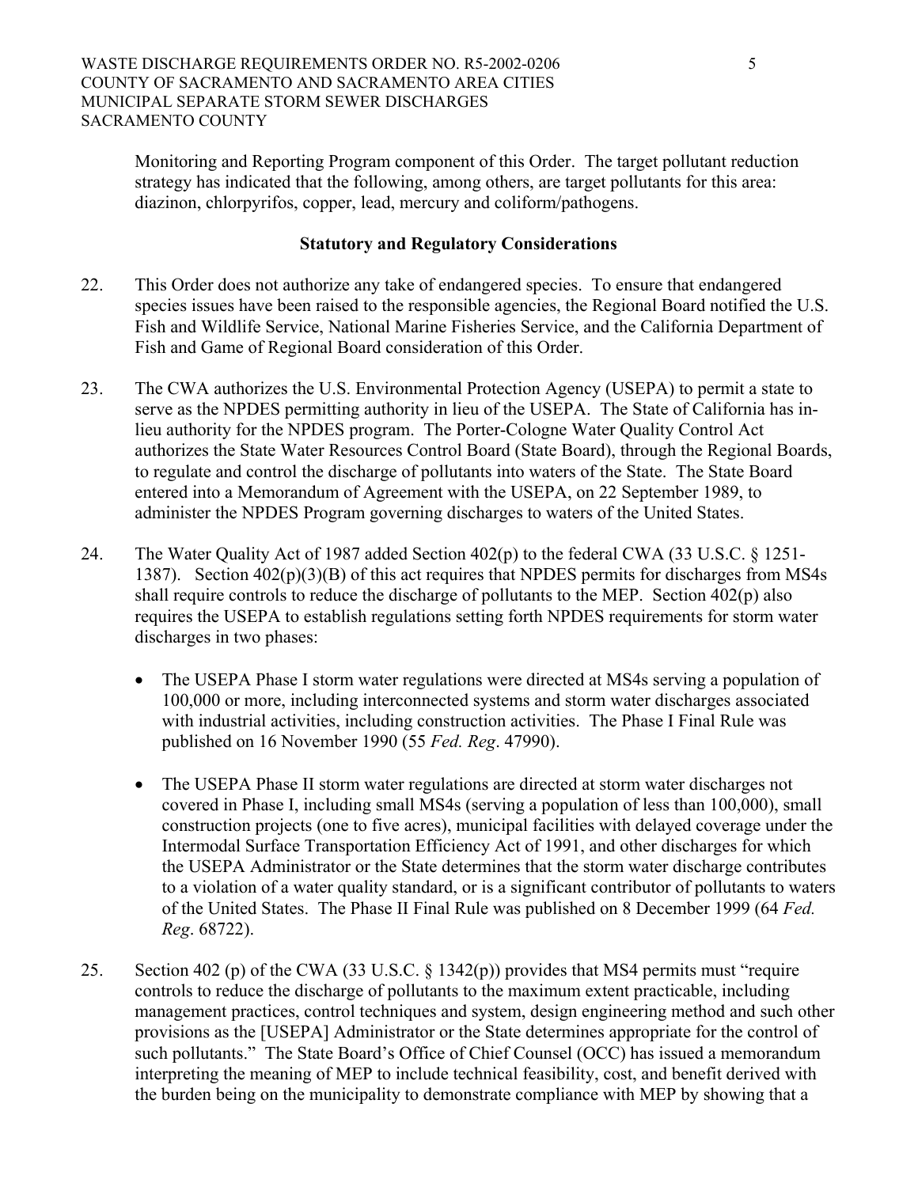Monitoring and Reporting Program component of this Order. The target pollutant reduction strategy has indicated that the following, among others, are target pollutants for this area: diazinon, chlorpyrifos, copper, lead, mercury and coliform/pathogens.

**Statutory and Regulatory Considerations**

22. This Order does not authorize any take of endangered species. To ensure that endangered species issues have been raised to the responsible agencies, the Regional Board notified the U.S. Fish and Wildlife Service, National Marine Fisheries Service, and the California Department of Fish and Game of Regional Board consideration of this Order.

23. The CWA authorizes the U.S. Environmental Protection Agency (USEPA) to permit a state to serve as the NPDES permitting authority in lieu of the USEPA. The State of California has in-lieu authority for the NPDES program. The Porter-Cologne Water Quality Control Act authorizes the State Water Resources Control Board (State Board), through the Regional Boards, to regulate and control the discharge of pollutants into waters of the State. The State Board entered into a Memorandum of Agreement with the USEPA, on 22 September 1989, to administer the NPDES Program governing discharges to waters of the United States.

24. The Water Quality Act of 1987 added Section 402(p) to the federal CWA (33 U.S.C. § 1251-1387). Section 402(p)(3)(B) of this act requires that NPDES permits for discharges from MS4s shall require controls to reduce the discharge of pollutants to the MEP. Section 402(p) also requires the USEPA to establish regulations setting forth NPDES requirements for storm water discharges in two phases:

   - The USEPA Phase I storm water regulations were directed at MS4s serving a population of 100,000 or more, including interconnected systems and storm water discharges associated with industrial activities, including construction activities. The Phase I Final Rule was published on 16 November 1990 (55 *Fed. Reg*. 47990).

   - The USEPA Phase II storm water regulations are directed at storm water discharges not covered in Phase I, including small MS4s (serving a population of less than 100,000), small construction projects (one to five acres), municipal facilities with delayed coverage under the Intermodal Surface Transportation Efficiency Act of 1991, and other discharges for which the USEPA Administrator or the State determines that the storm water discharge contributes to a violation of a water quality standard, or is a significant contributor of pollutants to waters of the United States. The Phase II Final Rule was published on 8 December 1999 (64 *Fed. Reg*. 68722).

25. Section 402 (p) of the CWA (33 U.S.C. § 1342(p)) provides that MS4 permits must "require controls to reduce the discharge of pollutants to the maximum extent practicable, including management practices, control techniques and system, design engineering method and such other provisions as the [USEPA] Administrator or the State determines appropriate for the control of such pollutants." The State Board's Office of Chief Counsel (OCC) has issued a memorandum interpreting the meaning of MEP to include technical feasibility, cost, and benefit derived with the burden being on the municipality to demonstrate compliance with MEP by showing that a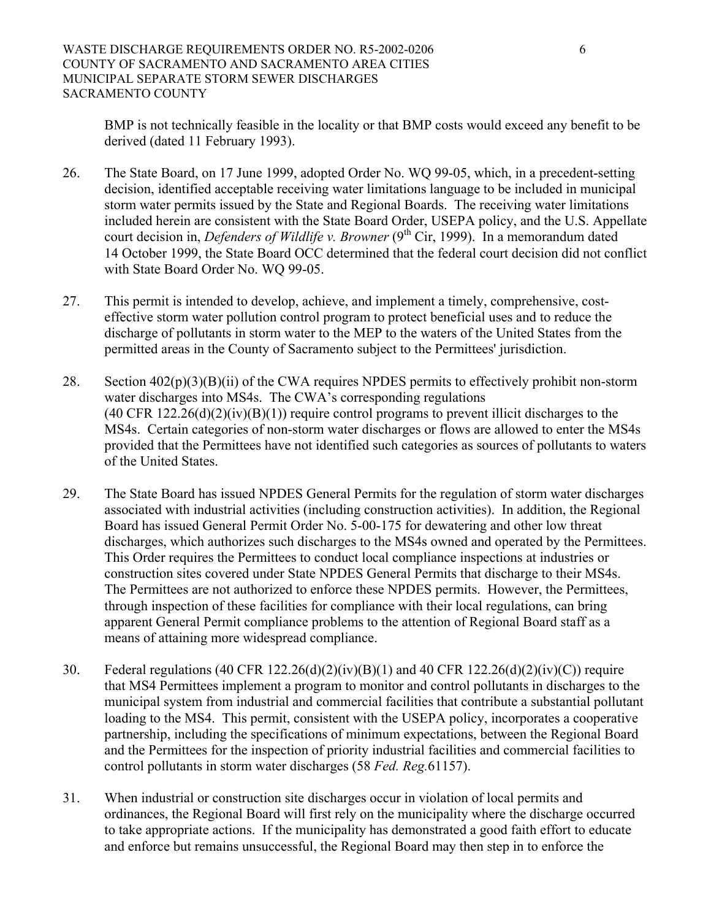BMP is not technically feasible in the locality or that BMP costs would exceed any benefit to be derived (dated 11 February 1993).

26. The State Board, on 17 June 1999, adopted Order No. WQ 99-05, which, in a precedent-setting decision, identified acceptable receiving water limitations language to be included in municipal storm water permits issued by the State and Regional Boards. The receiving water limitations included herein are consistent with the State Board Order, USEPA policy, and the U.S. Appellate court decision in, *Defenders of Wildlife v. Browner* (9th Cir, 1999). In a memorandum dated 14 October 1999, the State Board OCC determined that the federal court decision did not conflict with State Board Order No. WQ 99-05.

27. This permit is intended to develop, achieve, and implement a timely, comprehensive, cost-effective storm water pollution control program to protect beneficial uses and to reduce the discharge of pollutants in storm water to the MEP to the waters of the United States from the permitted areas in the County of Sacramento subject to the Permittees' jurisdiction.

28. Section 402(p)(3)(B)(ii) of the CWA requires NPDES permits to effectively prohibit non-storm water discharges into MS4s. The CWA's corresponding regulations (40 CFR 122.26(d)(2)(iv)(B)(1)) require control programs to prevent illicit discharges to the MS4s. Certain categories of non-storm water discharges or flows are allowed to enter the MS4s provided that the Permittees have not identified such categories as sources of pollutants to waters of the United States.

29. The State Board has issued NPDES General Permits for the regulation of storm water discharges associated with industrial activities (including construction activities). In addition, the Regional Board has issued General Permit Order No. 5-00-175 for dewatering and other low threat discharges, which authorizes such discharges to the MS4s owned and operated by the Permittees. This Order requires the Permittees to conduct local compliance inspections at industries or construction sites covered under State NPDES General Permits that discharge to their MS4s. The Permittees are not authorized to enforce these NPDES permits. However, the Permittees, through inspection of these facilities for compliance with their local regulations, can bring apparent General Permit compliance problems to the attention of Regional Board staff as a means of attaining more widespread compliance.

30. Federal regulations (40 CFR 122.26(d)(2)(iv)(B)(1) and 40 CFR 122.26(d)(2)(iv)(C)) require that MS4 Permittees implement a program to monitor and control pollutants in discharges to the municipal system from industrial and commercial facilities that contribute a substantial pollutant loading to the MS4. This permit, consistent with the USEPA policy, incorporates a cooperative partnership, including the specifications of minimum expectations, between the Regional Board and the Permittees for the inspection of priority industrial facilities and commercial facilities to control pollutants in storm water discharges (58 *Fed. Reg.*61157).

31. When industrial or construction site discharges occur in violation of local permits and ordinances, the Regional Board will first rely on the municipality where the discharge occurred to take appropriate actions. If the municipality has demonstrated a good faith effort to educate and enforce but remains unsuccessful, the Regional Board may then step in to enforce the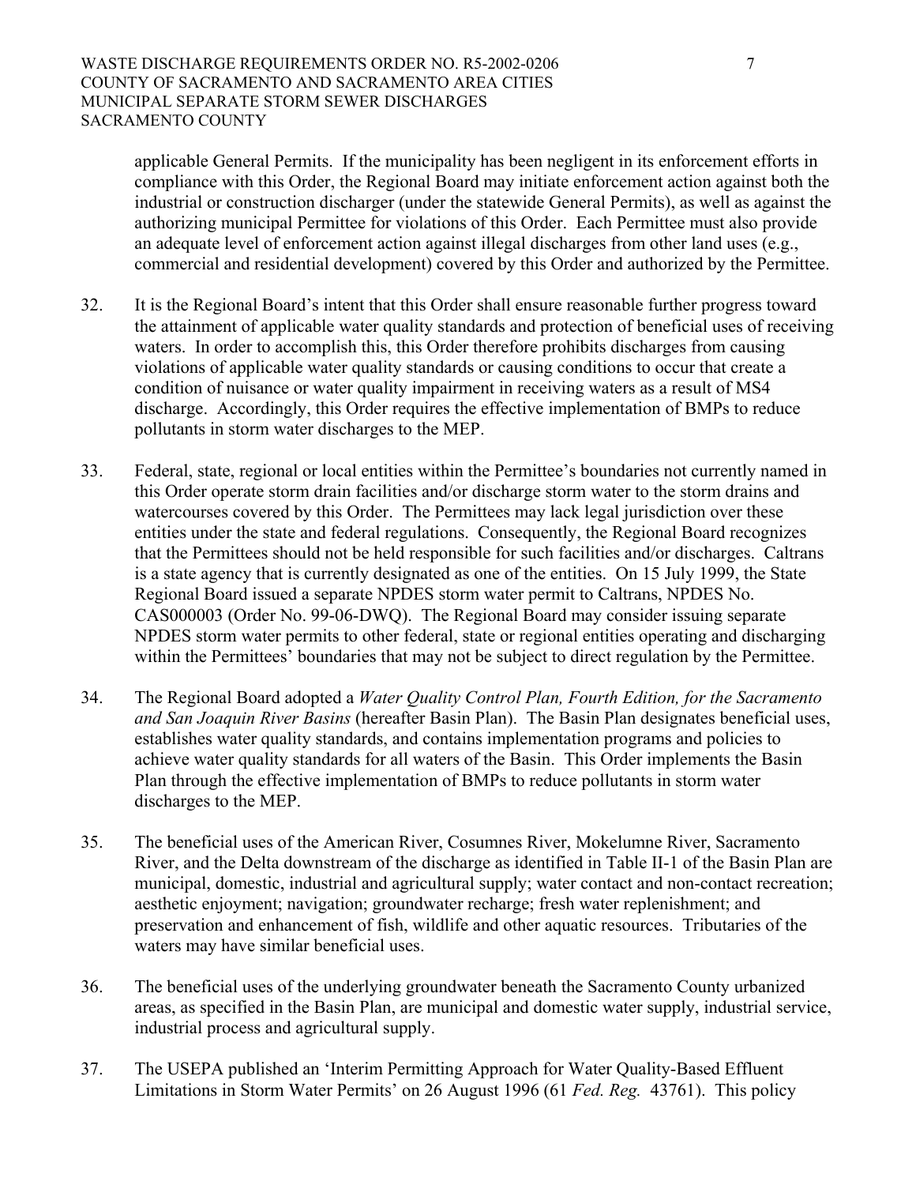applicable General Permits. If the municipality has been negligent in its enforcement efforts in compliance with this Order, the Regional Board may initiate enforcement action against both the industrial or construction discharger (under the statewide General Permits), as well as against the authorizing municipal Permittee for violations of this Order. Each Permittee must also provide an adequate level of enforcement action against illegal discharges from other land uses (e.g., commercial and residential development) covered by this Order and authorized by the Permittee.

32. It is the Regional Board's intent that this Order shall ensure reasonable further progress toward the attainment of applicable water quality standards and protection of beneficial uses of receiving waters. In order to accomplish this, this Order therefore prohibits discharges from causing violations of applicable water quality standards or causing conditions to occur that create a condition of nuisance or water quality impairment in receiving waters as a result of MS4 discharge. Accordingly, this Order requires the effective implementation of BMPs to reduce pollutants in storm water discharges to the MEP.

33. Federal, state, regional or local entities within the Permittee's boundaries not currently named in this Order operate storm drain facilities and/or discharge storm water to the storm drains and watercourses covered by this Order. The Permittees may lack legal jurisdiction over these entities under the state and federal regulations. Consequently, the Regional Board recognizes that the Permittees should not be held responsible for such facilities and/or discharges. Caltrans is a state agency that is currently designated as one of the entities. On 15 July 1999, the State Regional Board issued a separate NPDES storm water permit to Caltrans, NPDES No. CAS000003 (Order No. 99-06-DWQ). The Regional Board may consider issuing separate NPDES storm water permits to other federal, state or regional entities operating and discharging within the Permittees' boundaries that may not be subject to direct regulation by the Permittee.

34. The Regional Board adopted a *Water Quality Control Plan, Fourth Edition, for the Sacramento and San Joaquin River Basins* (hereafter Basin Plan). The Basin Plan designates beneficial uses, establishes water quality standards, and contains implementation programs and policies to achieve water quality standards for all waters of the Basin. This Order implements the Basin Plan through the effective implementation of BMPs to reduce pollutants in storm water discharges to the MEP.

35. The beneficial uses of the American River, Cosumnes River, Mokelumne River, Sacramento River, and the Delta downstream of the discharge as identified in Table II-1 of the Basin Plan are municipal, domestic, industrial and agricultural supply; water contact and non-contact recreation; aesthetic enjoyment; navigation; groundwater recharge; fresh water replenishment; and preservation and enhancement of fish, wildlife and other aquatic resources. Tributaries of the waters may have similar beneficial uses.

36. The beneficial uses of the underlying groundwater beneath the Sacramento County urbanized areas, as specified in the Basin Plan, are municipal and domestic water supply, industrial service, industrial process and agricultural supply.

37. The USEPA published an 'Interim Permitting Approach for Water Quality-Based Effluent Limitations in Storm Water Permits' on 26 August 1996 (61 *Fed. Reg.* 43761). This policy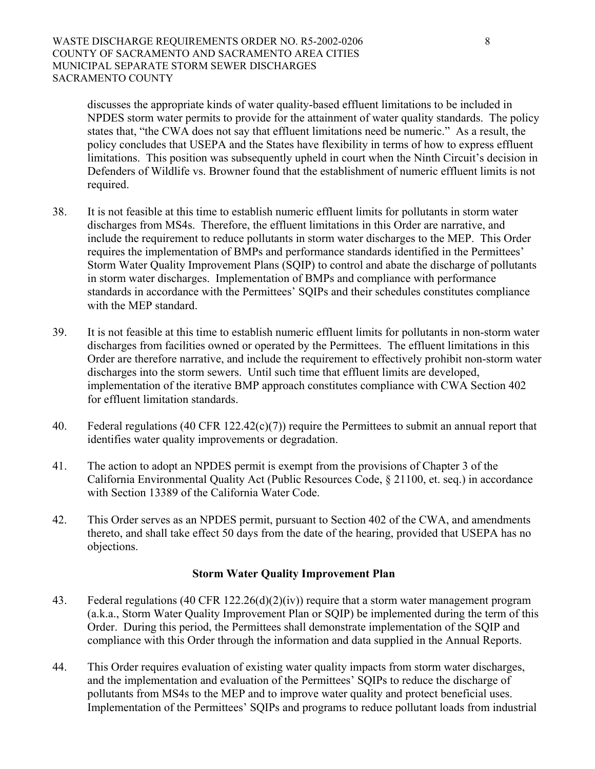discusses the appropriate kinds of water quality-based effluent limitations to be included in NPDES storm water permits to provide for the attainment of water quality standards. The policy states that, "the CWA does not say that effluent limitations need be numeric." As a result, the policy concludes that USEPA and the States have flexibility in terms of how to express effluent limitations. This position was subsequently upheld in court when the Ninth Circuit's decision in Defenders of Wildlife vs. Browner found that the establishment of numeric effluent limits is not required.

38. It is not feasible at this time to establish numeric effluent limits for pollutants in storm water discharges from MS4s. Therefore, the effluent limitations in this Order are narrative, and include the requirement to reduce pollutants in storm water discharges to the MEP. This Order requires the implementation of BMPs and performance standards identified in the Permittees' Storm Water Quality Improvement Plans (SQIP) to control and abate the discharge of pollutants in storm water discharges. Implementation of BMPs and compliance with performance standards in accordance with the Permittees' SQIPs and their schedules constitutes compliance with the MEP standard.

39. It is not feasible at this time to establish numeric effluent limits for pollutants in non-storm water discharges from facilities owned or operated by the Permittees. The effluent limitations in this Order are therefore narrative, and include the requirement to effectively prohibit non-storm water discharges into the storm sewers. Until such time that effluent limits are developed, implementation of the iterative BMP approach constitutes compliance with CWA Section 402 for effluent limitation standards.

40. Federal regulations (40 CFR 122.42(c)(7)) require the Permittees to submit an annual report that identifies water quality improvements or degradation.

41. The action to adopt an NPDES permit is exempt from the provisions of Chapter 3 of the California Environmental Quality Act (Public Resources Code, § 21100, et. seq.) in accordance with Section 13389 of the California Water Code.

42. This Order serves as an NPDES permit, pursuant to Section 402 of the CWA, and amendments thereto, and shall take effect 50 days from the date of the hearing, provided that USEPA has no objections.

### Storm Water Quality Improvement Plan

43. Federal regulations (40 CFR 122.26(d)(2)(iv)) require that a storm water management program (a.k.a., Storm Water Quality Improvement Plan or SQIP) be implemented during the term of this Order. During this period, the Permittees shall demonstrate implementation of the SQIP and compliance with this Order through the information and data supplied in the Annual Reports.

44. This Order requires evaluation of existing water quality impacts from storm water discharges, and the implementation and evaluation of the Permittees' SQIPs to reduce the discharge of pollutants from MS4s to the MEP and to improve water quality and protect beneficial uses. Implementation of the Permittees' SQIPs and programs to reduce pollutant loads from industrial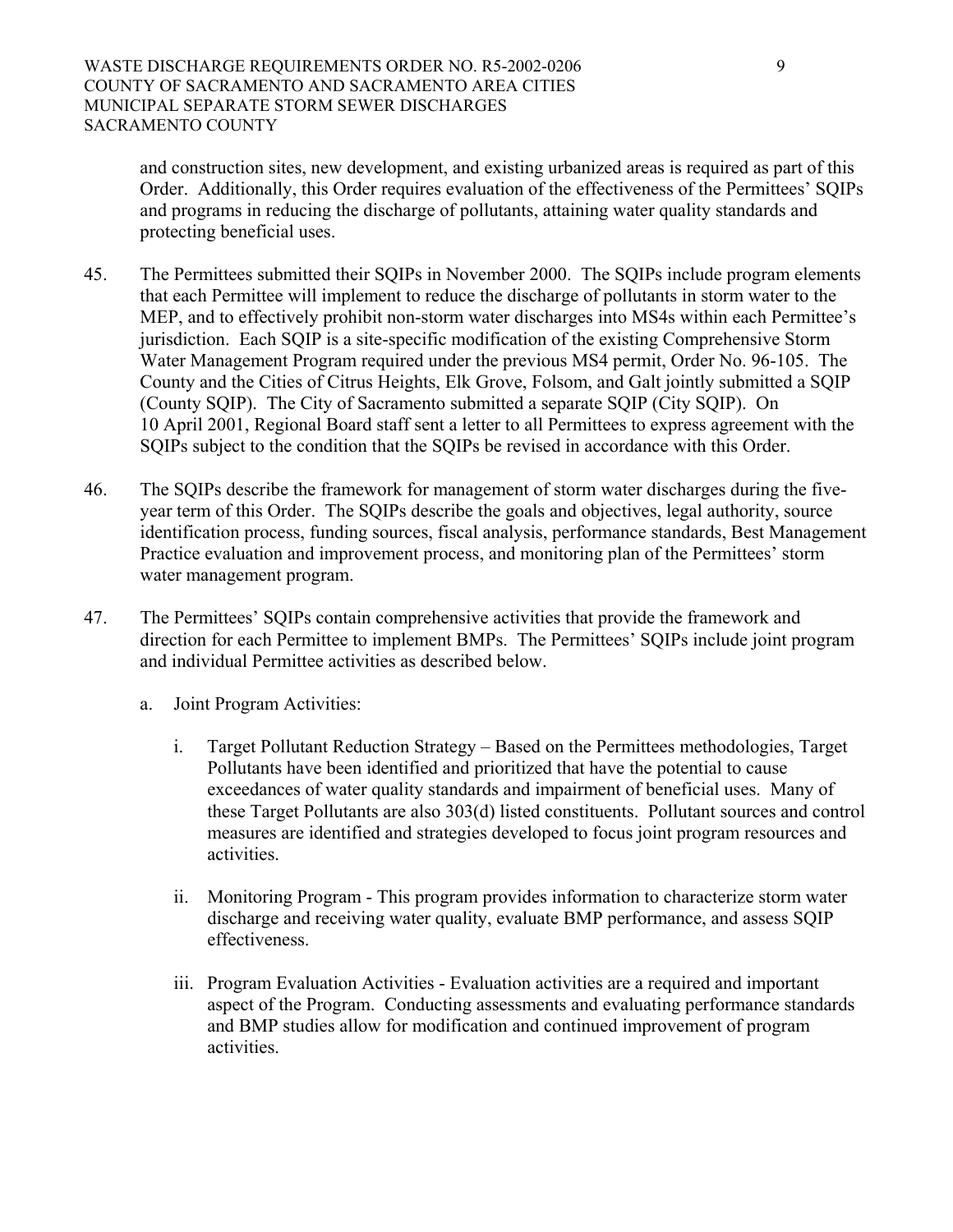and construction sites, new development, and existing urbanized areas is required as part of this Order. Additionally, this Order requires evaluation of the effectiveness of the Permittees' SQIPs and programs in reducing the discharge of pollutants, attaining water quality standards and protecting beneficial uses.

45. The Permittees submitted their SQIPs in November 2000. The SQIPs include program elements that each Permittee will implement to reduce the discharge of pollutants in storm water to the MEP, and to effectively prohibit non-storm water discharges into MS4s within each Permittee's jurisdiction. Each SQIP is a site-specific modification of the existing Comprehensive Storm Water Management Program required under the previous MS4 permit, Order No. 96-105. The County and the Cities of Citrus Heights, Elk Grove, Folsom, and Galt jointly submitted a SQIP (County SQIP). The City of Sacramento submitted a separate SQIP (City SQIP). On 10 April 2001, Regional Board staff sent a letter to all Permittees to express agreement with the SQIPs subject to the condition that the SQIPs be revised in accordance with this Order.

46. The SQIPs describe the framework for management of storm water discharges during the five-year term of this Order. The SQIPs describe the goals and objectives, legal authority, source identification process, funding sources, fiscal analysis, performance standards, Best Management Practice evaluation and improvement process, and monitoring plan of the Permittees' storm water management program.

47. The Permittees' SQIPs contain comprehensive activities that provide the framework and direction for each Permittee to implement BMPs. The Permittees' SQIPs include joint program and individual Permittee activities as described below.

    a. Joint Program Activities:

        i. Target Pollutant Reduction Strategy – Based on the Permittees methodologies, Target Pollutants have been identified and prioritized that have the potential to cause exceedances of water quality standards and impairment of beneficial uses. Many of these Target Pollutants are also 303(d) listed constituents. Pollutant sources and control measures are identified and strategies developed to focus joint program resources and activities.

        ii. Monitoring Program - This program provides information to characterize storm water discharge and receiving water quality, evaluate BMP performance, and assess SQIP effectiveness.

        iii. Program Evaluation Activities - Evaluation activities are a required and important aspect of the Program. Conducting assessments and evaluating performance standards and BMP studies allow for modification and continued improvement of program activities.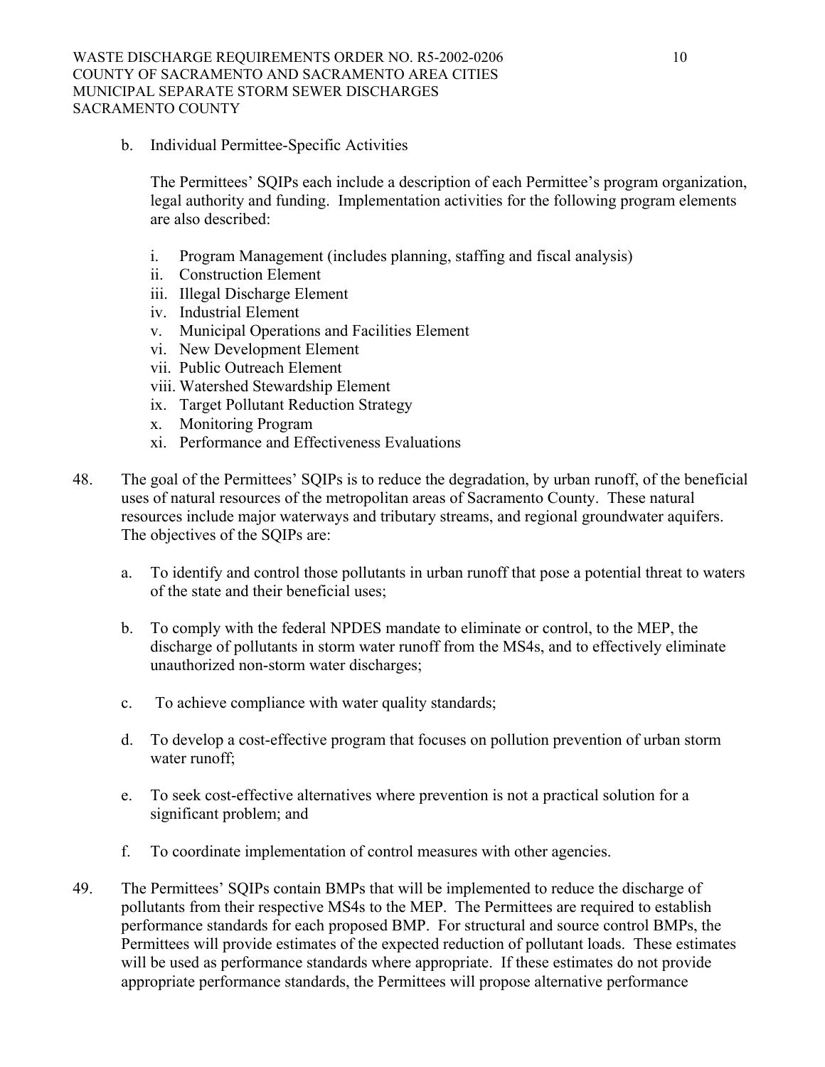b. Individual Permittee-Specific Activities

The Permittees' SQIPs each include a description of each Permittee's program organization, legal authority and funding. Implementation activities for the following program elements are also described:

i. Program Management (includes planning, staffing and fiscal analysis)
ii. Construction Element
iii. Illegal Discharge Element
iv. Industrial Element
v. Municipal Operations and Facilities Element
vi. New Development Element
vii. Public Outreach Element
viii. Watershed Stewardship Element
ix. Target Pollutant Reduction Strategy
x. Monitoring Program
xi. Performance and Effectiveness Evaluations

48. The goal of the Permittees' SQIPs is to reduce the degradation, by urban runoff, of the beneficial uses of natural resources of the metropolitan areas of Sacramento County. These natural resources include major waterways and tributary streams, and regional groundwater aquifers. The objectives of the SQIPs are:

a. To identify and control those pollutants in urban runoff that pose a potential threat to waters of the state and their beneficial uses;

b. To comply with the federal NPDES mandate to eliminate or control, to the MEP, the discharge of pollutants in storm water runoff from the MS4s, and to effectively eliminate unauthorized non-storm water discharges;

c. To achieve compliance with water quality standards;

d. To develop a cost-effective program that focuses on pollution prevention of urban storm water runoff;

e. To seek cost-effective alternatives where prevention is not a practical solution for a significant problem; and

f. To coordinate implementation of control measures with other agencies.

49. The Permittees' SQIPs contain BMPs that will be implemented to reduce the discharge of pollutants from their respective MS4s to the MEP. The Permittees are required to establish performance standards for each proposed BMP. For structural and source control BMPs, the Permittees will provide estimates of the expected reduction of pollutant loads. These estimates will be used as performance standards where appropriate. If these estimates do not provide appropriate performance standards, the Permittees will propose alternative performance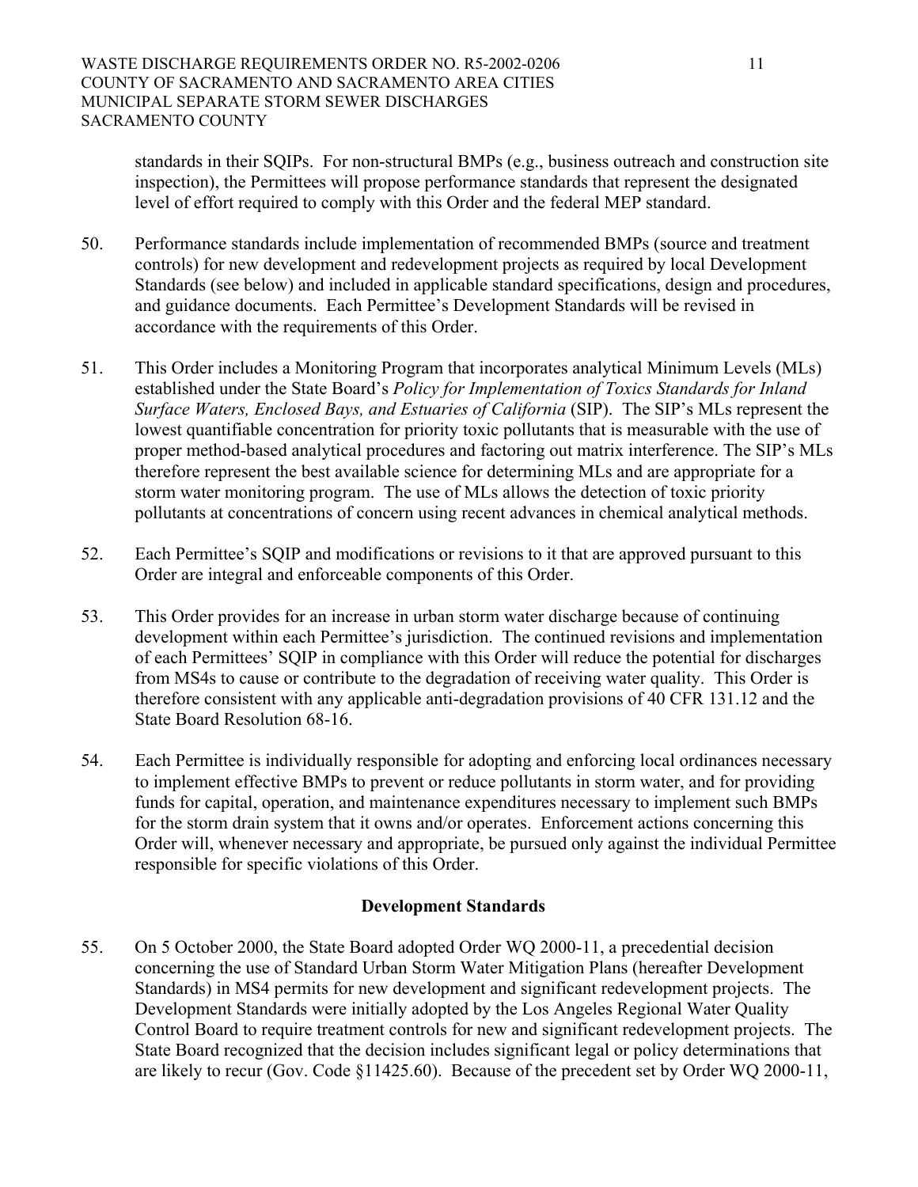standards in their SQIPs. For non-structural BMPs (e.g., business outreach and construction site inspection), the Permittees will propose performance standards that represent the designated level of effort required to comply with this Order and the federal MEP standard.

50. Performance standards include implementation of recommended BMPs (source and treatment controls) for new development and redevelopment projects as required by local Development Standards (see below) and included in applicable standard specifications, design and procedures, and guidance documents. Each Permittee's Development Standards will be revised in accordance with the requirements of this Order.

51. This Order includes a Monitoring Program that incorporates analytical Minimum Levels (MLs) established under the State Board's *Policy for Implementation of Toxics Standards for Inland Surface Waters, Enclosed Bays, and Estuaries of California* (SIP). The SIP's MLs represent the lowest quantifiable concentration for priority toxic pollutants that is measurable with the use of proper method-based analytical procedures and factoring out matrix interference. The SIP's MLs therefore represent the best available science for determining MLs and are appropriate for a storm water monitoring program. The use of MLs allows the detection of toxic priority pollutants at concentrations of concern using recent advances in chemical analytical methods.

52. Each Permittee's SQIP and modifications or revisions to it that are approved pursuant to this Order are integral and enforceable components of this Order.

53. This Order provides for an increase in urban storm water discharge because of continuing development within each Permittee's jurisdiction. The continued revisions and implementation of each Permittees' SQIP in compliance with this Order will reduce the potential for discharges from MS4s to cause or contribute to the degradation of receiving water quality. This Order is therefore consistent with any applicable anti-degradation provisions of 40 CFR 131.12 and the State Board Resolution 68-16.

54. Each Permittee is individually responsible for adopting and enforcing local ordinances necessary to implement effective BMPs to prevent or reduce pollutants in storm water, and for providing funds for capital, operation, and maintenance expenditures necessary to implement such BMPs for the storm drain system that it owns and/or operates. Enforcement actions concerning this Order will, whenever necessary and appropriate, be pursued only against the individual Permittee responsible for specific violations of this Order.

## Development Standards

55. On 5 October 2000, the State Board adopted Order WQ 2000-11, a precedential decision concerning the use of Standard Urban Storm Water Mitigation Plans (hereafter Development Standards) in MS4 permits for new development and significant redevelopment projects. The Development Standards were initially adopted by the Los Angeles Regional Water Quality Control Board to require treatment controls for new and significant redevelopment projects. The State Board recognized that the decision includes significant legal or policy determinations that are likely to recur (Gov. Code §11425.60). Because of the precedent set by Order WQ 2000-11,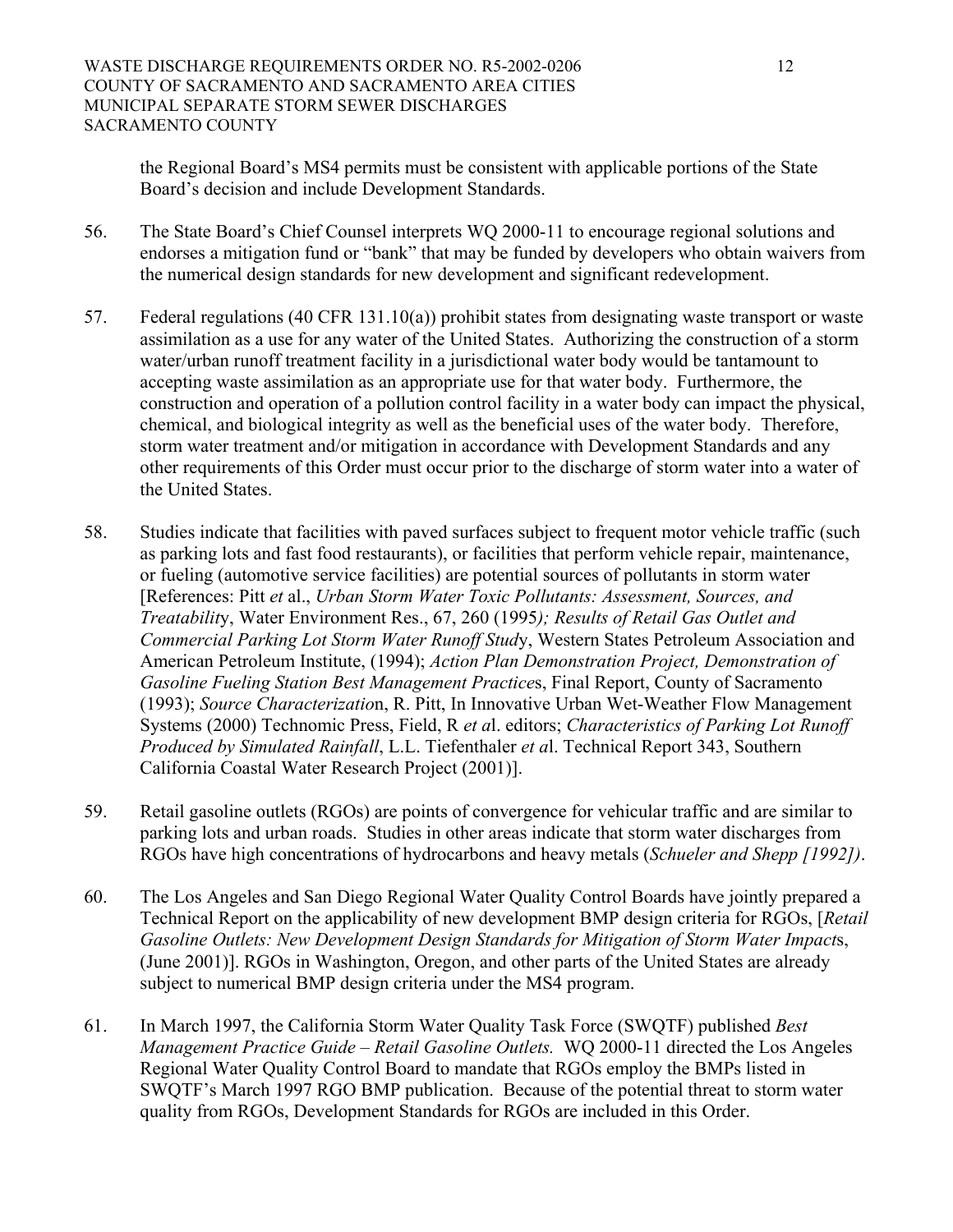the Regional Board's MS4 permits must be consistent with applicable portions of the State Board's decision and include Development Standards.

56. The State Board's Chief Counsel interprets WQ 2000-11 to encourage regional solutions and endorses a mitigation fund or "bank" that may be funded by developers who obtain waivers from the numerical design standards for new development and significant redevelopment.

57. Federal regulations (40 CFR 131.10(a)) prohibit states from designating waste transport or waste assimilation as a use for any water of the United States. Authorizing the construction of a storm water/urban runoff treatment facility in a jurisdictional water body would be tantamount to accepting waste assimilation as an appropriate use for that water body. Furthermore, the construction and operation of a pollution control facility in a water body can impact the physical, chemical, and biological integrity as well as the beneficial uses of the water body. Therefore, storm water treatment and/or mitigation in accordance with Development Standards and any other requirements of this Order must occur prior to the discharge of storm water into a water of the United States.

58. Studies indicate that facilities with paved surfaces subject to frequent motor vehicle traffic (such as parking lots and fast food restaurants), or facilities that perform vehicle repair, maintenance, or fueling (automotive service facilities) are potential sources of pollutants in storm water [References: Pitt *et* al., *Urban Storm Water Toxic Pollutants: Assessment, Sources, and Treatability*, Water Environment Res., 67, 260 (1995*); Results of Retail Gas Outlet and Commercial Parking Lot Storm Water Runoff Study*, Western States Petroleum Association and American Petroleum Institute, (1994); *Action Plan Demonstration Project, Demonstration of Gasoline Fueling Station Best Management Practices*, Final Report, County of Sacramento (1993); *Source Characterization*, R. Pitt, In Innovative Urban Wet-Weather Flow Management Systems (2000) Technomic Press, Field, R *et a*l. editors; *Characteristics of Parking Lot Runoff Produced by Simulated Rainfall*, L.L. Tiefenthaler *et a*l. Technical Report 343, Southern California Coastal Water Research Project (2001)].

59. Retail gasoline outlets (RGOs) are points of convergence for vehicular traffic and are similar to parking lots and urban roads. Studies in other areas indicate that storm water discharges from RGOs have high concentrations of hydrocarbons and heavy metals (*Schueler and Shepp [1992])*.

60. The Los Angeles and San Diego Regional Water Quality Control Boards have jointly prepared a Technical Report on the applicability of new development BMP design criteria for RGOs, [*Retail Gasoline Outlets: New Development Design Standards for Mitigation of Storm Water Impacts*, (June 2001)]. RGOs in Washington, Oregon, and other parts of the United States are already subject to numerical BMP design criteria under the MS4 program.

61. In March 1997, the California Storm Water Quality Task Force (SWQTF) published *Best Management Practice Guide – Retail Gasoline Outlets.* WQ 2000-11 directed the Los Angeles Regional Water Quality Control Board to mandate that RGOs employ the BMPs listed in SWQTF's March 1997 RGO BMP publication. Because of the potential threat to storm water quality from RGOs, Development Standards for RGOs are included in this Order.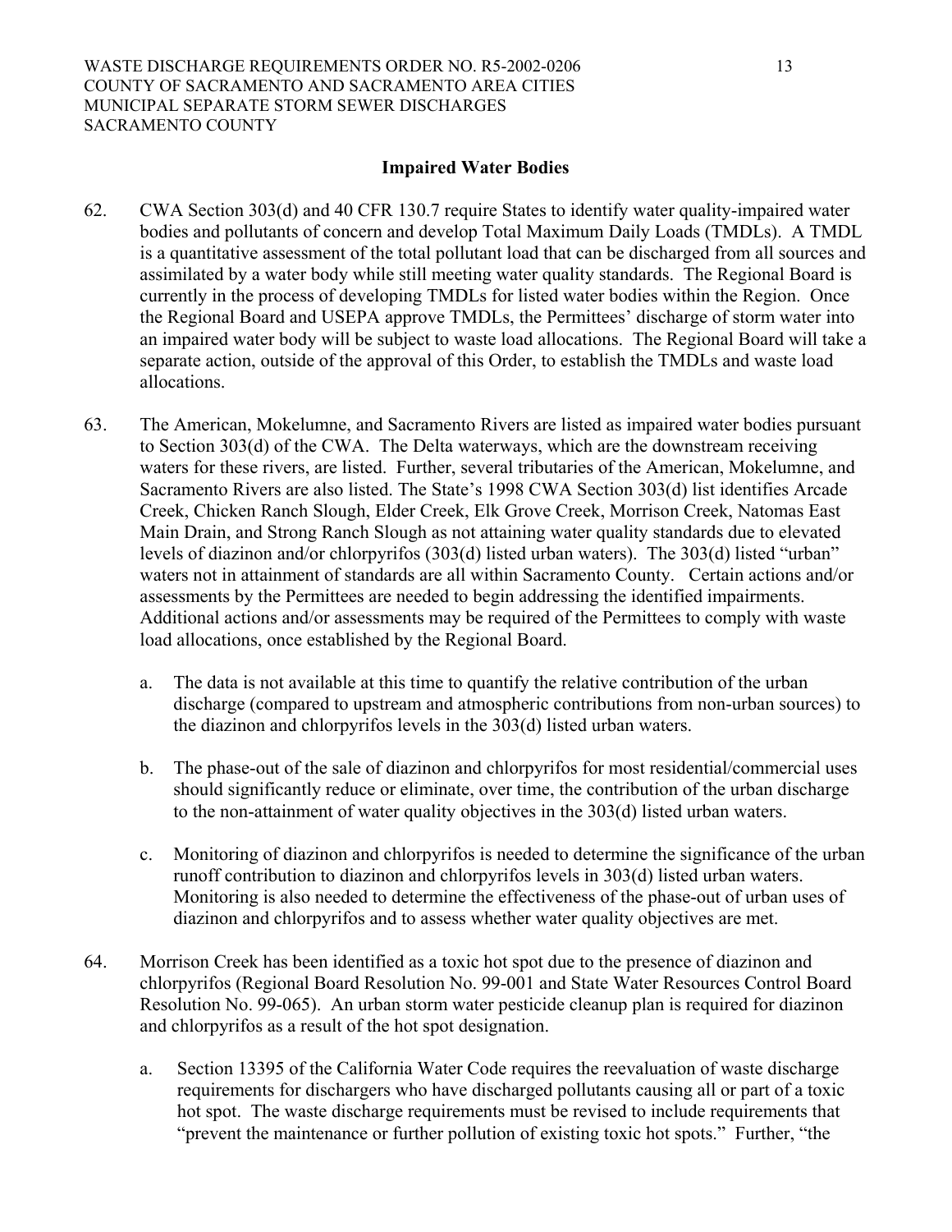## Impaired Water Bodies

62. CWA Section 303(d) and 40 CFR 130.7 require States to identify water quality-impaired water bodies and pollutants of concern and develop Total Maximum Daily Loads (TMDLs). A TMDL is a quantitative assessment of the total pollutant load that can be discharged from all sources and assimilated by a water body while still meeting water quality standards. The Regional Board is currently in the process of developing TMDLs for listed water bodies within the Region. Once the Regional Board and USEPA approve TMDLs, the Permittees' discharge of storm water into an impaired water body will be subject to waste load allocations. The Regional Board will take a separate action, outside of the approval of this Order, to establish the TMDLs and waste load allocations.

63. The American, Mokelumne, and Sacramento Rivers are listed as impaired water bodies pursuant to Section 303(d) of the CWA. The Delta waterways, which are the downstream receiving waters for these rivers, are listed. Further, several tributaries of the American, Mokelumne, and Sacramento Rivers are also listed. The State's 1998 CWA Section 303(d) list identifies Arcade Creek, Chicken Ranch Slough, Elder Creek, Elk Grove Creek, Morrison Creek, Natomas East Main Drain, and Strong Ranch Slough as not attaining water quality standards due to elevated levels of diazinon and/or chlorpyrifos (303(d) listed urban waters). The 303(d) listed "urban" waters not in attainment of standards are all within Sacramento County. Certain actions and/or assessments by the Permittees are needed to begin addressing the identified impairments. Additional actions and/or assessments may be required of the Permittees to comply with waste load allocations, once established by the Regional Board.

    a. The data is not available at this time to quantify the relative contribution of the urban discharge (compared to upstream and atmospheric contributions from non-urban sources) to the diazinon and chlorpyrifos levels in the 303(d) listed urban waters.

    b. The phase-out of the sale of diazinon and chlorpyrifos for most residential/commercial uses should significantly reduce or eliminate, over time, the contribution of the urban discharge to the non-attainment of water quality objectives in the 303(d) listed urban waters.

    c. Monitoring of diazinon and chlorpyrifos is needed to determine the significance of the urban runoff contribution to diazinon and chlorpyrifos levels in 303(d) listed urban waters. Monitoring is also needed to determine the effectiveness of the phase-out of urban uses of diazinon and chlorpyrifos and to assess whether water quality objectives are met.

64. Morrison Creek has been identified as a toxic hot spot due to the presence of diazinon and chlorpyrifos (Regional Board Resolution No. 99-001 and State Water Resources Control Board Resolution No. 99-065). An urban storm water pesticide cleanup plan is required for diazinon and chlorpyrifos as a result of the hot spot designation.

    a. Section 13395 of the California Water Code requires the reevaluation of waste discharge requirements for dischargers who have discharged pollutants causing all or part of a toxic hot spot. The waste discharge requirements must be revised to include requirements that "prevent the maintenance or further pollution of existing toxic hot spots." Further, "the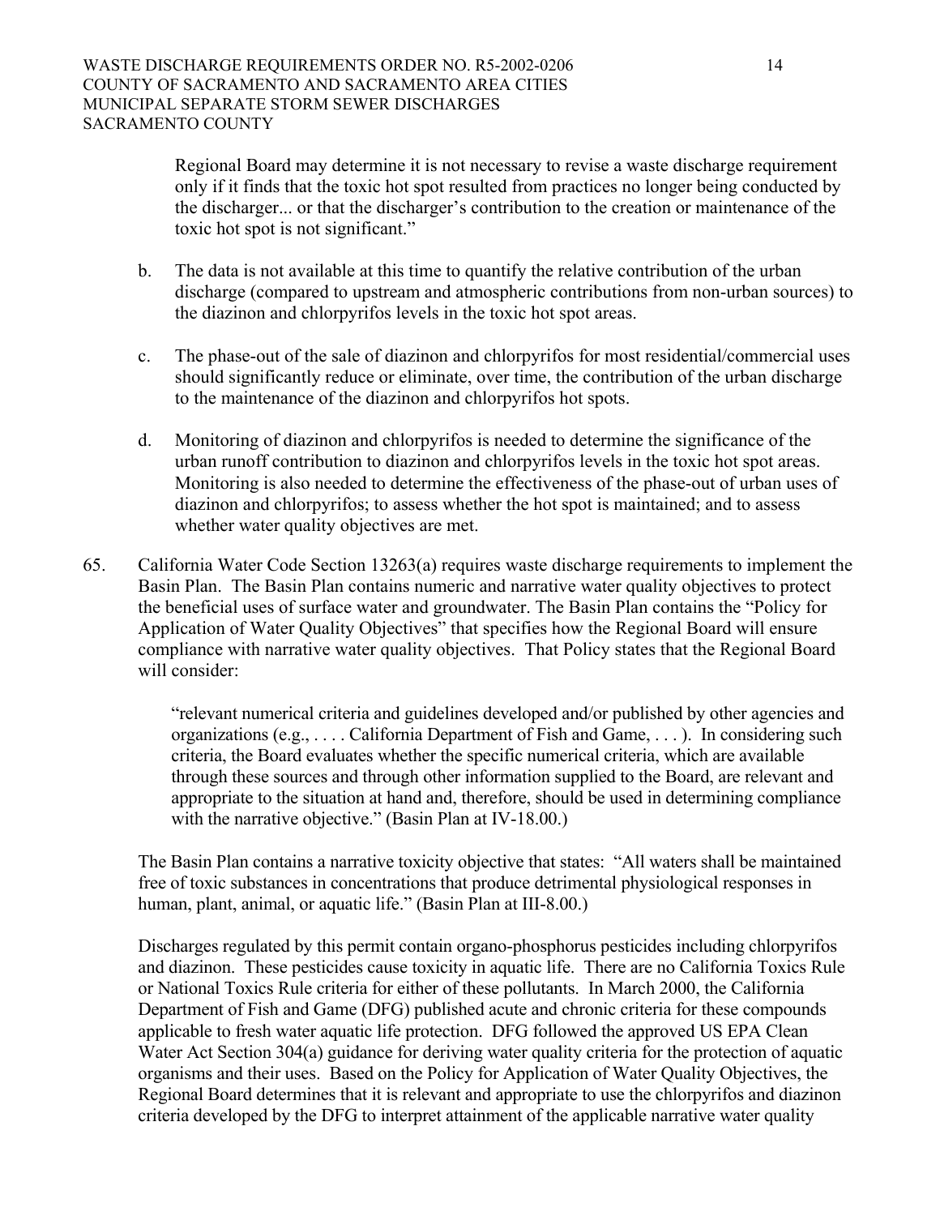Regional Board may determine it is not necessary to revise a waste discharge requirement only if it finds that the toxic hot spot resulted from practices no longer being conducted by the discharger... or that the discharger's contribution to the creation or maintenance of the toxic hot spot is not significant."

b. The data is not available at this time to quantify the relative contribution of the urban discharge (compared to upstream and atmospheric contributions from non-urban sources) to the diazinon and chlorpyrifos levels in the toxic hot spot areas.

c. The phase-out of the sale of diazinon and chlorpyrifos for most residential/commercial uses should significantly reduce or eliminate, over time, the contribution of the urban discharge to the maintenance of the diazinon and chlorpyrifos hot spots.

d. Monitoring of diazinon and chlorpyrifos is needed to determine the significance of the urban runoff contribution to diazinon and chlorpyrifos levels in the toxic hot spot areas. Monitoring is also needed to determine the effectiveness of the phase-out of urban uses of diazinon and chlorpyrifos; to assess whether the hot spot is maintained; and to assess whether water quality objectives are met.

65. California Water Code Section 13263(a) requires waste discharge requirements to implement the Basin Plan. The Basin Plan contains numeric and narrative water quality objectives to protect the beneficial uses of surface water and groundwater. The Basin Plan contains the "Policy for Application of Water Quality Objectives" that specifies how the Regional Board will ensure compliance with narrative water quality objectives. That Policy states that the Regional Board will consider:

> "relevant numerical criteria and guidelines developed and/or published by other agencies and organizations (e.g., . . . . California Department of Fish and Game, . . . ). In considering such criteria, the Board evaluates whether the specific numerical criteria, which are available through these sources and through other information supplied to the Board, are relevant and appropriate to the situation at hand and, therefore, should be used in determining compliance with the narrative objective." (Basin Plan at IV-18.00.)

The Basin Plan contains a narrative toxicity objective that states: "All waters shall be maintained free of toxic substances in concentrations that produce detrimental physiological responses in human, plant, animal, or aquatic life." (Basin Plan at III-8.00.)

Discharges regulated by this permit contain organo-phosphorus pesticides including chlorpyrifos and diazinon. These pesticides cause toxicity in aquatic life. There are no California Toxics Rule or National Toxics Rule criteria for either of these pollutants. In March 2000, the California Department of Fish and Game (DFG) published acute and chronic criteria for these compounds applicable to fresh water aquatic life protection. DFG followed the approved US EPA Clean Water Act Section 304(a) guidance for deriving water quality criteria for the protection of aquatic organisms and their uses. Based on the Policy for Application of Water Quality Objectives, the Regional Board determines that it is relevant and appropriate to use the chlorpyrifos and diazinon criteria developed by the DFG to interpret attainment of the applicable narrative water quality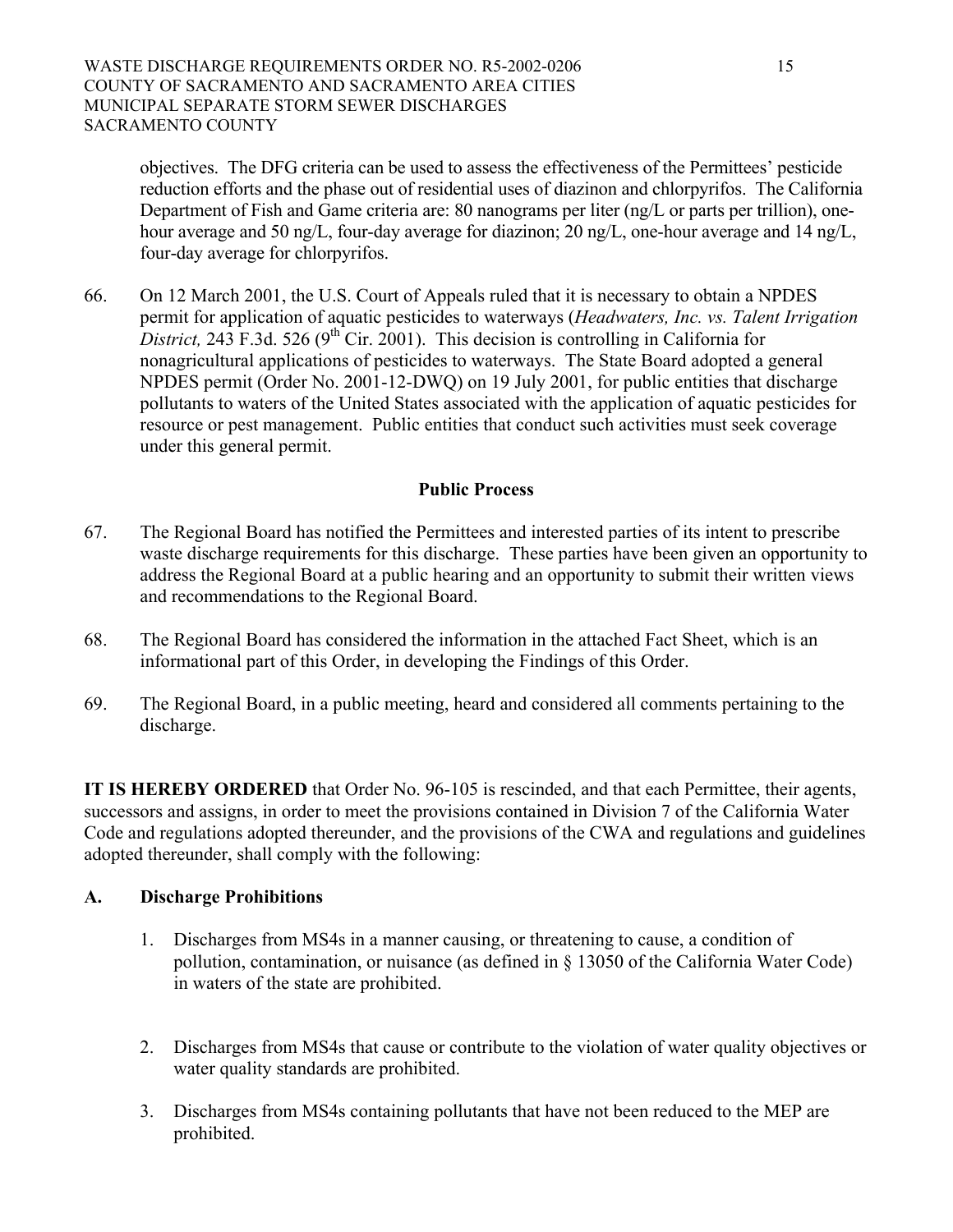objectives. The DFG criteria can be used to assess the effectiveness of the Permittees' pesticide reduction efforts and the phase out of residential uses of diazinon and chlorpyrifos. The California Department of Fish and Game criteria are: 80 nanograms per liter (ng/L or parts per trillion), one-hour average and 50 ng/L, four-day average for diazinon; 20 ng/L, one-hour average and 14 ng/L, four-day average for chlorpyrifos.

66. On 12 March 2001, the U.S. Court of Appeals ruled that it is necessary to obtain a NPDES permit for application of aquatic pesticides to waterways (*Headwaters, Inc. vs. Talent Irrigation District,* 243 F.3d. 526 (9th Cir. 2001). This decision is controlling in California for nonagricultural applications of pesticides to waterways. The State Board adopted a general NPDES permit (Order No. 2001-12-DWQ) on 19 July 2001, for public entities that discharge pollutants to waters of the United States associated with the application of aquatic pesticides for resource or pest management. Public entities that conduct such activities must seek coverage under this general permit.

**Public Process**

67. The Regional Board has notified the Permittees and interested parties of its intent to prescribe waste discharge requirements for this discharge. These parties have been given an opportunity to address the Regional Board at a public hearing and an opportunity to submit their written views and recommendations to the Regional Board.

68. The Regional Board has considered the information in the attached Fact Sheet, which is an informational part of this Order, in developing the Findings of this Order.

69. The Regional Board, in a public meeting, heard and considered all comments pertaining to the discharge.

**IT IS HEREBY ORDERED** that Order No. 96-105 is rescinded, and that each Permittee, their agents, successors and assigns, in order to meet the provisions contained in Division 7 of the California Water Code and regulations adopted thereunder, and the provisions of the CWA and regulations and guidelines adopted thereunder, shall comply with the following:

**A. Discharge Prohibitions**

1. Discharges from MS4s in a manner causing, or threatening to cause, a condition of pollution, contamination, or nuisance (as defined in § 13050 of the California Water Code) in waters of the state are prohibited.

2. Discharges from MS4s that cause or contribute to the violation of water quality objectives or water quality standards are prohibited.

3. Discharges from MS4s containing pollutants that have not been reduced to the MEP are prohibited.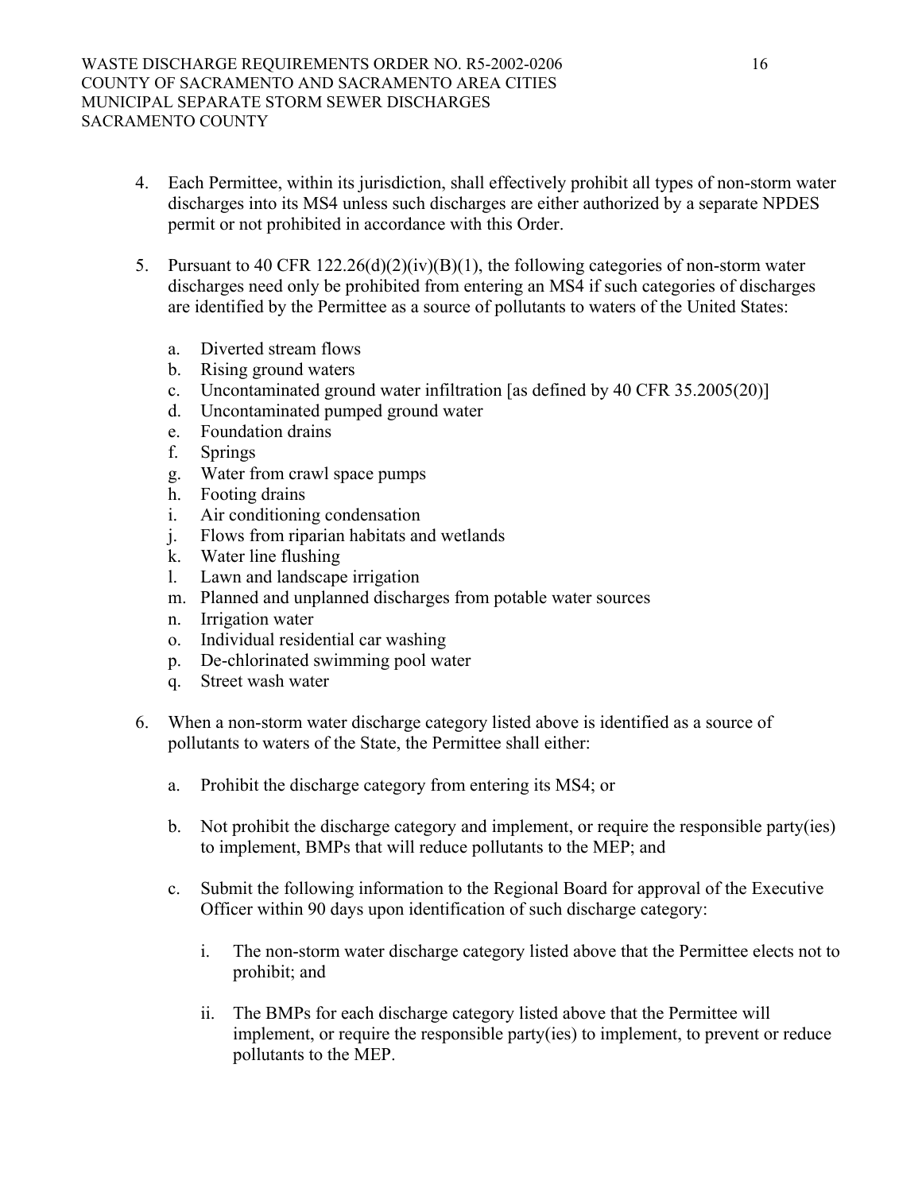4. Each Permittee, within its jurisdiction, shall effectively prohibit all types of non-storm water discharges into its MS4 unless such discharges are either authorized by a separate NPDES permit or not prohibited in accordance with this Order.

5. Pursuant to 40 CFR 122.26(d)(2)(iv)(B)(1), the following categories of non-storm water discharges need only be prohibited from entering an MS4 if such categories of discharges are identified by the Permittee as a source of pollutants to waters of the United States:

   a. Diverted stream flows
   b. Rising ground waters
   c. Uncontaminated ground water infiltration [as defined by 40 CFR 35.2005(20)]
   d. Uncontaminated pumped ground water
   e. Foundation drains
   f. Springs
   g. Water from crawl space pumps
   h. Footing drains
   i. Air conditioning condensation
   j. Flows from riparian habitats and wetlands
   k. Water line flushing
   l. Lawn and landscape irrigation
   m. Planned and unplanned discharges from potable water sources
   n. Irrigation water
   o. Individual residential car washing
   p. De-chlorinated swimming pool water
   q. Street wash water

6. When a non-storm water discharge category listed above is identified as a source of pollutants to waters of the State, the Permittee shall either:

   a. Prohibit the discharge category from entering its MS4; or

   b. Not prohibit the discharge category and implement, or require the responsible party(ies) to implement, BMPs that will reduce pollutants to the MEP; and

   c. Submit the following information to the Regional Board for approval of the Executive Officer within 90 days upon identification of such discharge category:

      i. The non-storm water discharge category listed above that the Permittee elects not to prohibit; and

      ii. The BMPs for each discharge category listed above that the Permittee will implement, or require the responsible party(ies) to implement, to prevent or reduce pollutants to the MEP.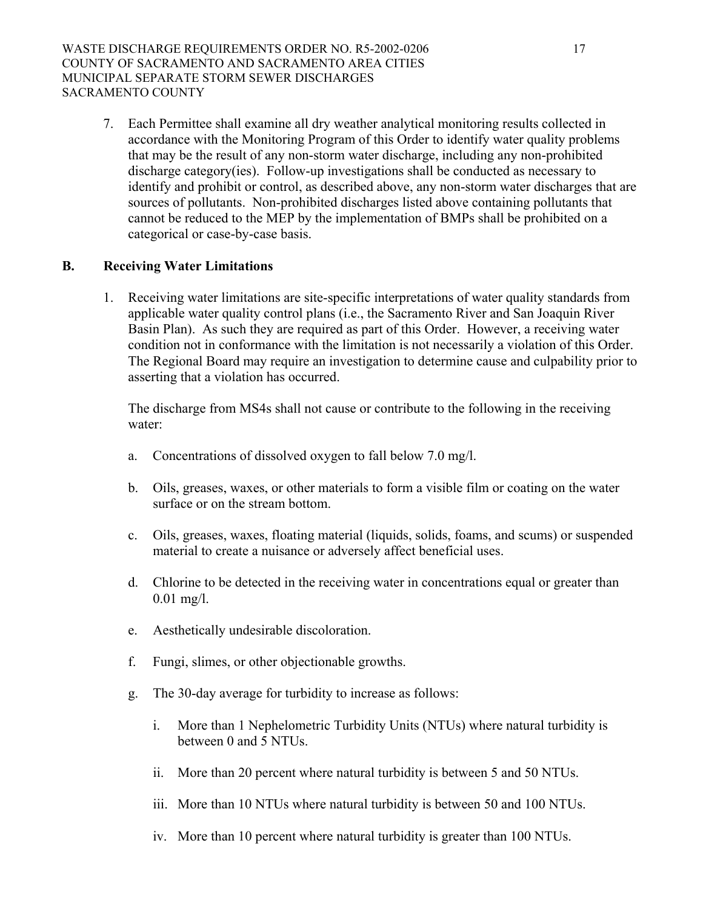7. Each Permittee shall examine all dry weather analytical monitoring results collected in accordance with the Monitoring Program of this Order to identify water quality problems that may be the result of any non-storm water discharge, including any non-prohibited discharge category(ies). Follow-up investigations shall be conducted as necessary to identify and prohibit or control, as described above, any non-storm water discharges that are sources of pollutants. Non-prohibited discharges listed above containing pollutants that cannot be reduced to the MEP by the implementation of BMPs shall be prohibited on a categorical or case-by-case basis.

## B. Receiving Water Limitations

1. Receiving water limitations are site-specific interpretations of water quality standards from applicable water quality control plans (i.e., the Sacramento River and San Joaquin River Basin Plan). As such they are required as part of this Order. However, a receiving water condition not in conformance with the limitation is not necessarily a violation of this Order. The Regional Board may require an investigation to determine cause and culpability prior to asserting that a violation has occurred.

   The discharge from MS4s shall not cause or contribute to the following in the receiving water:

   a. Concentrations of dissolved oxygen to fall below 7.0 mg/l.

   b. Oils, greases, waxes, or other materials to form a visible film or coating on the water surface or on the stream bottom.

   c. Oils, greases, waxes, floating material (liquids, solids, foams, and scums) or suspended material to create a nuisance or adversely affect beneficial uses.

   d. Chlorine to be detected in the receiving water in concentrations equal or greater than 0.01 mg/l.

   e. Aesthetically undesirable discoloration.

   f. Fungi, slimes, or other objectionable growths.

   g. The 30-day average for turbidity to increase as follows:

      i. More than 1 Nephelometric Turbidity Units (NTUs) where natural turbidity is between 0 and 5 NTUs.

      ii. More than 20 percent where natural turbidity is between 5 and 50 NTUs.

      iii. More than 10 NTUs where natural turbidity is between 50 and 100 NTUs.

      iv. More than 10 percent where natural turbidity is greater than 100 NTUs.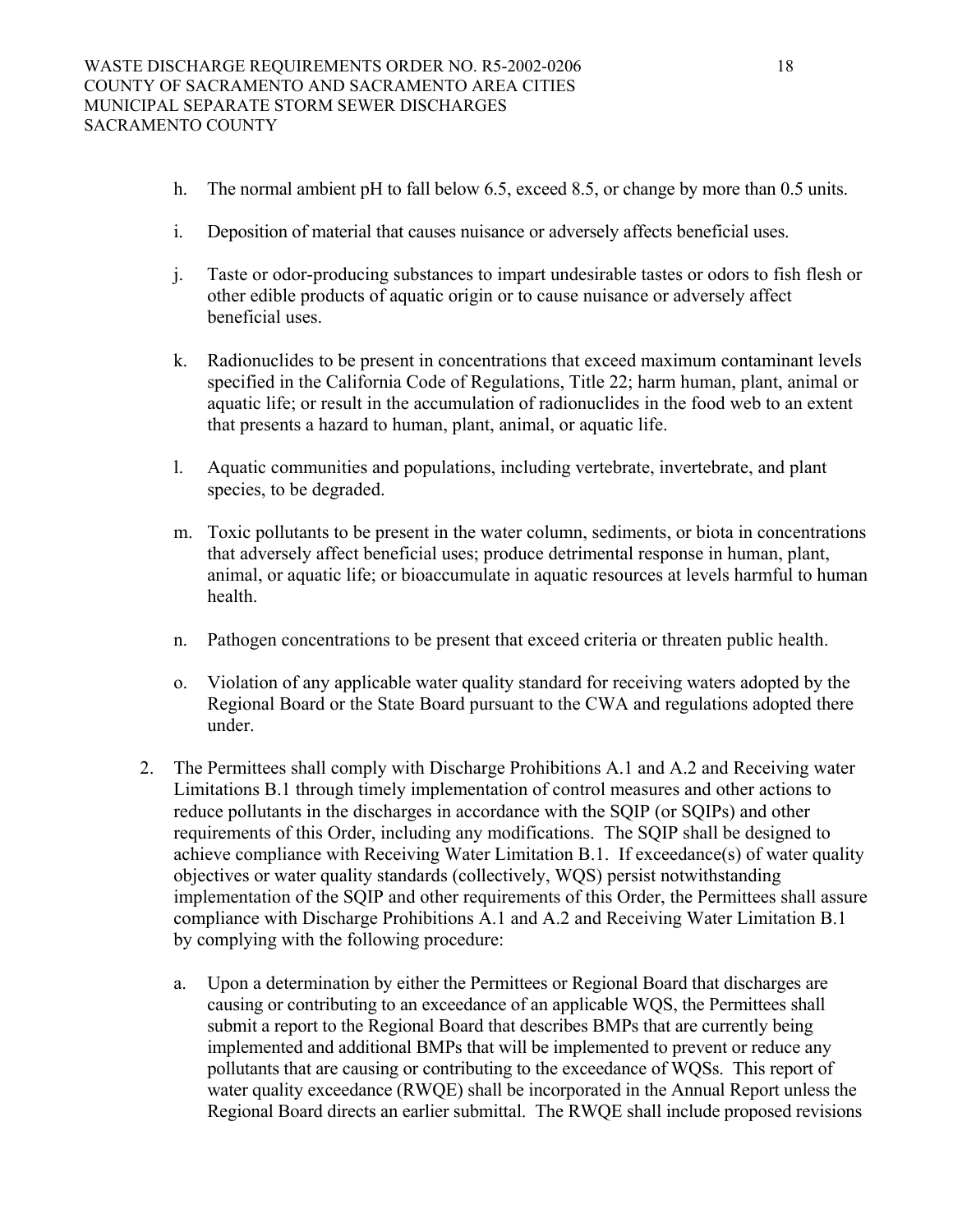h. The normal ambient pH to fall below 6.5, exceed 8.5, or change by more than 0.5 units.

i. Deposition of material that causes nuisance or adversely affects beneficial uses.

j. Taste or odor-producing substances to impart undesirable tastes or odors to fish flesh or other edible products of aquatic origin or to cause nuisance or adversely affect beneficial uses.

k. Radionuclides to be present in concentrations that exceed maximum contaminant levels specified in the California Code of Regulations, Title 22; harm human, plant, animal or aquatic life; or result in the accumulation of radionuclides in the food web to an extent that presents a hazard to human, plant, animal, or aquatic life.

l. Aquatic communities and populations, including vertebrate, invertebrate, and plant species, to be degraded.

m. Toxic pollutants to be present in the water column, sediments, or biota in concentrations that adversely affect beneficial uses; produce detrimental response in human, plant, animal, or aquatic life; or bioaccumulate in aquatic resources at levels harmful to human health.

n. Pathogen concentrations to be present that exceed criteria or threaten public health.

o. Violation of any applicable water quality standard for receiving waters adopted by the Regional Board or the State Board pursuant to the CWA and regulations adopted there under.

2. The Permittees shall comply with Discharge Prohibitions A.1 and A.2 and Receiving water Limitations B.1 through timely implementation of control measures and other actions to reduce pollutants in the discharges in accordance with the SQIP (or SQIPs) and other requirements of this Order, including any modifications. The SQIP shall be designed to achieve compliance with Receiving Water Limitation B.1. If exceedance(s) of water quality objectives or water quality standards (collectively, WQS) persist notwithstanding implementation of the SQIP and other requirements of this Order, the Permittees shall assure compliance with Discharge Prohibitions A.1 and A.2 and Receiving Water Limitation B.1 by complying with the following procedure:

   a. Upon a determination by either the Permittees or Regional Board that discharges are causing or contributing to an exceedance of an applicable WQS, the Permittees shall submit a report to the Regional Board that describes BMPs that are currently being implemented and additional BMPs that will be implemented to prevent or reduce any pollutants that are causing or contributing to the exceedance of WQSs. This report of water quality exceedance (RWQE) shall be incorporated in the Annual Report unless the Regional Board directs an earlier submittal. The RWQE shall include proposed revisions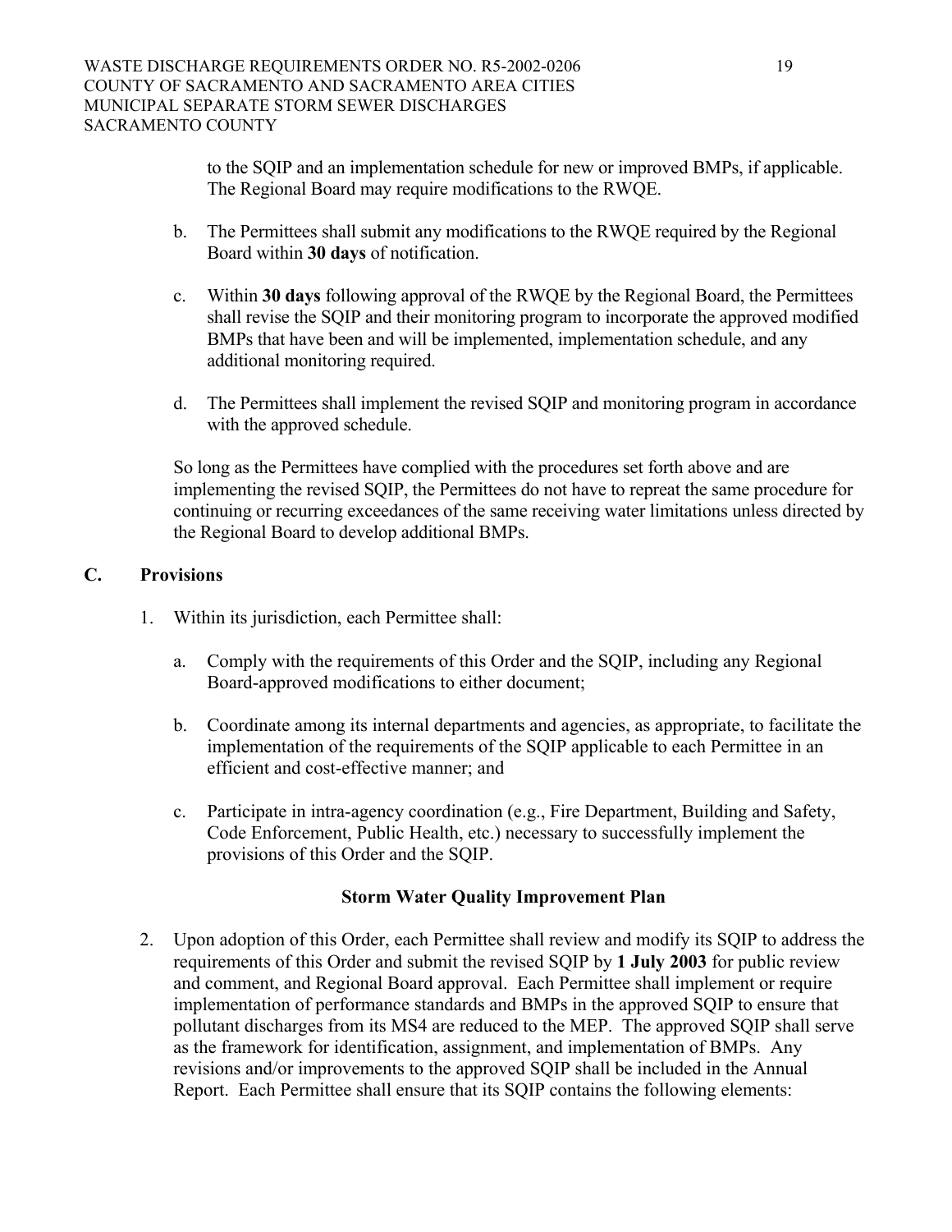to the SQIP and an implementation schedule for new or improved BMPs, if applicable. The Regional Board may require modifications to the RWQE.

b. The Permittees shall submit any modifications to the RWQE required by the Regional Board within **30 days** of notification.

c. Within **30 days** following approval of the RWQE by the Regional Board, the Permittees shall revise the SQIP and their monitoring program to incorporate the approved modified BMPs that have been and will be implemented, implementation schedule, and any additional monitoring required.

d. The Permittees shall implement the revised SQIP and monitoring program in accordance with the approved schedule.

So long as the Permittees have complied with the procedures set forth above and are implementing the revised SQIP, the Permittees do not have to repreat the same procedure for continuing or recurring exceedances of the same receiving water limitations unless directed by the Regional Board to develop additional BMPs.

## C. Provisions

1. Within its jurisdiction, each Permittee shall:

   a. Comply with the requirements of this Order and the SQIP, including any Regional Board-approved modifications to either document;

   b. Coordinate among its internal departments and agencies, as appropriate, to facilitate the implementation of the requirements of the SQIP applicable to each Permittee in an efficient and cost-effective manner; and

   c. Participate in intra-agency coordination (e.g., Fire Department, Building and Safety, Code Enforcement, Public Health, etc.) necessary to successfully implement the provisions of this Order and the SQIP.

### Storm Water Quality Improvement Plan

2. Upon adoption of this Order, each Permittee shall review and modify its SQIP to address the requirements of this Order and submit the revised SQIP by **1 July 2003** for public review and comment, and Regional Board approval. Each Permittee shall implement or require implementation of performance standards and BMPs in the approved SQIP to ensure that pollutant discharges from its MS4 are reduced to the MEP. The approved SQIP shall serve as the framework for identification, assignment, and implementation of BMPs. Any revisions and/or improvements to the approved SQIP shall be included in the Annual Report. Each Permittee shall ensure that its SQIP contains the following elements: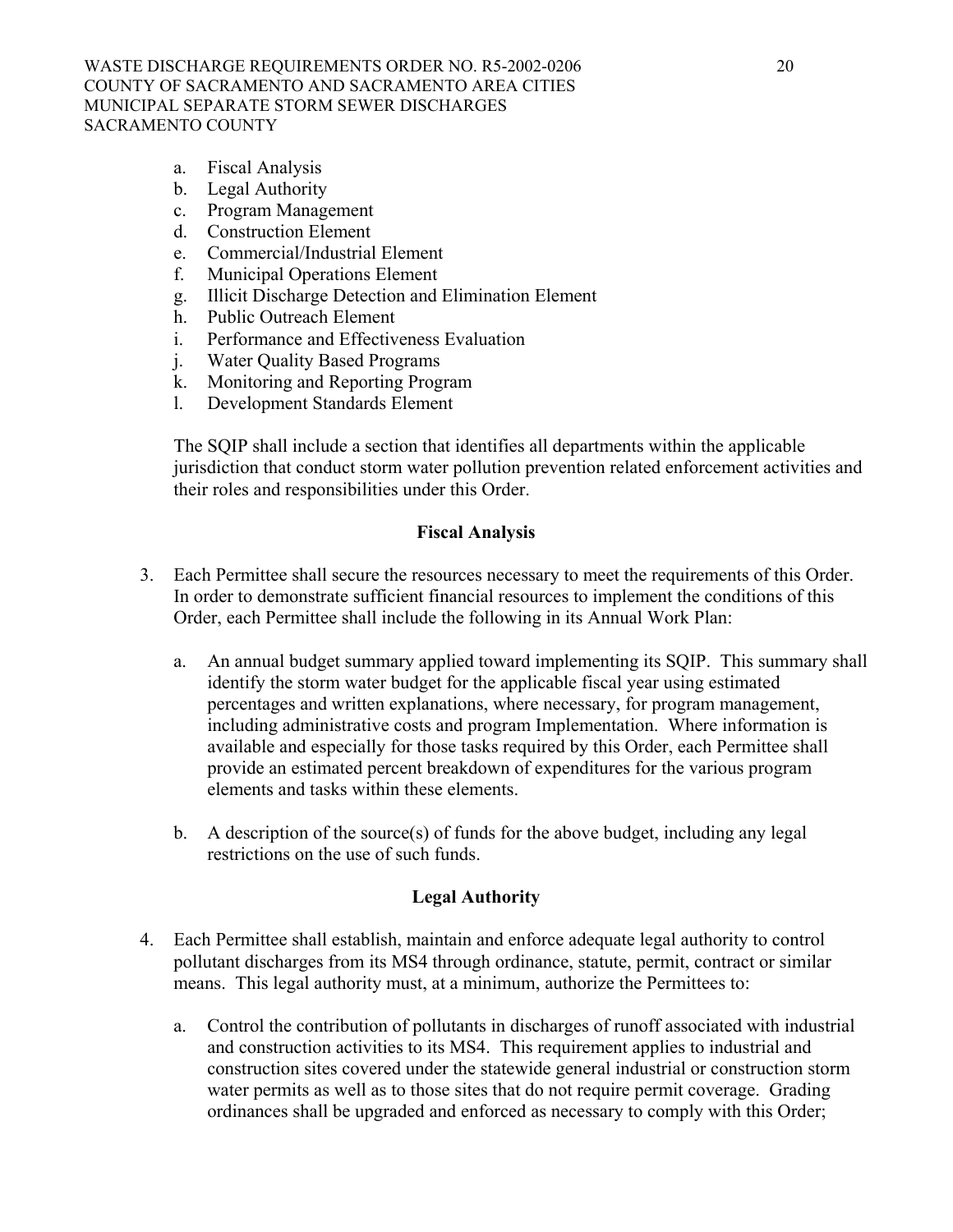a. Fiscal Analysis
b. Legal Authority
c. Program Management
d. Construction Element
e. Commercial/Industrial Element
f. Municipal Operations Element
g. Illicit Discharge Detection and Elimination Element
h. Public Outreach Element
i. Performance and Effectiveness Evaluation
j. Water Quality Based Programs
k. Monitoring and Reporting Program
l. Development Standards Element

The SQIP shall include a section that identifies all departments within the applicable jurisdiction that conduct storm water pollution prevention related enforcement activities and their roles and responsibilities under this Order.

**Fiscal Analysis**

3. Each Permittee shall secure the resources necessary to meet the requirements of this Order. In order to demonstrate sufficient financial resources to implement the conditions of this Order, each Permittee shall include the following in its Annual Work Plan:

   a. An annual budget summary applied toward implementing its SQIP. This summary shall identify the storm water budget for the applicable fiscal year using estimated percentages and written explanations, where necessary, for program management, including administrative costs and program Implementation. Where information is available and especially for those tasks required by this Order, each Permittee shall provide an estimated percent breakdown of expenditures for the various program elements and tasks within these elements.

   b. A description of the source(s) of funds for the above budget, including any legal restrictions on the use of such funds.

**Legal Authority**

4. Each Permittee shall establish, maintain and enforce adequate legal authority to control pollutant discharges from its MS4 through ordinance, statute, permit, contract or similar means. This legal authority must, at a minimum, authorize the Permittees to:

   a. Control the contribution of pollutants in discharges of runoff associated with industrial and construction activities to its MS4. This requirement applies to industrial and construction sites covered under the statewide general industrial or construction storm water permits as well as to those sites that do not require permit coverage. Grading ordinances shall be upgraded and enforced as necessary to comply with this Order;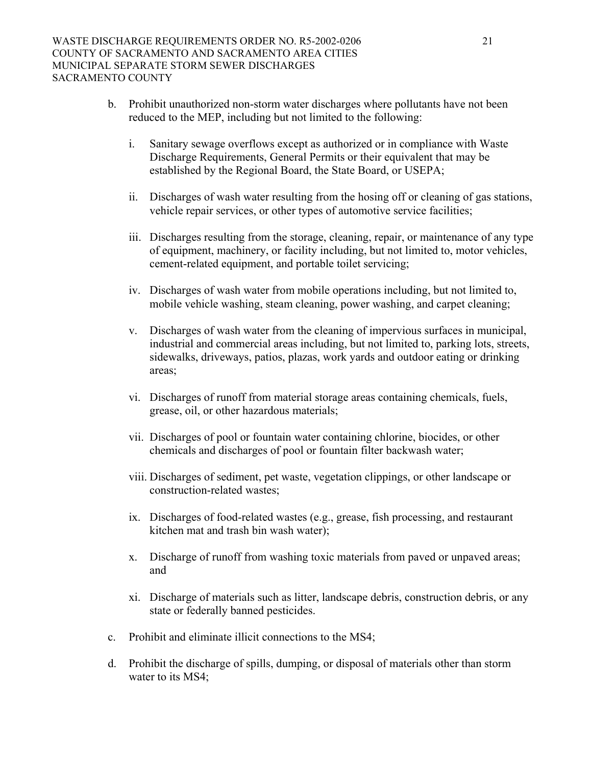b. Prohibit unauthorized non-storm water discharges where pollutants have not been reduced to the MEP, including but not limited to the following:

   i. Sanitary sewage overflows except as authorized or in compliance with Waste Discharge Requirements, General Permits or their equivalent that may be established by the Regional Board, the State Board, or USEPA;

   ii. Discharges of wash water resulting from the hosing off or cleaning of gas stations, vehicle repair services, or other types of automotive service facilities;

   iii. Discharges resulting from the storage, cleaning, repair, or maintenance of any type of equipment, machinery, or facility including, but not limited to, motor vehicles, cement-related equipment, and portable toilet servicing;

   iv. Discharges of wash water from mobile operations including, but not limited to, mobile vehicle washing, steam cleaning, power washing, and carpet cleaning;

   v. Discharges of wash water from the cleaning of impervious surfaces in municipal, industrial and commercial areas including, but not limited to, parking lots, streets, sidewalks, driveways, patios, plazas, work yards and outdoor eating or drinking areas;

   vi. Discharges of runoff from material storage areas containing chemicals, fuels, grease, oil, or other hazardous materials;

   vii. Discharges of pool or fountain water containing chlorine, biocides, or other chemicals and discharges of pool or fountain filter backwash water;

   viii. Discharges of sediment, pet waste, vegetation clippings, or other landscape or construction-related wastes;

   ix. Discharges of food-related wastes (e.g., grease, fish processing, and restaurant kitchen mat and trash bin wash water);

   x. Discharge of runoff from washing toxic materials from paved or unpaved areas; and

   xi. Discharge of materials such as litter, landscape debris, construction debris, or any state or federally banned pesticides.

c. Prohibit and eliminate illicit connections to the MS4;

d. Prohibit the discharge of spills, dumping, or disposal of materials other than storm water to its MS4;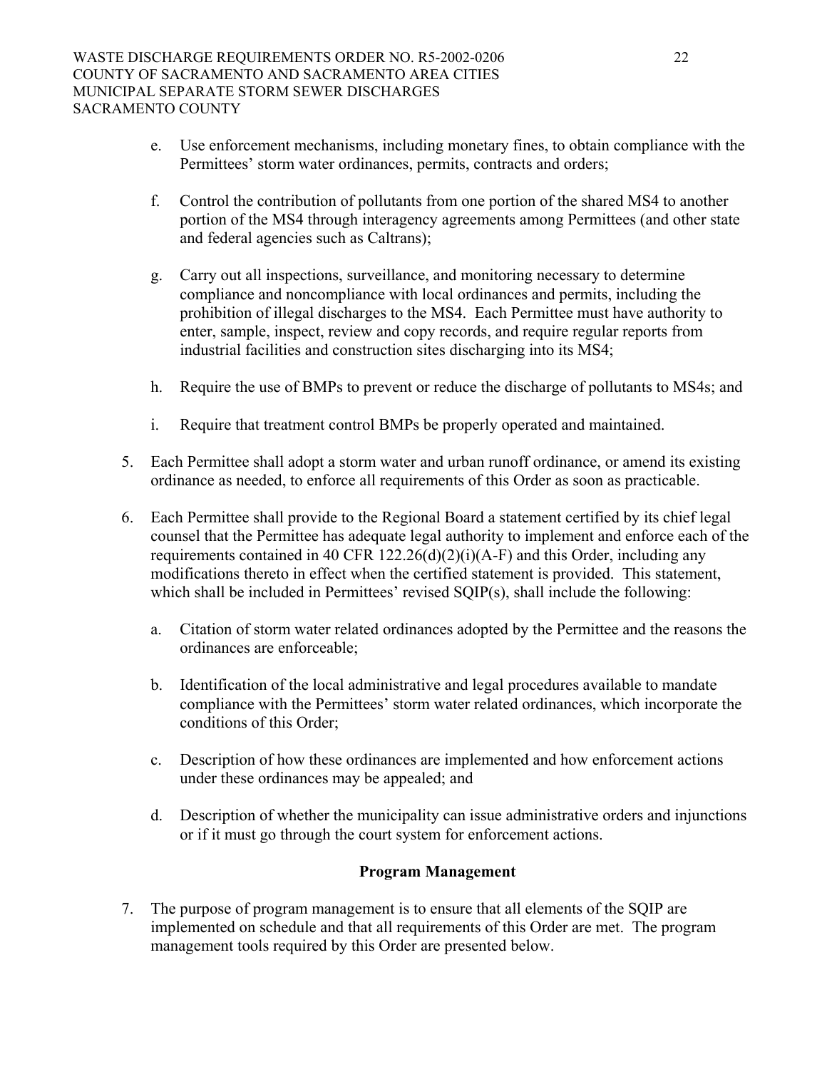e. Use enforcement mechanisms, including monetary fines, to obtain compliance with the Permittees' storm water ordinances, permits, contracts and orders;

f. Control the contribution of pollutants from one portion of the shared MS4 to another portion of the MS4 through interagency agreements among Permittees (and other state and federal agencies such as Caltrans);

g. Carry out all inspections, surveillance, and monitoring necessary to determine compliance and noncompliance with local ordinances and permits, including the prohibition of illegal discharges to the MS4. Each Permittee must have authority to enter, sample, inspect, review and copy records, and require regular reports from industrial facilities and construction sites discharging into its MS4;

h. Require the use of BMPs to prevent or reduce the discharge of pollutants to MS4s; and

i. Require that treatment control BMPs be properly operated and maintained.

5. Each Permittee shall adopt a storm water and urban runoff ordinance, or amend its existing ordinance as needed, to enforce all requirements of this Order as soon as practicable.

6. Each Permittee shall provide to the Regional Board a statement certified by its chief legal counsel that the Permittee has adequate legal authority to implement and enforce each of the requirements contained in 40 CFR 122.26(d)(2)(i)(A-F) and this Order, including any modifications thereto in effect when the certified statement is provided. This statement, which shall be included in Permittees' revised SQIP(s), shall include the following:

   a. Citation of storm water related ordinances adopted by the Permittee and the reasons the ordinances are enforceable;

   b. Identification of the local administrative and legal procedures available to mandate compliance with the Permittees' storm water related ordinances, which incorporate the conditions of this Order;

   c. Description of how these ordinances are implemented and how enforcement actions under these ordinances may be appealed; and

   d. Description of whether the municipality can issue administrative orders and injunctions or if it must go through the court system for enforcement actions.

**Program Management**

7. The purpose of program management is to ensure that all elements of the SQIP are implemented on schedule and that all requirements of this Order are met. The program management tools required by this Order are presented below.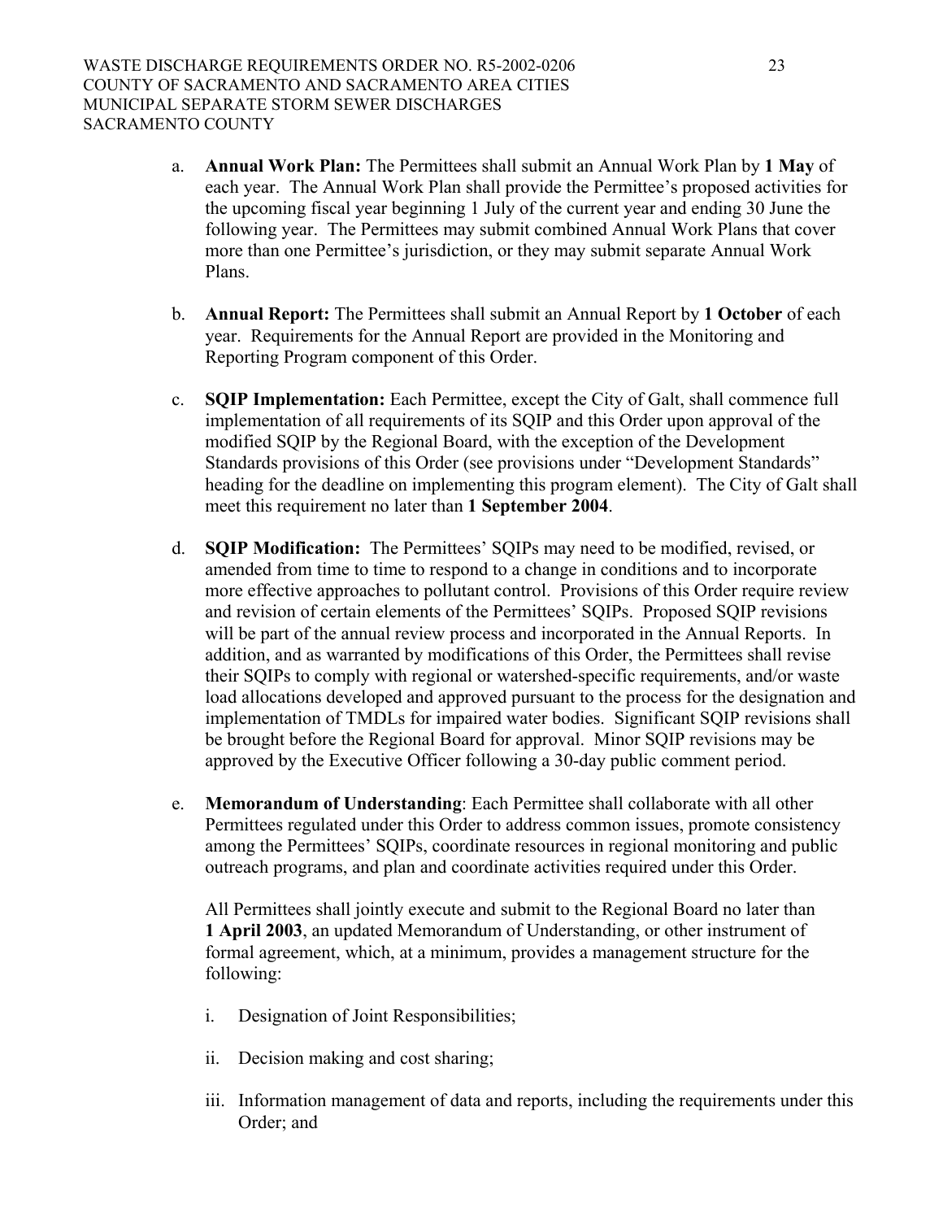a. **Annual Work Plan:** The Permittees shall submit an Annual Work Plan by **1 May** of each year. The Annual Work Plan shall provide the Permittee's proposed activities for the upcoming fiscal year beginning 1 July of the current year and ending 30 June the following year. The Permittees may submit combined Annual Work Plans that cover more than one Permittee's jurisdiction, or they may submit separate Annual Work Plans.

b. **Annual Report:** The Permittees shall submit an Annual Report by **1 October** of each year. Requirements for the Annual Report are provided in the Monitoring and Reporting Program component of this Order.

c. **SQIP Implementation:** Each Permittee, except the City of Galt, shall commence full implementation of all requirements of its SQIP and this Order upon approval of the modified SQIP by the Regional Board, with the exception of the Development Standards provisions of this Order (see provisions under "Development Standards" heading for the deadline on implementing this program element). The City of Galt shall meet this requirement no later than **1 September 2004**.

d. **SQIP Modification:** The Permittees' SQIPs may need to be modified, revised, or amended from time to time to respond to a change in conditions and to incorporate more effective approaches to pollutant control. Provisions of this Order require review and revision of certain elements of the Permittees' SQIPs. Proposed SQIP revisions will be part of the annual review process and incorporated in the Annual Reports. In addition, and as warranted by modifications of this Order, the Permittees shall revise their SQIPs to comply with regional or watershed-specific requirements, and/or waste load allocations developed and approved pursuant to the process for the designation and implementation of TMDLs for impaired water bodies. Significant SQIP revisions shall be brought before the Regional Board for approval. Minor SQIP revisions may be approved by the Executive Officer following a 30-day public comment period.

e. **Memorandum of Understanding**: Each Permittee shall collaborate with all other Permittees regulated under this Order to address common issues, promote consistency among the Permittees' SQIPs, coordinate resources in regional monitoring and public outreach programs, and plan and coordinate activities required under this Order.

   All Permittees shall jointly execute and submit to the Regional Board no later than **1 April 2003**, an updated Memorandum of Understanding, or other instrument of formal agreement, which, at a minimum, provides a management structure for the following:

   i. Designation of Joint Responsibilities;

   ii. Decision making and cost sharing;

   iii. Information management of data and reports, including the requirements under this Order; and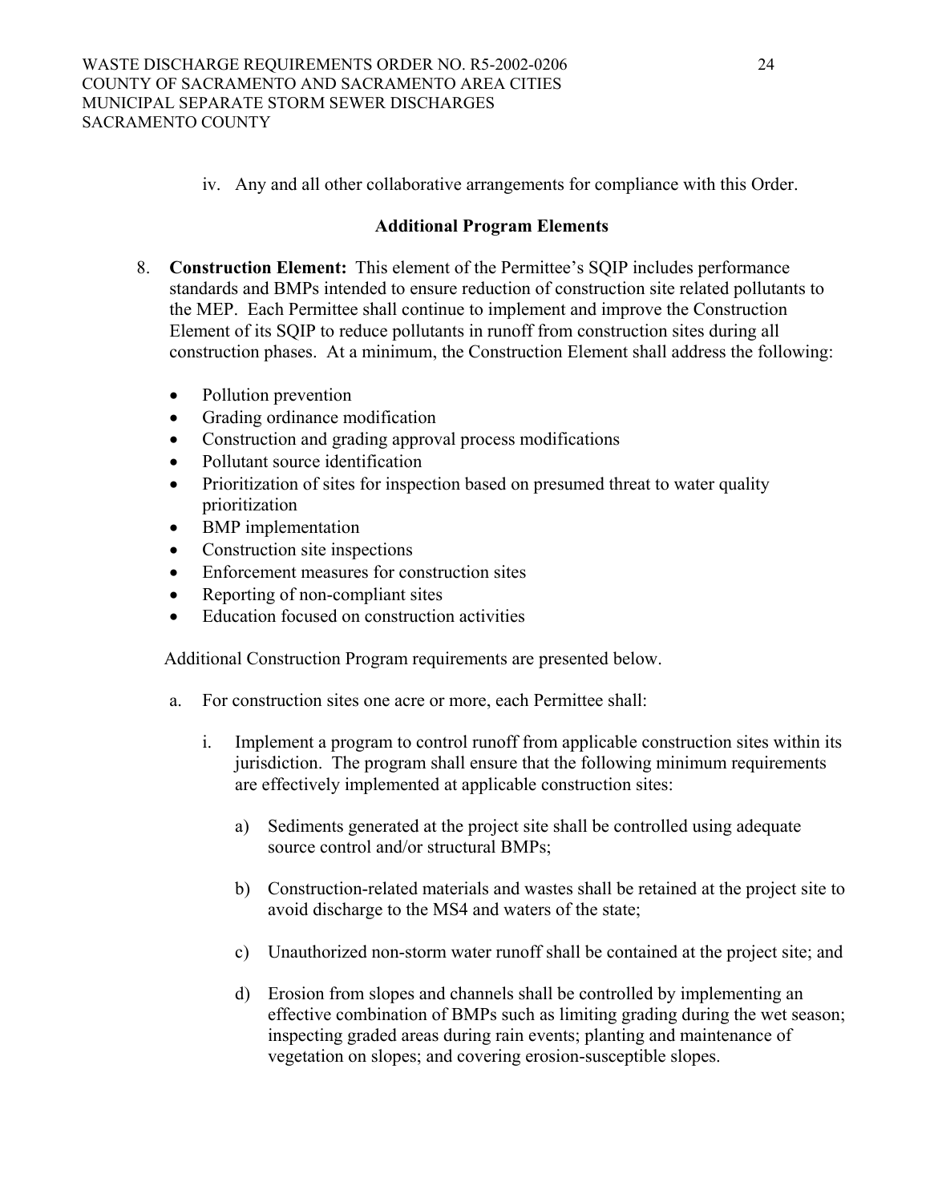iv. Any and all other collaborative arrangements for compliance with this Order.

### Additional Program Elements

8. **Construction Element:** This element of the Permittee's SQIP includes performance standards and BMPs intended to ensure reduction of construction site related pollutants to the MEP. Each Permittee shall continue to implement and improve the Construction Element of its SQIP to reduce pollutants in runoff from construction sites during all construction phases. At a minimum, the Construction Element shall address the following:

   - Pollution prevention
   - Grading ordinance modification
   - Construction and grading approval process modifications
   - Pollutant source identification
   - Prioritization of sites for inspection based on presumed threat to water quality prioritization
   - BMP implementation
   - Construction site inspections
   - Enforcement measures for construction sites
   - Reporting of non-compliant sites
   - Education focused on construction activities

   Additional Construction Program requirements are presented below.

   a. For construction sites one acre or more, each Permittee shall:

      i. Implement a program to control runoff from applicable construction sites within its jurisdiction. The program shall ensure that the following minimum requirements are effectively implemented at applicable construction sites:

         a) Sediments generated at the project site shall be controlled using adequate source control and/or structural BMPs;

         b) Construction-related materials and wastes shall be retained at the project site to avoid discharge to the MS4 and waters of the state;

         c) Unauthorized non-storm water runoff shall be contained at the project site; and

         d) Erosion from slopes and channels shall be controlled by implementing an effective combination of BMPs such as limiting grading during the wet season; inspecting graded areas during rain events; planting and maintenance of vegetation on slopes; and covering erosion-susceptible slopes.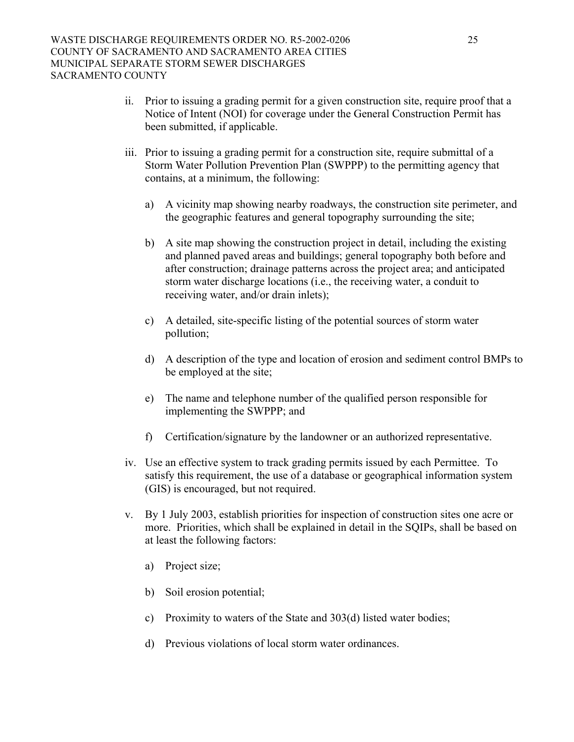ii. Prior to issuing a grading permit for a given construction site, require proof that a Notice of Intent (NOI) for coverage under the General Construction Permit has been submitted, if applicable.

iii. Prior to issuing a grading permit for a construction site, require submittal of a Storm Water Pollution Prevention Plan (SWPPP) to the permitting agency that contains, at a minimum, the following:

   a) A vicinity map showing nearby roadways, the construction site perimeter, and the geographic features and general topography surrounding the site;

   b) A site map showing the construction project in detail, including the existing and planned paved areas and buildings; general topography both before and after construction; drainage patterns across the project area; and anticipated storm water discharge locations (i.e., the receiving water, a conduit to receiving water, and/or drain inlets);

   c) A detailed, site-specific listing of the potential sources of storm water pollution;

   d) A description of the type and location of erosion and sediment control BMPs to be employed at the site;

   e) The name and telephone number of the qualified person responsible for implementing the SWPPP; and

   f) Certification/signature by the landowner or an authorized representative.

iv. Use an effective system to track grading permits issued by each Permittee. To satisfy this requirement, the use of a database or geographical information system (GIS) is encouraged, but not required.

v. By 1 July 2003, establish priorities for inspection of construction sites one acre or more. Priorities, which shall be explained in detail in the SQIPs, shall be based on at least the following factors:

   a) Project size;

   b) Soil erosion potential;

   c) Proximity to waters of the State and 303(d) listed water bodies;

   d) Previous violations of local storm water ordinances.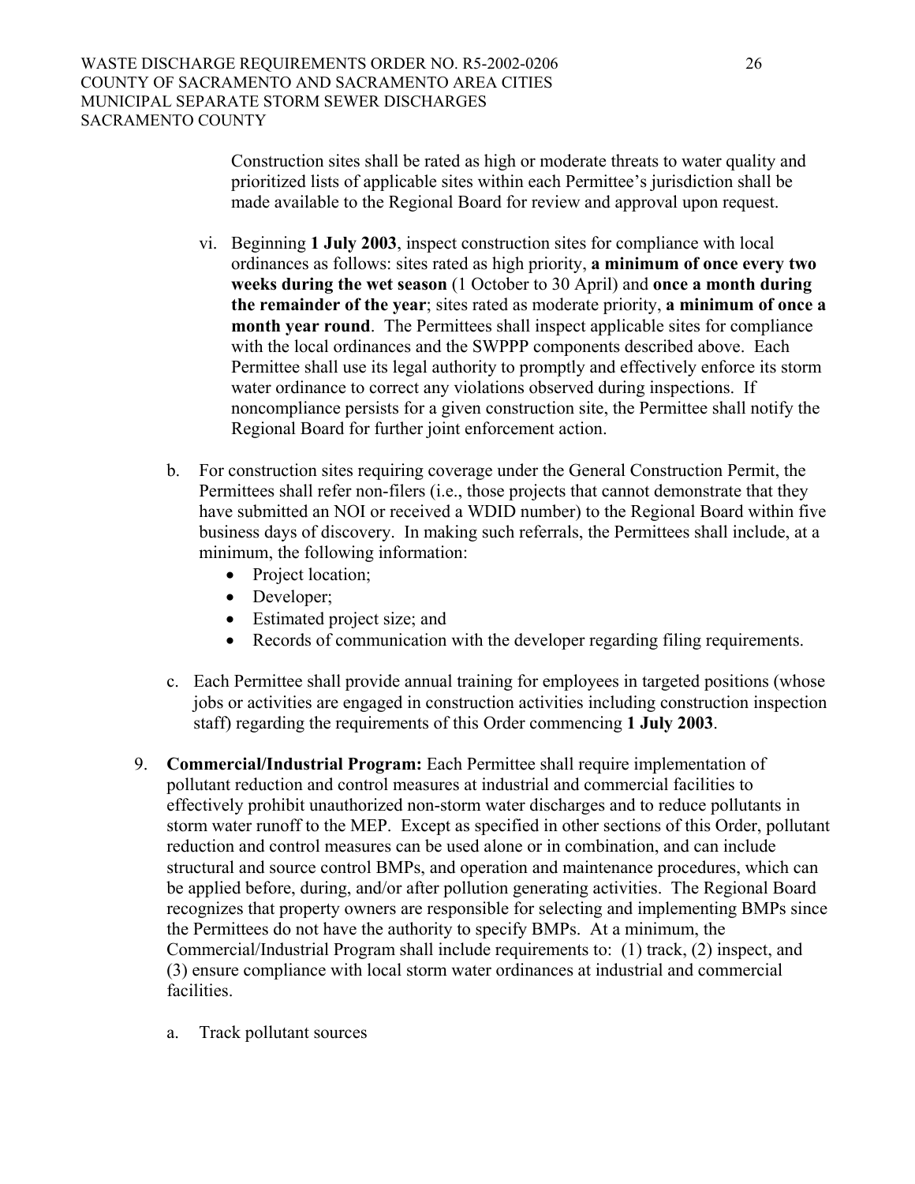Construction sites shall be rated as high or moderate threats to water quality and prioritized lists of applicable sites within each Permittee's jurisdiction shall be made available to the Regional Board for review and approval upon request.

vi. Beginning **1 July 2003**, inspect construction sites for compliance with local ordinances as follows: sites rated as high priority, **a minimum of once every two weeks during the wet season** (1 October to 30 April) and **once a month during the remainder of the year**; sites rated as moderate priority, **a minimum of once a month year round**. The Permittees shall inspect applicable sites for compliance with the local ordinances and the SWPPP components described above. Each Permittee shall use its legal authority to promptly and effectively enforce its storm water ordinance to correct any violations observed during inspections. If noncompliance persists for a given construction site, the Permittee shall notify the Regional Board for further joint enforcement action.

b. For construction sites requiring coverage under the General Construction Permit, the Permittees shall refer non-filers (i.e., those projects that cannot demonstrate that they have submitted an NOI or received a WDID number) to the Regional Board within five business days of discovery. In making such referrals, the Permittees shall include, at a minimum, the following information:
   - Project location;
   - Developer;
   - Estimated project size; and
   - Records of communication with the developer regarding filing requirements.

c. Each Permittee shall provide annual training for employees in targeted positions (whose jobs or activities are engaged in construction activities including construction inspection staff) regarding the requirements of this Order commencing **1 July 2003**.

9. **Commercial/Industrial Program:** Each Permittee shall require implementation of pollutant reduction and control measures at industrial and commercial facilities to effectively prohibit unauthorized non-storm water discharges and to reduce pollutants in storm water runoff to the MEP. Except as specified in other sections of this Order, pollutant reduction and control measures can be used alone or in combination, and can include structural and source control BMPs, and operation and maintenance procedures, which can be applied before, during, and/or after pollution generating activities. The Regional Board recognizes that property owners are responsible for selecting and implementing BMPs since the Permittees do not have the authority to specify BMPs. At a minimum, the Commercial/Industrial Program shall include requirements to: (1) track, (2) inspect, and (3) ensure compliance with local storm water ordinances at industrial and commercial facilities.

   a. Track pollutant sources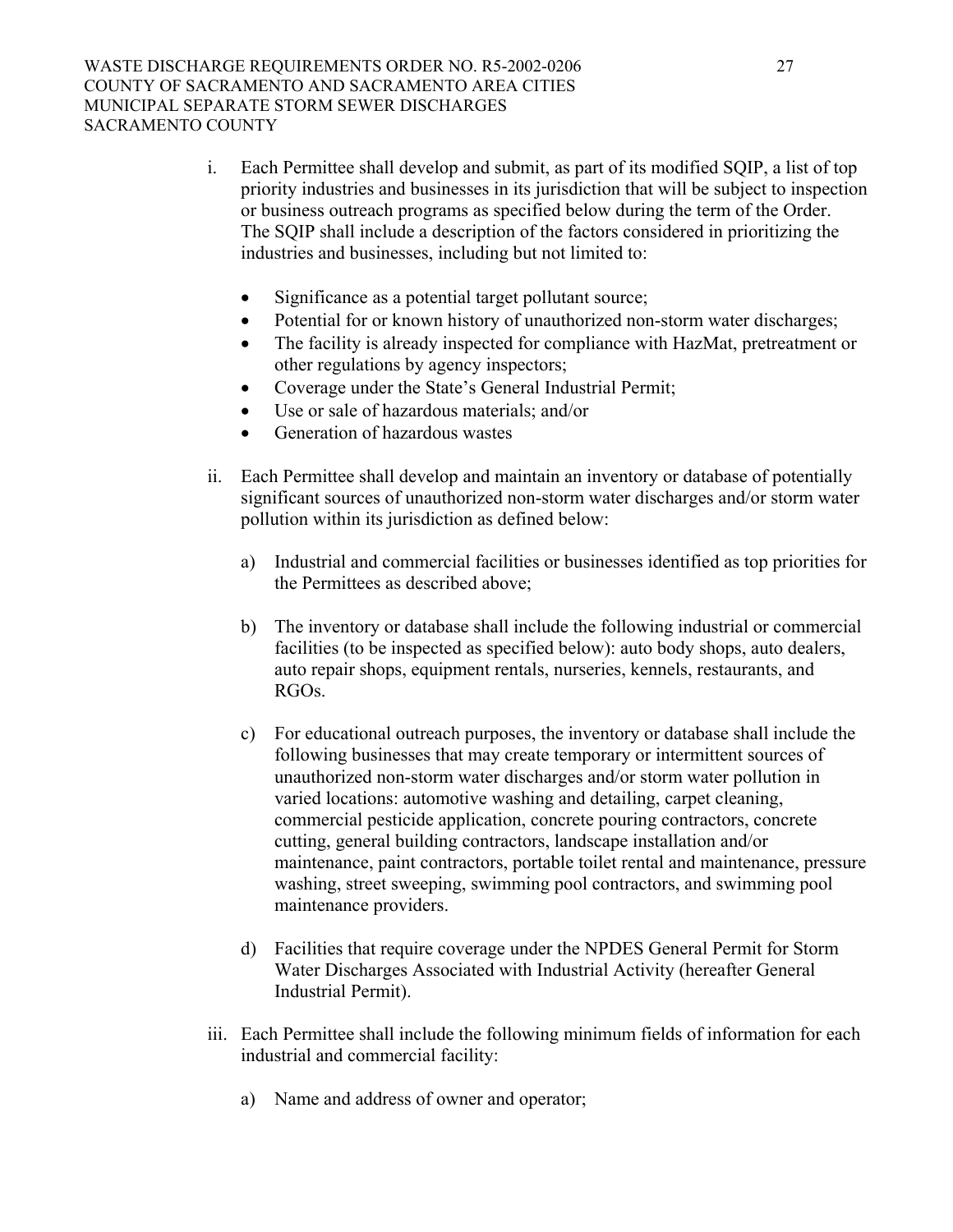i. Each Permittee shall develop and submit, as part of its modified SQIP, a list of top priority industries and businesses in its jurisdiction that will be subject to inspection or business outreach programs as specified below during the term of the Order. The SQIP shall include a description of the factors considered in prioritizing the industries and businesses, including but not limited to:

- Significance as a potential target pollutant source;
- Potential for or known history of unauthorized non-storm water discharges;
- The facility is already inspected for compliance with HazMat, pretreatment or other regulations by agency inspectors;
- Coverage under the State's General Industrial Permit;
- Use or sale of hazardous materials; and/or
- Generation of hazardous wastes

ii. Each Permittee shall develop and maintain an inventory or database of potentially significant sources of unauthorized non-storm water discharges and/or storm water pollution within its jurisdiction as defined below:

a) Industrial and commercial facilities or businesses identified as top priorities for the Permittees as described above;

b) The inventory or database shall include the following industrial or commercial facilities (to be inspected as specified below): auto body shops, auto dealers, auto repair shops, equipment rentals, nurseries, kennels, restaurants, and RGOs.

c) For educational outreach purposes, the inventory or database shall include the following businesses that may create temporary or intermittent sources of unauthorized non-storm water discharges and/or storm water pollution in varied locations: automotive washing and detailing, carpet cleaning, commercial pesticide application, concrete pouring contractors, concrete cutting, general building contractors, landscape installation and/or maintenance, paint contractors, portable toilet rental and maintenance, pressure washing, street sweeping, swimming pool contractors, and swimming pool maintenance providers.

d) Facilities that require coverage under the NPDES General Permit for Storm Water Discharges Associated with Industrial Activity (hereafter General Industrial Permit).

iii. Each Permittee shall include the following minimum fields of information for each industrial and commercial facility:

a) Name and address of owner and operator;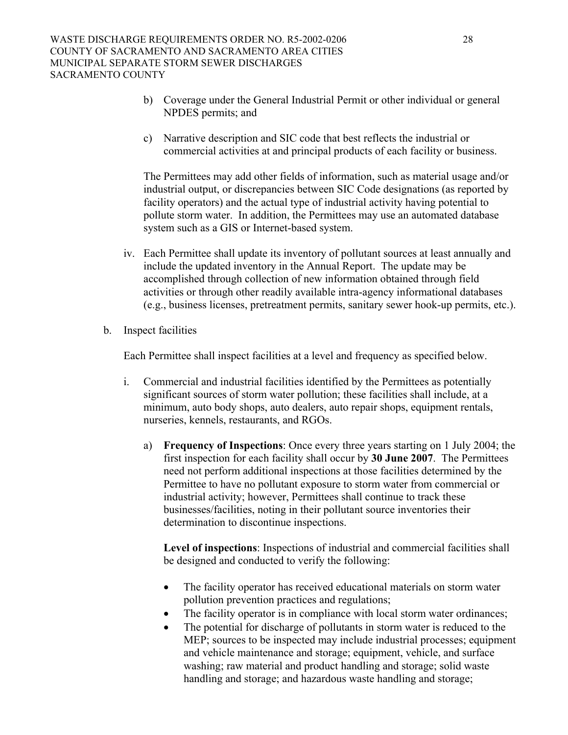b) Coverage under the General Industrial Permit or other individual or general NPDES permits; and

c) Narrative description and SIC code that best reflects the industrial or commercial activities at and principal products of each facility or business.

The Permittees may add other fields of information, such as material usage and/or industrial output, or discrepancies between SIC Code designations (as reported by facility operators) and the actual type of industrial activity having potential to pollute storm water. In addition, the Permittees may use an automated database system such as a GIS or Internet-based system.

iv. Each Permittee shall update its inventory of pollutant sources at least annually and include the updated inventory in the Annual Report. The update may be accomplished through collection of new information obtained through field activities or through other readily available intra-agency informational databases (e.g., business licenses, pretreatment permits, sanitary sewer hook-up permits, etc.).

b. Inspect facilities

Each Permittee shall inspect facilities at a level and frequency as specified below.

i. Commercial and industrial facilities identified by the Permittees as potentially significant sources of storm water pollution; these facilities shall include, at a minimum, auto body shops, auto dealers, auto repair shops, equipment rentals, nurseries, kennels, restaurants, and RGOs.

a) **Frequency of Inspections**: Once every three years starting on 1 July 2004; the first inspection for each facility shall occur by **30 June 2007**. The Permittees need not perform additional inspections at those facilities determined by the Permittee to have no pollutant exposure to storm water from commercial or industrial activity; however, Permittees shall continue to track these businesses/facilities, noting in their pollutant source inventories their determination to discontinue inspections.

**Level of inspections**: Inspections of industrial and commercial facilities shall be designed and conducted to verify the following:

- The facility operator has received educational materials on storm water pollution prevention practices and regulations;
- The facility operator is in compliance with local storm water ordinances;
- The potential for discharge of pollutants in storm water is reduced to the MEP; sources to be inspected may include industrial processes; equipment and vehicle maintenance and storage; equipment, vehicle, and surface washing; raw material and product handling and storage; solid waste handling and storage; and hazardous waste handling and storage;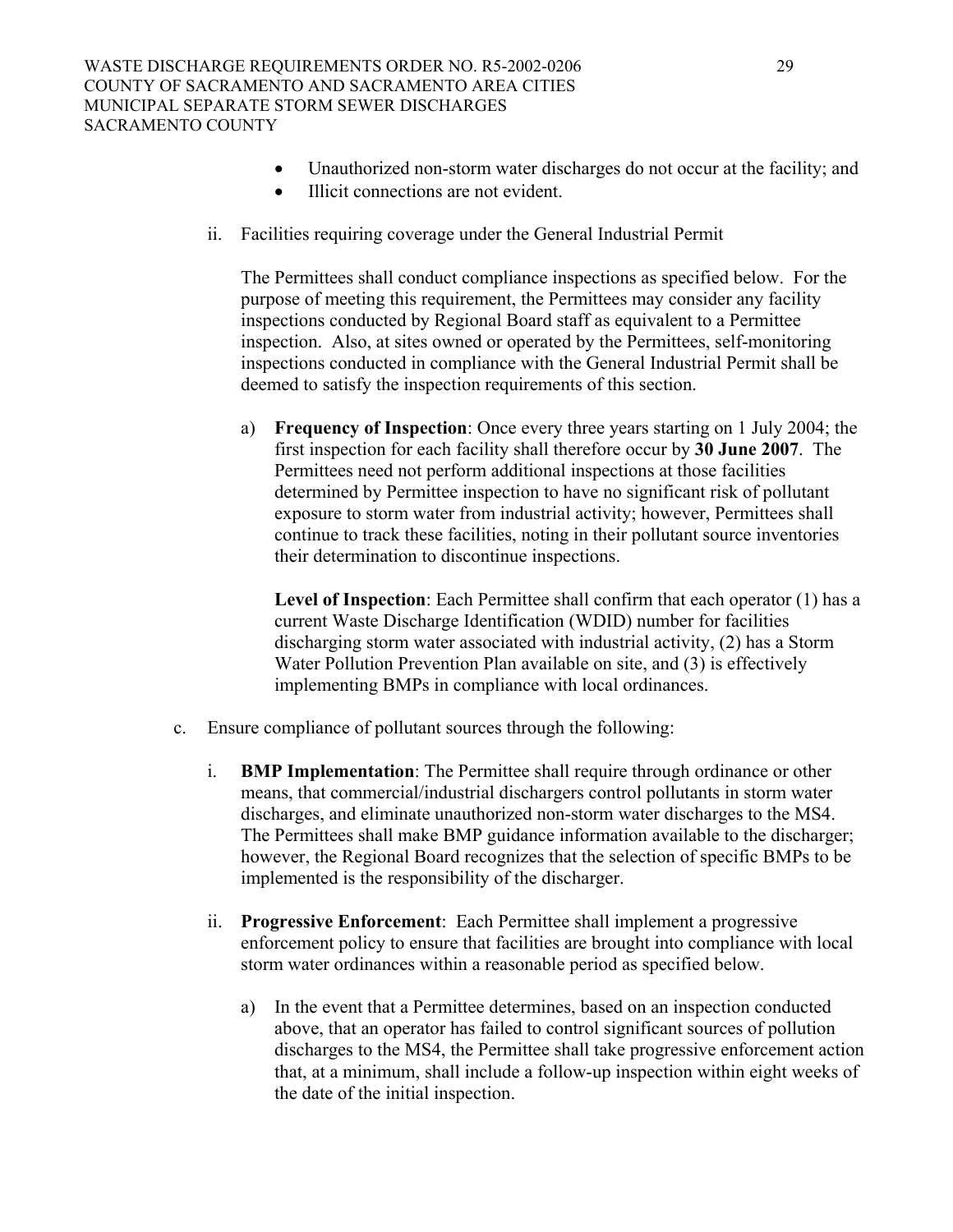- Unauthorized non-storm water discharges do not occur at the facility; and
- Illicit connections are not evident.

ii. Facilities requiring coverage under the General Industrial Permit

The Permittees shall conduct compliance inspections as specified below. For the purpose of meeting this requirement, the Permittees may consider any facility inspections conducted by Regional Board staff as equivalent to a Permittee inspection. Also, at sites owned or operated by the Permittees, self-monitoring inspections conducted in compliance with the General Industrial Permit shall be deemed to satisfy the inspection requirements of this section.

a) **Frequency of Inspection**: Once every three years starting on 1 July 2004; the first inspection for each facility shall therefore occur by **30 June 2007**. The Permittees need not perform additional inspections at those facilities determined by Permittee inspection to have no significant risk of pollutant exposure to storm water from industrial activity; however, Permittees shall continue to track these facilities, noting in their pollutant source inventories their determination to discontinue inspections.

**Level of Inspection**: Each Permittee shall confirm that each operator (1) has a current Waste Discharge Identification (WDID) number for facilities discharging storm water associated with industrial activity, (2) has a Storm Water Pollution Prevention Plan available on site, and (3) is effectively implementing BMPs in compliance with local ordinances.

c. Ensure compliance of pollutant sources through the following:

i. **BMP Implementation**: The Permittee shall require through ordinance or other means, that commercial/industrial dischargers control pollutants in storm water discharges, and eliminate unauthorized non-storm water discharges to the MS4. The Permittees shall make BMP guidance information available to the discharger; however, the Regional Board recognizes that the selection of specific BMPs to be implemented is the responsibility of the discharger.

ii. **Progressive Enforcement**: Each Permittee shall implement a progressive enforcement policy to ensure that facilities are brought into compliance with local storm water ordinances within a reasonable period as specified below.

a) In the event that a Permittee determines, based on an inspection conducted above, that an operator has failed to control significant sources of pollution discharges to the MS4, the Permittee shall take progressive enforcement action that, at a minimum, shall include a follow-up inspection within eight weeks of the date of the initial inspection.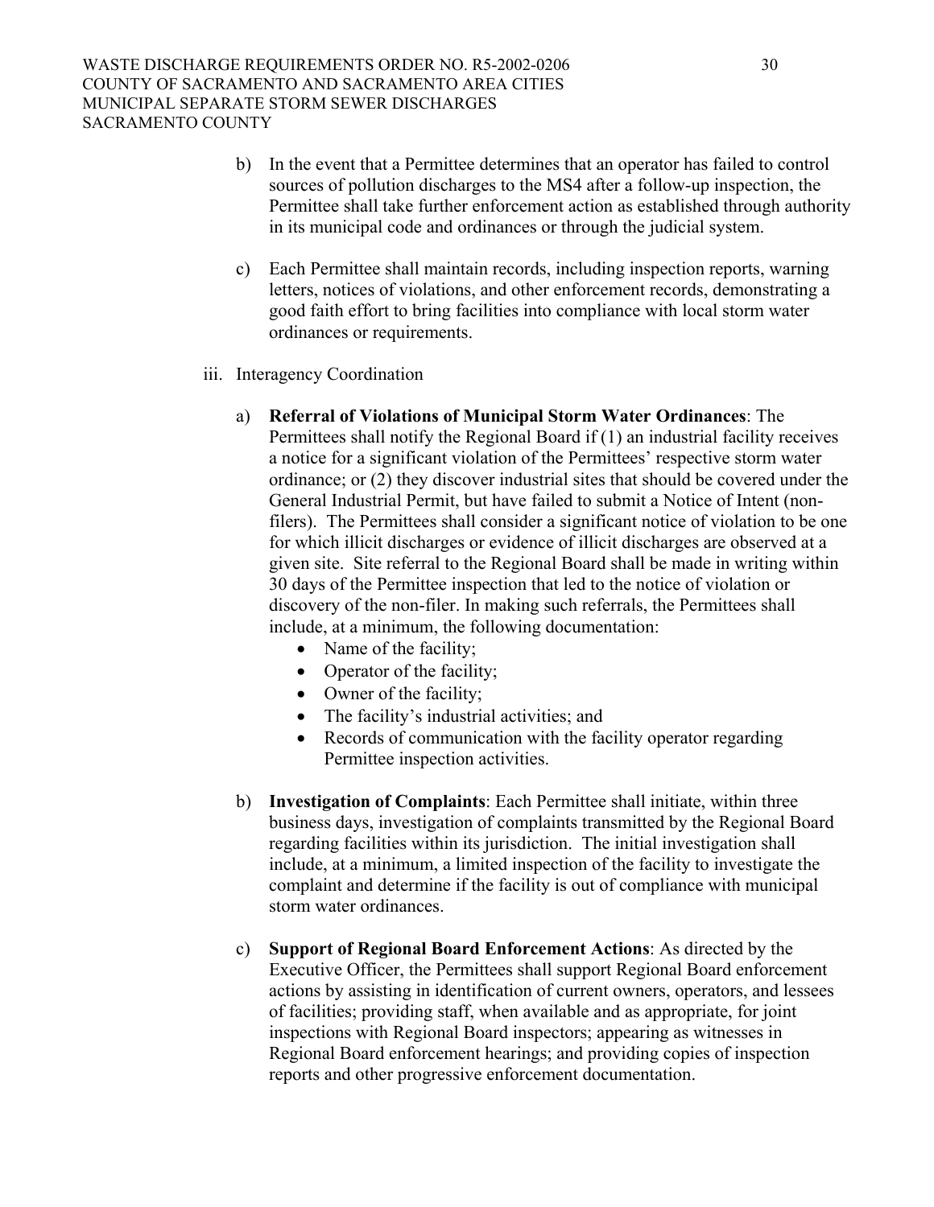b) In the event that a Permittee determines that an operator has failed to control sources of pollution discharges to the MS4 after a follow-up inspection, the Permittee shall take further enforcement action as established through authority in its municipal code and ordinances or through the judicial system.

c) Each Permittee shall maintain records, including inspection reports, warning letters, notices of violations, and other enforcement records, demonstrating a good faith effort to bring facilities into compliance with local storm water ordinances or requirements.

iii. Interagency Coordination

a) **Referral of Violations of Municipal Storm Water Ordinances**: The Permittees shall notify the Regional Board if (1) an industrial facility receives a notice for a significant violation of the Permittees' respective storm water ordinance; or (2) they discover industrial sites that should be covered under the General Industrial Permit, but have failed to submit a Notice of Intent (non-filers). The Permittees shall consider a significant notice of violation to be one for which illicit discharges or evidence of illicit discharges are observed at a given site. Site referral to the Regional Board shall be made in writing within 30 days of the Permittee inspection that led to the notice of violation or discovery of the non-filer. In making such referrals, the Permittees shall include, at a minimum, the following documentation:
   - Name of the facility;
   - Operator of the facility;
   - Owner of the facility;
   - The facility's industrial activities; and
   - Records of communication with the facility operator regarding Permittee inspection activities.

b) **Investigation of Complaints**: Each Permittee shall initiate, within three business days, investigation of complaints transmitted by the Regional Board regarding facilities within its jurisdiction. The initial investigation shall include, at a minimum, a limited inspection of the facility to investigate the complaint and determine if the facility is out of compliance with municipal storm water ordinances.

c) **Support of Regional Board Enforcement Actions**: As directed by the Executive Officer, the Permittees shall support Regional Board enforcement actions by assisting in identification of current owners, operators, and lessees of facilities; providing staff, when available and as appropriate, for joint inspections with Regional Board inspectors; appearing as witnesses in Regional Board enforcement hearings; and providing copies of inspection reports and other progressive enforcement documentation.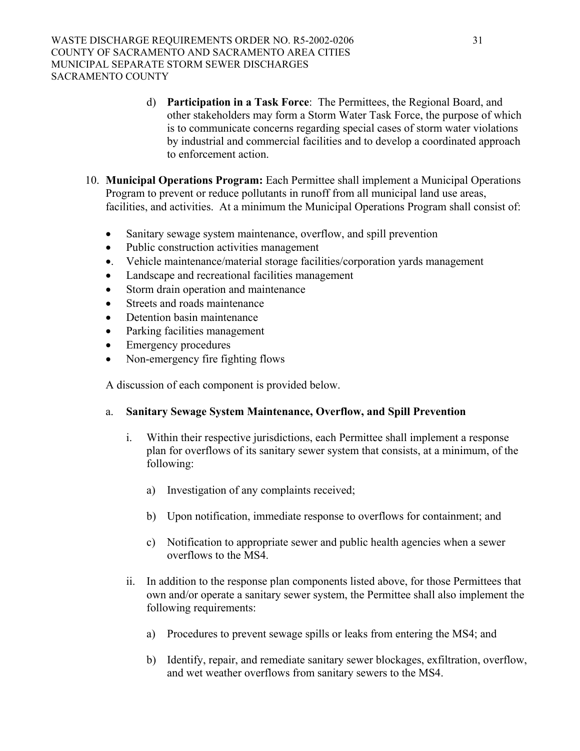d) **Participation in a Task Force**: The Permittees, the Regional Board, and other stakeholders may form a Storm Water Task Force, the purpose of which is to communicate concerns regarding special cases of storm water violations by industrial and commercial facilities and to develop a coordinated approach to enforcement action.

10. **Municipal Operations Program:** Each Permittee shall implement a Municipal Operations Program to prevent or reduce pollutants in runoff from all municipal land use areas, facilities, and activities. At a minimum the Municipal Operations Program shall consist of:

- Sanitary sewage system maintenance, overflow, and spill prevention
- Public construction activities management
- Vehicle maintenance/material storage facilities/corporation yards management
- Landscape and recreational facilities management
- Storm drain operation and maintenance
- Streets and roads maintenance
- Detention basin maintenance
- Parking facilities management
- Emergency procedures
- Non-emergency fire fighting flows

A discussion of each component is provided below.

a. **Sanitary Sewage System Maintenance, Overflow, and Spill Prevention**

i. Within their respective jurisdictions, each Permittee shall implement a response plan for overflows of its sanitary sewer system that consists, at a minimum, of the following:

a) Investigation of any complaints received;

b) Upon notification, immediate response to overflows for containment; and

c) Notification to appropriate sewer and public health agencies when a sewer overflows to the MS4.

ii. In addition to the response plan components listed above, for those Permittees that own and/or operate a sanitary sewer system, the Permittee shall also implement the following requirements:

a) Procedures to prevent sewage spills or leaks from entering the MS4; and

b) Identify, repair, and remediate sanitary sewer blockages, exfiltration, overflow, and wet weather overflows from sanitary sewers to the MS4.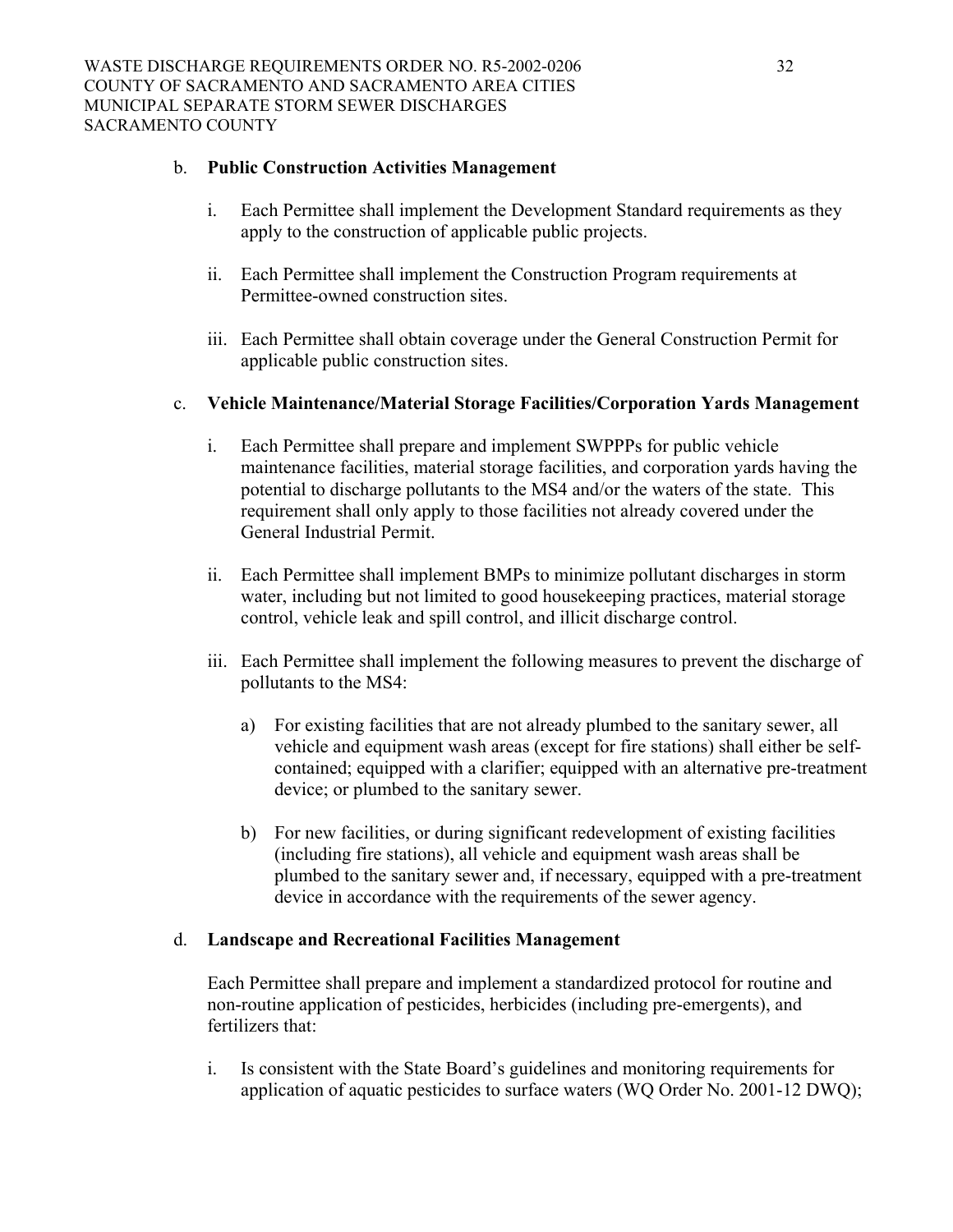b. **Public Construction Activities Management**

   i. Each Permittee shall implement the Development Standard requirements as they apply to the construction of applicable public projects.

   ii. Each Permittee shall implement the Construction Program requirements at Permittee-owned construction sites.

   iii. Each Permittee shall obtain coverage under the General Construction Permit for applicable public construction sites.

c. **Vehicle Maintenance/Material Storage Facilities/Corporation Yards Management**

   i. Each Permittee shall prepare and implement SWPPPs for public vehicle maintenance facilities, material storage facilities, and corporation yards having the potential to discharge pollutants to the MS4 and/or the waters of the state. This requirement shall only apply to those facilities not already covered under the General Industrial Permit.

   ii. Each Permittee shall implement BMPs to minimize pollutant discharges in storm water, including but not limited to good housekeeping practices, material storage control, vehicle leak and spill control, and illicit discharge control.

   iii. Each Permittee shall implement the following measures to prevent the discharge of pollutants to the MS4:

      a) For existing facilities that are not already plumbed to the sanitary sewer, all vehicle and equipment wash areas (except for fire stations) shall either be self-contained; equipped with a clarifier; equipped with an alternative pre-treatment device; or plumbed to the sanitary sewer.

      b) For new facilities, or during significant redevelopment of existing facilities (including fire stations), all vehicle and equipment wash areas shall be plumbed to the sanitary sewer and, if necessary, equipped with a pre-treatment device in accordance with the requirements of the sewer agency.

d. **Landscape and Recreational Facilities Management**

   Each Permittee shall prepare and implement a standardized protocol for routine and non-routine application of pesticides, herbicides (including pre-emergents), and fertilizers that:

   i. Is consistent with the State Board's guidelines and monitoring requirements for application of aquatic pesticides to surface waters (WQ Order No. 2001-12 DWQ);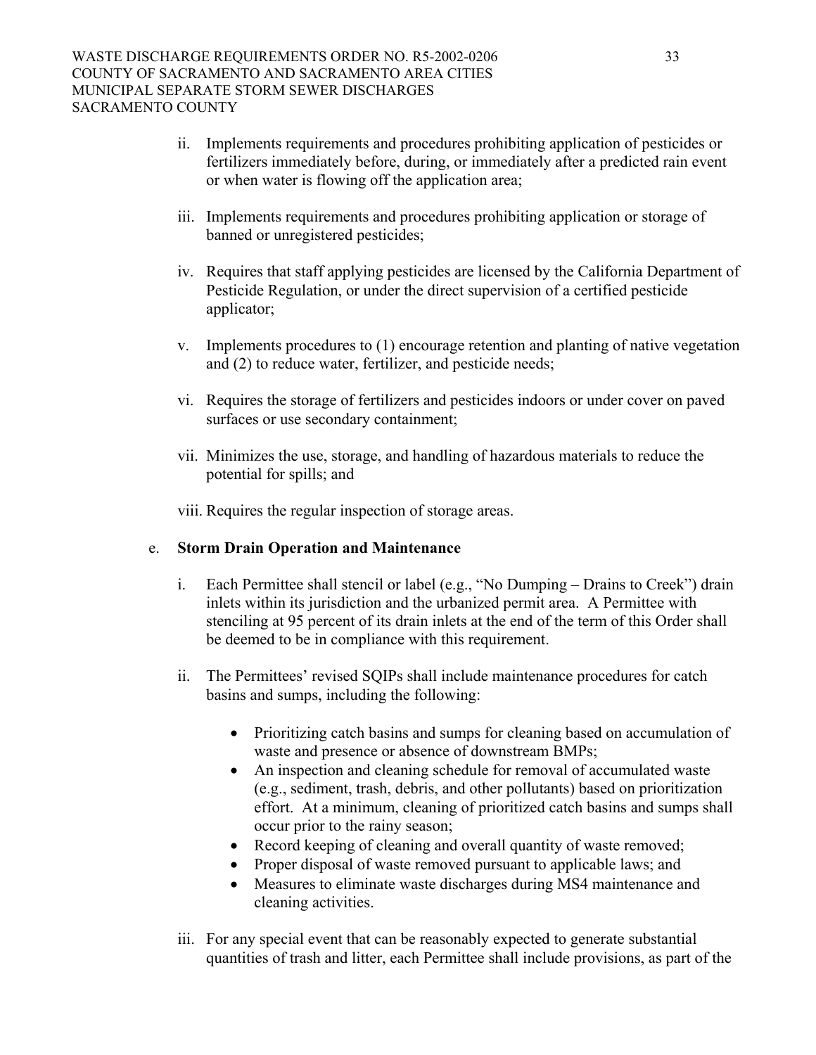ii. Implements requirements and procedures prohibiting application of pesticides or fertilizers immediately before, during, or immediately after a predicted rain event or when water is flowing off the application area;

iii. Implements requirements and procedures prohibiting application or storage of banned or unregistered pesticides;

iv. Requires that staff applying pesticides are licensed by the California Department of Pesticide Regulation, or under the direct supervision of a certified pesticide applicator;

v. Implements procedures to (1) encourage retention and planting of native vegetation and (2) to reduce water, fertilizer, and pesticide needs;

vi. Requires the storage of fertilizers and pesticides indoors or under cover on paved surfaces or use secondary containment;

vii. Minimizes the use, storage, and handling of hazardous materials to reduce the potential for spills; and

viii. Requires the regular inspection of storage areas.

e. **Storm Drain Operation and Maintenance**

i. Each Permittee shall stencil or label (e.g., "No Dumping – Drains to Creek") drain inlets within its jurisdiction and the urbanized permit area. A Permittee with stenciling at 95 percent of its drain inlets at the end of the term of this Order shall be deemed to be in compliance with this requirement.

ii. The Permittees' revised SQIPs shall include maintenance procedures for catch basins and sumps, including the following:

- Prioritizing catch basins and sumps for cleaning based on accumulation of waste and presence or absence of downstream BMPs;
- An inspection and cleaning schedule for removal of accumulated waste (e.g., sediment, trash, debris, and other pollutants) based on prioritization effort. At a minimum, cleaning of prioritized catch basins and sumps shall occur prior to the rainy season;
- Record keeping of cleaning and overall quantity of waste removed;
- Proper disposal of waste removed pursuant to applicable laws; and
- Measures to eliminate waste discharges during MS4 maintenance and cleaning activities.

iii. For any special event that can be reasonably expected to generate substantial quantities of trash and litter, each Permittee shall include provisions, as part of the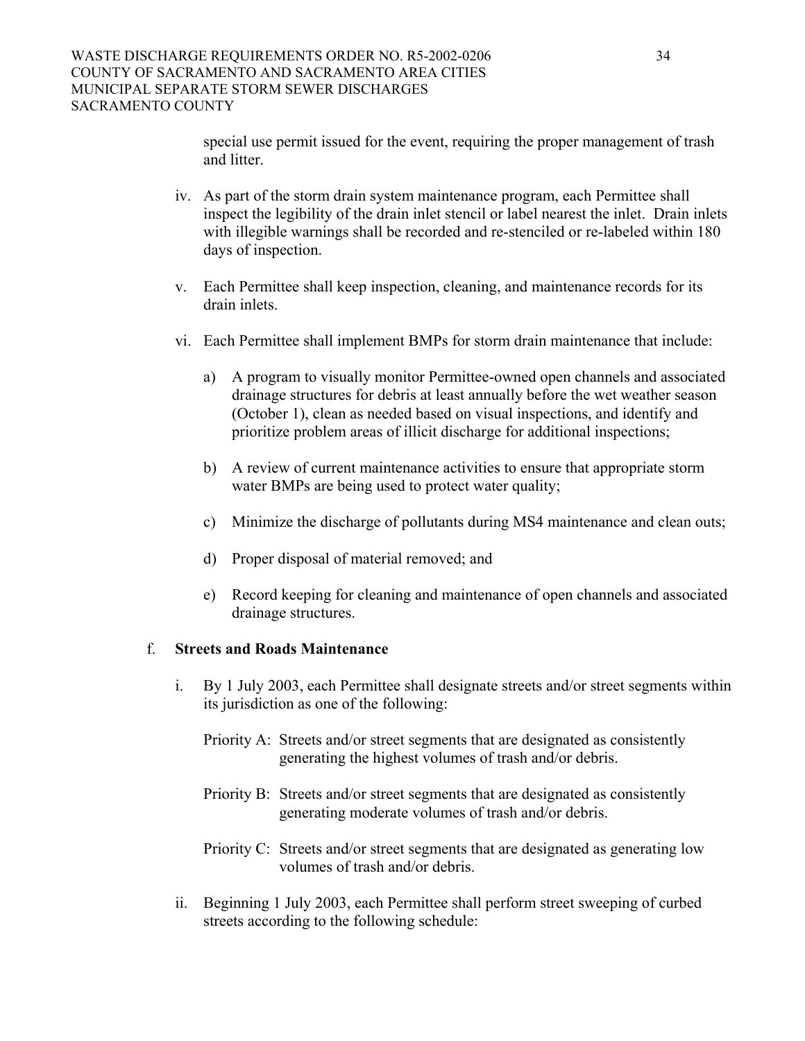special use permit issued for the event, requiring the proper management of trash and litter.

iv. As part of the storm drain system maintenance program, each Permittee shall inspect the legibility of the drain inlet stencil or label nearest the inlet. Drain inlets with illegible warnings shall be recorded and re-stenciled or re-labeled within 180 days of inspection.

v. Each Permittee shall keep inspection, cleaning, and maintenance records for its drain inlets.

vi. Each Permittee shall implement BMPs for storm drain maintenance that include:

a) A program to visually monitor Permittee-owned open channels and associated drainage structures for debris at least annually before the wet weather season (October 1), clean as needed based on visual inspections, and identify and prioritize problem areas of illicit discharge for additional inspections;

b) A review of current maintenance activities to ensure that appropriate storm water BMPs are being used to protect water quality;

c) Minimize the discharge of pollutants during MS4 maintenance and clean outs;

d) Proper disposal of material removed; and

e) Record keeping for cleaning and maintenance of open channels and associated drainage structures.

f. **Streets and Roads Maintenance**

i. By 1 July 2003, each Permittee shall designate streets and/or street segments within its jurisdiction as one of the following:

Priority A: Streets and/or street segments that are designated as consistently generating the highest volumes of trash and/or debris.

Priority B: Streets and/or street segments that are designated as consistently generating moderate volumes of trash and/or debris.

Priority C: Streets and/or street segments that are designated as generating low volumes of trash and/or debris.

ii. Beginning 1 July 2003, each Permittee shall perform street sweeping of curbed streets according to the following schedule: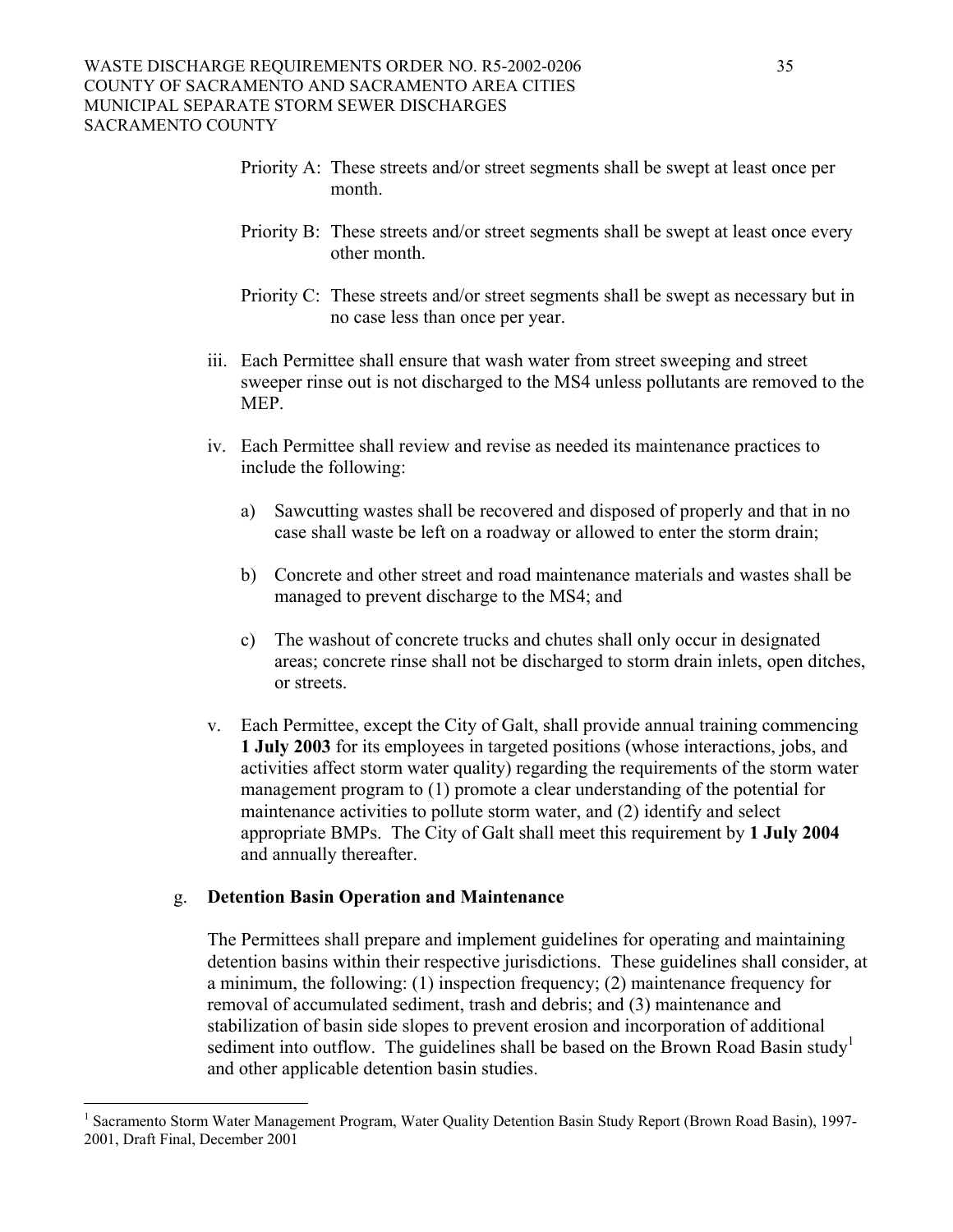Priority A: These streets and/or street segments shall be swept at least once per month.

Priority B: These streets and/or street segments shall be swept at least once every other month.

Priority C: These streets and/or street segments shall be swept as necessary but in no case less than once per year.

iii. Each Permittee shall ensure that wash water from street sweeping and street sweeper rinse out is not discharged to the MS4 unless pollutants are removed to the MEP.

iv. Each Permittee shall review and revise as needed its maintenance practices to include the following:

a) Sawcutting wastes shall be recovered and disposed of properly and that in no case shall waste be left on a roadway or allowed to enter the storm drain;

b) Concrete and other street and road maintenance materials and wastes shall be managed to prevent discharge to the MS4; and

c) The washout of concrete trucks and chutes shall only occur in designated areas; concrete rinse shall not be discharged to storm drain inlets, open ditches, or streets.

v. Each Permittee, except the City of Galt, shall provide annual training commencing **1 July 2003** for its employees in targeted positions (whose interactions, jobs, and activities affect storm water quality) regarding the requirements of the storm water management program to (1) promote a clear understanding of the potential for maintenance activities to pollute storm water, and (2) identify and select appropriate BMPs. The City of Galt shall meet this requirement by **1 July 2004** and annually thereafter.

g. **Detention Basin Operation and Maintenance**

The Permittees shall prepare and implement guidelines for operating and maintaining detention basins within their respective jurisdictions. These guidelines shall consider, at a minimum, the following: (1) inspection frequency; (2) maintenance frequency for removal of accumulated sediment, trash and debris; and (3) maintenance and stabilization of basin side slopes to prevent erosion and incorporation of additional sediment into outflow. The guidelines shall be based on the Brown Road Basin study[1] and other applicable detention basin studies.

---

[1] Sacramento Storm Water Management Program, Water Quality Detention Basin Study Report (Brown Road Basin), 1997-2001, Draft Final, December 2001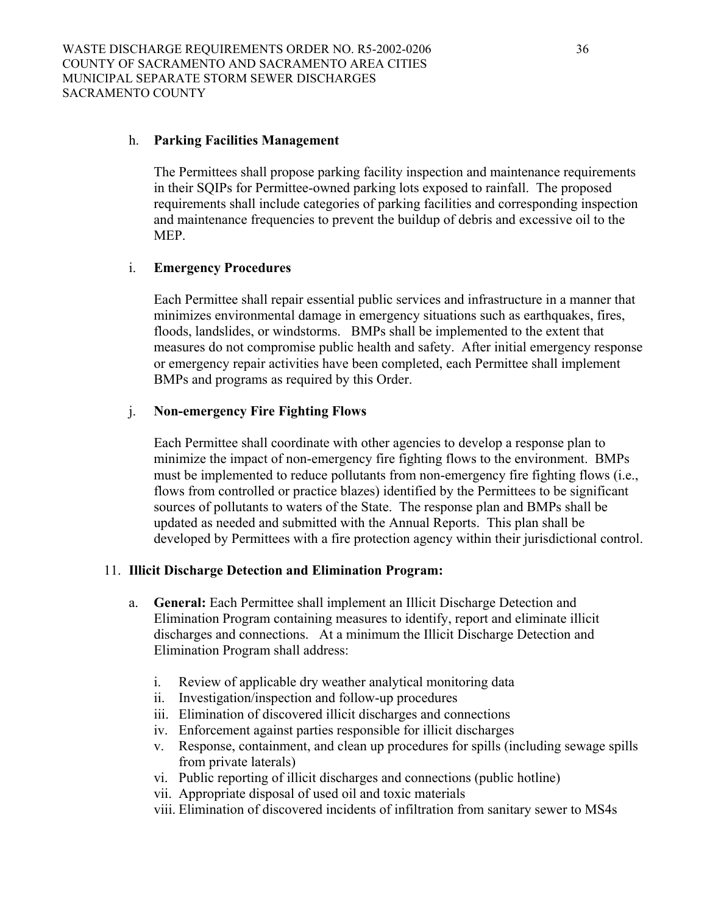h. **Parking Facilities Management**

The Permittees shall propose parking facility inspection and maintenance requirements in their SQIPs for Permittee-owned parking lots exposed to rainfall. The proposed requirements shall include categories of parking facilities and corresponding inspection and maintenance frequencies to prevent the buildup of debris and excessive oil to the MEP.

i. **Emergency Procedures**

Each Permittee shall repair essential public services and infrastructure in a manner that minimizes environmental damage in emergency situations such as earthquakes, fires, floods, landslides, or windstorms. BMPs shall be implemented to the extent that measures do not compromise public health and safety. After initial emergency response or emergency repair activities have been completed, each Permittee shall implement BMPs and programs as required by this Order.

j. **Non-emergency Fire Fighting Flows**

Each Permittee shall coordinate with other agencies to develop a response plan to minimize the impact of non-emergency fire fighting flows to the environment. BMPs must be implemented to reduce pollutants from non-emergency fire fighting flows (i.e., flows from controlled or practice blazes) identified by the Permittees to be significant sources of pollutants to waters of the State. The response plan and BMPs shall be updated as needed and submitted with the Annual Reports. This plan shall be developed by Permittees with a fire protection agency within their jurisdictional control.

11. **Illicit Discharge Detection and Elimination Program:**

a. **General:** Each Permittee shall implement an Illicit Discharge Detection and Elimination Program containing measures to identify, report and eliminate illicit discharges and connections. At a minimum the Illicit Discharge Detection and Elimination Program shall address:

i. Review of applicable dry weather analytical monitoring data
ii. Investigation/inspection and follow-up procedures
iii. Elimination of discovered illicit discharges and connections
iv. Enforcement against parties responsible for illicit discharges
v. Response, containment, and clean up procedures for spills (including sewage spills from private laterals)
vi. Public reporting of illicit discharges and connections (public hotline)
vii. Appropriate disposal of used oil and toxic materials
viii. Elimination of discovered incidents of infiltration from sanitary sewer to MS4s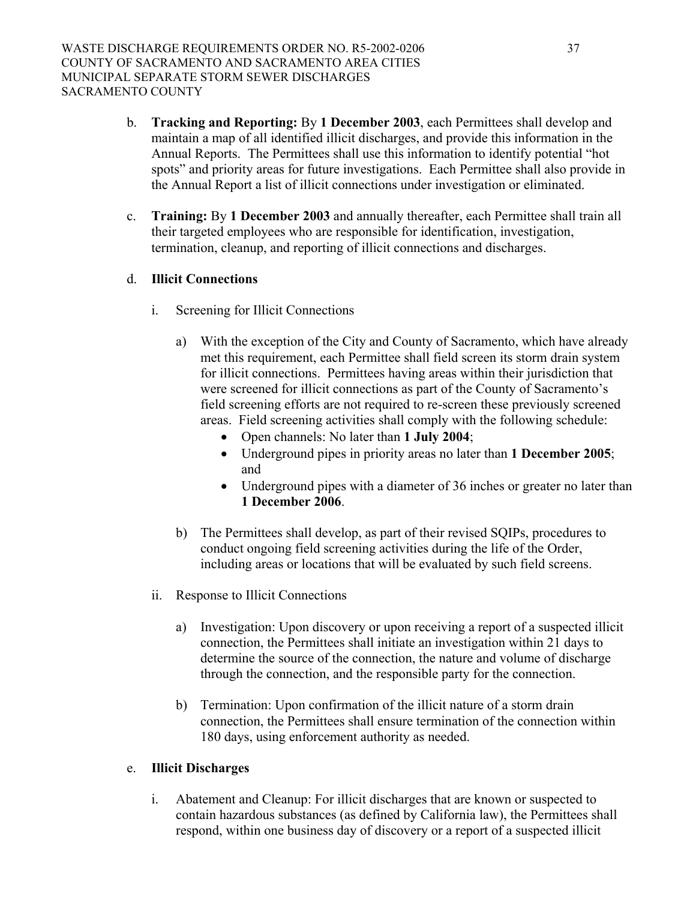b. **Tracking and Reporting:** By **1 December 2003**, each Permittees shall develop and maintain a map of all identified illicit discharges, and provide this information in the Annual Reports. The Permittees shall use this information to identify potential "hot spots" and priority areas for future investigations. Each Permittee shall also provide in the Annual Report a list of illicit connections under investigation or eliminated.

c. **Training:** By **1 December 2003** and annually thereafter, each Permittee shall train all their targeted employees who are responsible for identification, investigation, termination, cleanup, and reporting of illicit connections and discharges.

d. **Illicit Connections**

   i. Screening for Illicit Connections

      a) With the exception of the City and County of Sacramento, which have already met this requirement, each Permittee shall field screen its storm drain system for illicit connections. Permittees having areas within their jurisdiction that were screened for illicit connections as part of the County of Sacramento's field screening efforts are not required to re-screen these previously screened areas. Field screening activities shall comply with the following schedule:
         - Open channels: No later than **1 July 2004**;
         - Underground pipes in priority areas no later than **1 December 2005**; and
         - Underground pipes with a diameter of 36 inches or greater no later than **1 December 2006**.

      b) The Permittees shall develop, as part of their revised SQIPs, procedures to conduct ongoing field screening activities during the life of the Order, including areas or locations that will be evaluated by such field screens.

   ii. Response to Illicit Connections

      a) Investigation: Upon discovery or upon receiving a report of a suspected illicit connection, the Permittees shall initiate an investigation within 21 days to determine the source of the connection, the nature and volume of discharge through the connection, and the responsible party for the connection.

      b) Termination: Upon confirmation of the illicit nature of a storm drain connection, the Permittees shall ensure termination of the connection within 180 days, using enforcement authority as needed.

e. **Illicit Discharges**

   i. Abatement and Cleanup: For illicit discharges that are known or suspected to contain hazardous substances (as defined by California law), the Permittees shall respond, within one business day of discovery or a report of a suspected illicit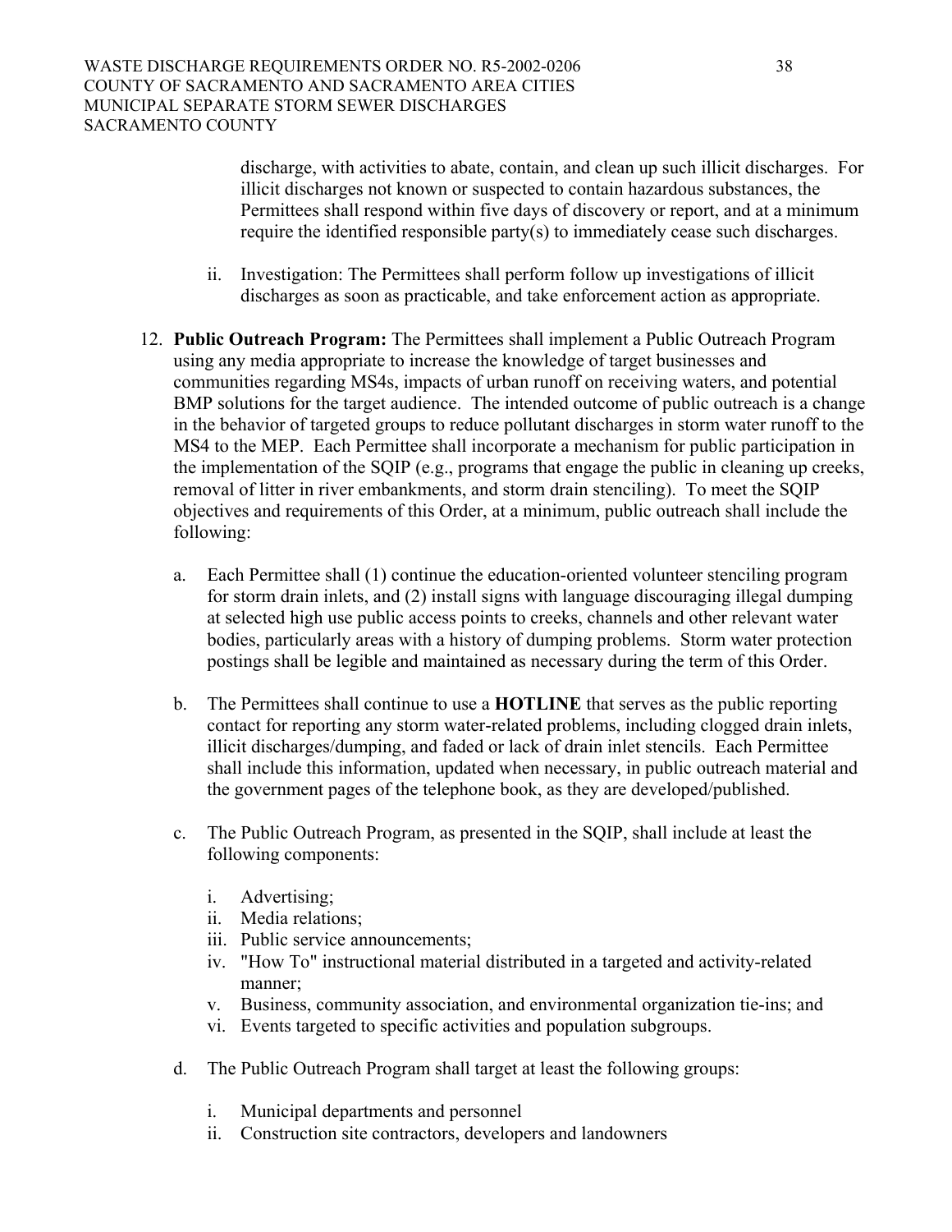discharge, with activities to abate, contain, and clean up such illicit discharges. For illicit discharges not known or suspected to contain hazardous substances, the Permittees shall respond within five days of discovery or report, and at a minimum require the identified responsible party(s) to immediately cease such discharges.

ii. Investigation: The Permittees shall perform follow up investigations of illicit discharges as soon as practicable, and take enforcement action as appropriate.

12. **Public Outreach Program:** The Permittees shall implement a Public Outreach Program using any media appropriate to increase the knowledge of target businesses and communities regarding MS4s, impacts of urban runoff on receiving waters, and potential BMP solutions for the target audience. The intended outcome of public outreach is a change in the behavior of targeted groups to reduce pollutant discharges in storm water runoff to the MS4 to the MEP. Each Permittee shall incorporate a mechanism for public participation in the implementation of the SQIP (e.g., programs that engage the public in cleaning up creeks, removal of litter in river embankments, and storm drain stenciling). To meet the SQIP objectives and requirements of this Order, at a minimum, public outreach shall include the following:

    a. Each Permittee shall (1) continue the education-oriented volunteer stenciling program for storm drain inlets, and (2) install signs with language discouraging illegal dumping at selected high use public access points to creeks, channels and other relevant water bodies, particularly areas with a history of dumping problems. Storm water protection postings shall be legible and maintained as necessary during the term of this Order.

    b. The Permittees shall continue to use a **HOTLINE** that serves as the public reporting contact for reporting any storm water-related problems, including clogged drain inlets, illicit discharges/dumping, and faded or lack of drain inlet stencils. Each Permittee shall include this information, updated when necessary, in public outreach material and the government pages of the telephone book, as they are developed/published.

    c. The Public Outreach Program, as presented in the SQIP, shall include at least the following components:

        i. Advertising;
        ii. Media relations;
        iii. Public service announcements;
        iv. "How To" instructional material distributed in a targeted and activity-related manner;
        v. Business, community association, and environmental organization tie-ins; and
        vi. Events targeted to specific activities and population subgroups.

    d. The Public Outreach Program shall target at least the following groups:

        i. Municipal departments and personnel
        ii. Construction site contractors, developers and landowners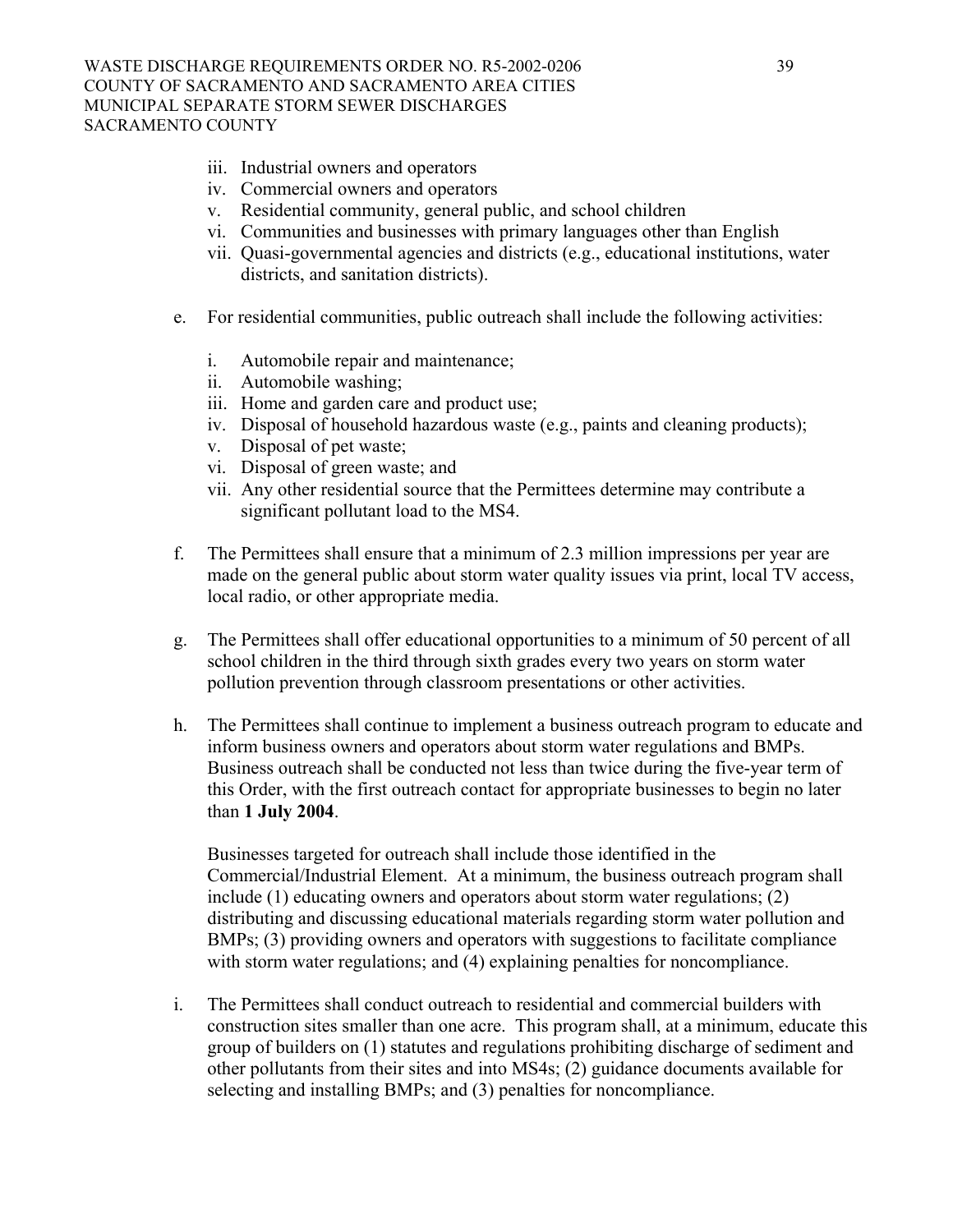iii. Industrial owners and operators
   iv. Commercial owners and operators
   v. Residential community, general public, and school children
   vi. Communities and businesses with primary languages other than English
   vii. Quasi-governmental agencies and districts (e.g., educational institutions, water districts, and sanitation districts).

e. For residential communities, public outreach shall include the following activities:

   i. Automobile repair and maintenance;
   ii. Automobile washing;
   iii. Home and garden care and product use;
   iv. Disposal of household hazardous waste (e.g., paints and cleaning products);
   v. Disposal of pet waste;
   vi. Disposal of green waste; and
   vii. Any other residential source that the Permittees determine may contribute a significant pollutant load to the MS4.

f. The Permittees shall ensure that a minimum of 2.3 million impressions per year are made on the general public about storm water quality issues via print, local TV access, local radio, or other appropriate media.

g. The Permittees shall offer educational opportunities to a minimum of 50 percent of all school children in the third through sixth grades every two years on storm water pollution prevention through classroom presentations or other activities.

h. The Permittees shall continue to implement a business outreach program to educate and inform business owners and operators about storm water regulations and BMPs. Business outreach shall be conducted not less than twice during the five-year term of this Order, with the first outreach contact for appropriate businesses to begin no later than **1 July 2004**.

   Businesses targeted for outreach shall include those identified in the Commercial/Industrial Element. At a minimum, the business outreach program shall include (1) educating owners and operators about storm water regulations; (2) distributing and discussing educational materials regarding storm water pollution and BMPs; (3) providing owners and operators with suggestions to facilitate compliance with storm water regulations; and (4) explaining penalties for noncompliance.

i. The Permittees shall conduct outreach to residential and commercial builders with construction sites smaller than one acre. This program shall, at a minimum, educate this group of builders on (1) statutes and regulations prohibiting discharge of sediment and other pollutants from their sites and into MS4s; (2) guidance documents available for selecting and installing BMPs; and (3) penalties for noncompliance.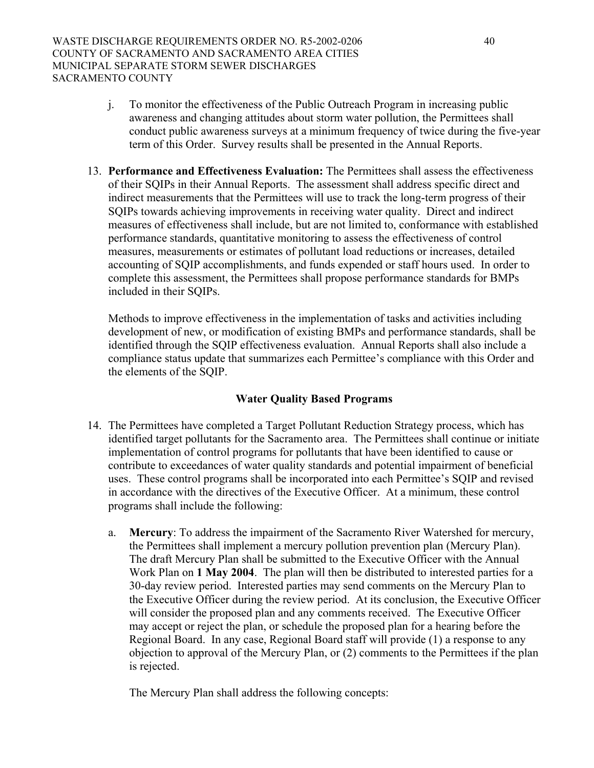j. To monitor the effectiveness of the Public Outreach Program in increasing public awareness and changing attitudes about storm water pollution, the Permittees shall conduct public awareness surveys at a minimum frequency of twice during the five-year term of this Order. Survey results shall be presented in the Annual Reports.

13. **Performance and Effectiveness Evaluation:** The Permittees shall assess the effectiveness of their SQIPs in their Annual Reports. The assessment shall address specific direct and indirect measurements that the Permittees will use to track the long-term progress of their SQIPs towards achieving improvements in receiving water quality. Direct and indirect measures of effectiveness shall include, but are not limited to, conformance with established performance standards, quantitative monitoring to assess the effectiveness of control measures, measurements or estimates of pollutant load reductions or increases, detailed accounting of SQIP accomplishments, and funds expended or staff hours used. In order to complete this assessment, the Permittees shall propose performance standards for BMPs included in their SQIPs.

    Methods to improve effectiveness in the implementation of tasks and activities including development of new, or modification of existing BMPs and performance standards, shall be identified through the SQIP effectiveness evaluation. Annual Reports shall also include a compliance status update that summarizes each Permittee's compliance with this Order and the elements of the SQIP.

**Water Quality Based Programs**

14. The Permittees have completed a Target Pollutant Reduction Strategy process, which has identified target pollutants for the Sacramento area. The Permittees shall continue or initiate implementation of control programs for pollutants that have been identified to cause or contribute to exceedances of water quality standards and potential impairment of beneficial uses. These control programs shall be incorporated into each Permittee's SQIP and revised in accordance with the directives of the Executive Officer. At a minimum, these control programs shall include the following:

    a. **Mercury**: To address the impairment of the Sacramento River Watershed for mercury, the Permittees shall implement a mercury pollution prevention plan (Mercury Plan). The draft Mercury Plan shall be submitted to the Executive Officer with the Annual Work Plan on **1 May 2004**. The plan will then be distributed to interested parties for a 30-day review period. Interested parties may send comments on the Mercury Plan to the Executive Officer during the review period. At its conclusion, the Executive Officer will consider the proposed plan and any comments received. The Executive Officer may accept or reject the plan, or schedule the proposed plan for a hearing before the Regional Board. In any case, Regional Board staff will provide (1) a response to any objection to approval of the Mercury Plan, or (2) comments to the Permittees if the plan is rejected.

       The Mercury Plan shall address the following concepts: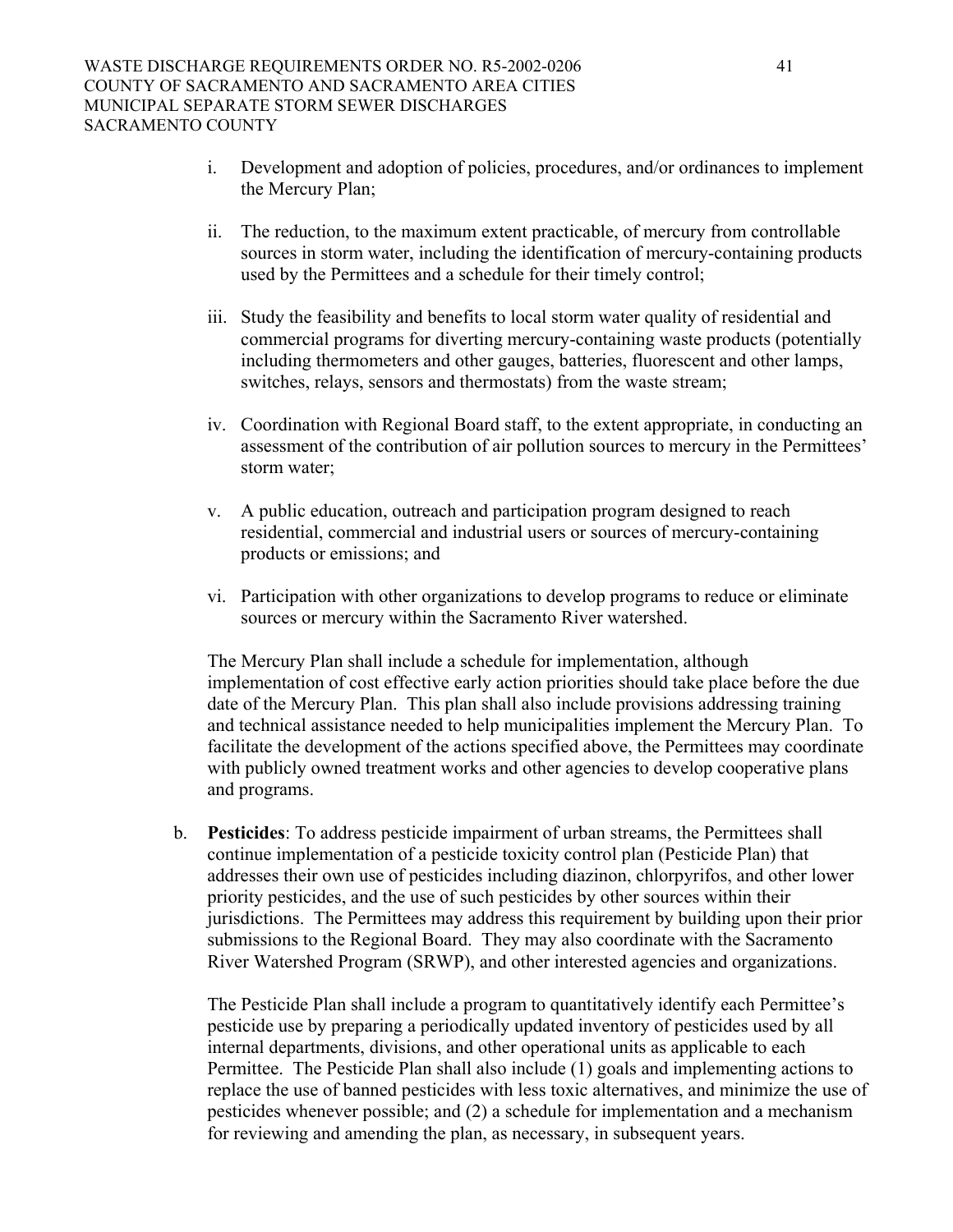i. Development and adoption of policies, procedures, and/or ordinances to implement the Mercury Plan;

ii. The reduction, to the maximum extent practicable, of mercury from controllable sources in storm water, including the identification of mercury-containing products used by the Permittees and a schedule for their timely control;

iii. Study the feasibility and benefits to local storm water quality of residential and commercial programs for diverting mercury-containing waste products (potentially including thermometers and other gauges, batteries, fluorescent and other lamps, switches, relays, sensors and thermostats) from the waste stream;

iv. Coordination with Regional Board staff, to the extent appropriate, in conducting an assessment of the contribution of air pollution sources to mercury in the Permittees' storm water;

v. A public education, outreach and participation program designed to reach residential, commercial and industrial users or sources of mercury-containing products or emissions; and

vi. Participation with other organizations to develop programs to reduce or eliminate sources or mercury within the Sacramento River watershed.

The Mercury Plan shall include a schedule for implementation, although implementation of cost effective early action priorities should take place before the due date of the Mercury Plan. This plan shall also include provisions addressing training and technical assistance needed to help municipalities implement the Mercury Plan. To facilitate the development of the actions specified above, the Permittees may coordinate with publicly owned treatment works and other agencies to develop cooperative plans and programs.

b. **Pesticides**: To address pesticide impairment of urban streams, the Permittees shall continue implementation of a pesticide toxicity control plan (Pesticide Plan) that addresses their own use of pesticides including diazinon, chlorpyrifos, and other lower priority pesticides, and the use of such pesticides by other sources within their jurisdictions. The Permittees may address this requirement by building upon their prior submissions to the Regional Board. They may also coordinate with the Sacramento River Watershed Program (SRWP), and other interested agencies and organizations.

The Pesticide Plan shall include a program to quantitatively identify each Permittee's pesticide use by preparing a periodically updated inventory of pesticides used by all internal departments, divisions, and other operational units as applicable to each Permittee. The Pesticide Plan shall also include (1) goals and implementing actions to replace the use of banned pesticides with less toxic alternatives, and minimize the use of pesticides whenever possible; and (2) a schedule for implementation and a mechanism for reviewing and amending the plan, as necessary, in subsequent years.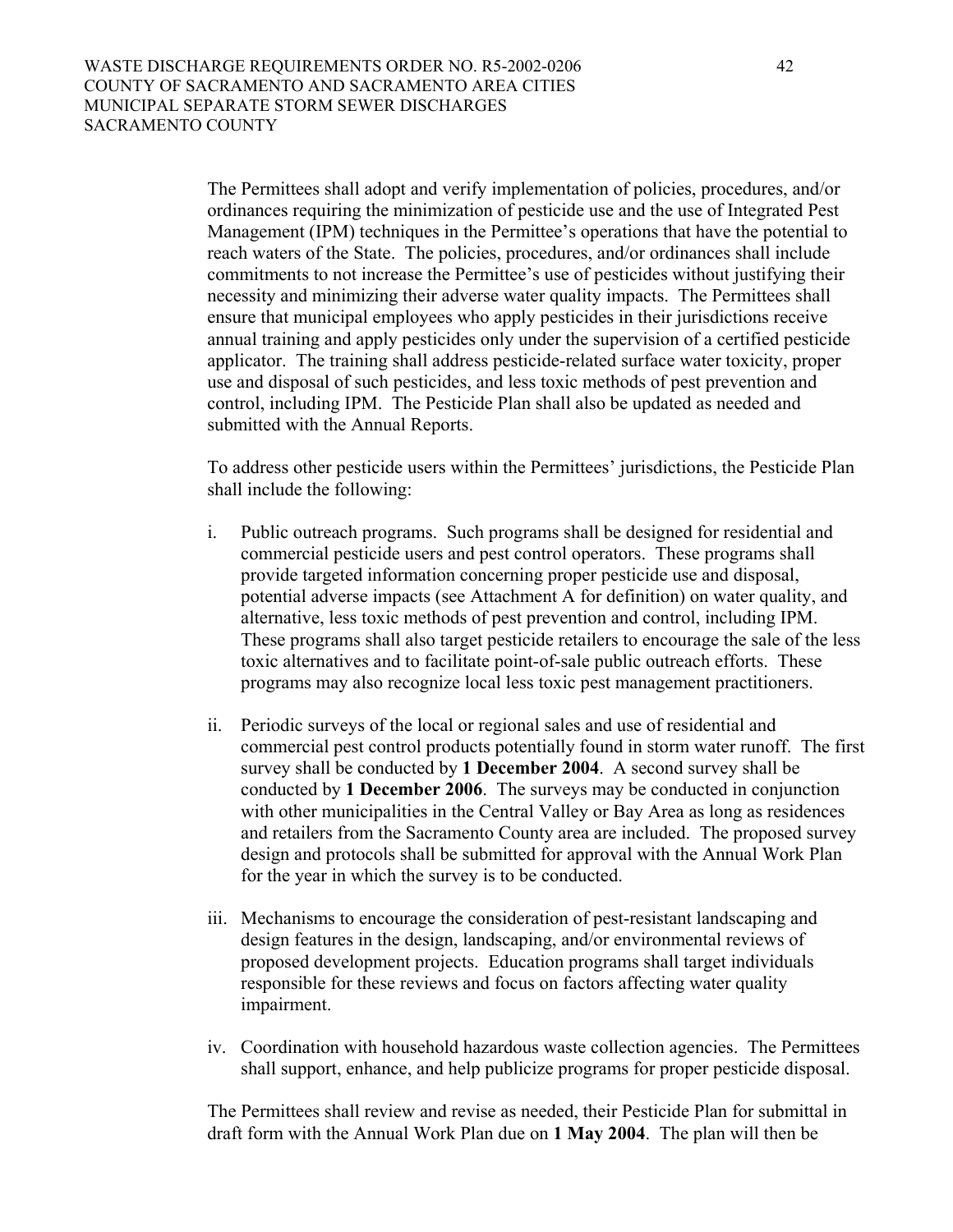The Permittees shall adopt and verify implementation of policies, procedures, and/or ordinances requiring the minimization of pesticide use and the use of Integrated Pest Management (IPM) techniques in the Permittee's operations that have the potential to reach waters of the State. The policies, procedures, and/or ordinances shall include commitments to not increase the Permittee's use of pesticides without justifying their necessity and minimizing their adverse water quality impacts. The Permittees shall ensure that municipal employees who apply pesticides in their jurisdictions receive annual training and apply pesticides only under the supervision of a certified pesticide applicator. The training shall address pesticide-related surface water toxicity, proper use and disposal of such pesticides, and less toxic methods of pest prevention and control, including IPM. The Pesticide Plan shall also be updated as needed and submitted with the Annual Reports.

To address other pesticide users within the Permittees' jurisdictions, the Pesticide Plan shall include the following:

i. Public outreach programs. Such programs shall be designed for residential and commercial pesticide users and pest control operators. These programs shall provide targeted information concerning proper pesticide use and disposal, potential adverse impacts (see Attachment A for definition) on water quality, and alternative, less toxic methods of pest prevention and control, including IPM. These programs shall also target pesticide retailers to encourage the sale of the less toxic alternatives and to facilitate point-of-sale public outreach efforts. These programs may also recognize local less toxic pest management practitioners.

ii. Periodic surveys of the local or regional sales and use of residential and commercial pest control products potentially found in storm water runoff. The first survey shall be conducted by **1 December 2004**. A second survey shall be conducted by **1 December 2006**. The surveys may be conducted in conjunction with other municipalities in the Central Valley or Bay Area as long as residences and retailers from the Sacramento County area are included. The proposed survey design and protocols shall be submitted for approval with the Annual Work Plan for the year in which the survey is to be conducted.

iii. Mechanisms to encourage the consideration of pest-resistant landscaping and design features in the design, landscaping, and/or environmental reviews of proposed development projects. Education programs shall target individuals responsible for these reviews and focus on factors affecting water quality impairment.

iv. Coordination with household hazardous waste collection agencies. The Permittees shall support, enhance, and help publicize programs for proper pesticide disposal.

The Permittees shall review and revise as needed, their Pesticide Plan for submittal in draft form with the Annual Work Plan due on **1 May 2004**. The plan will then be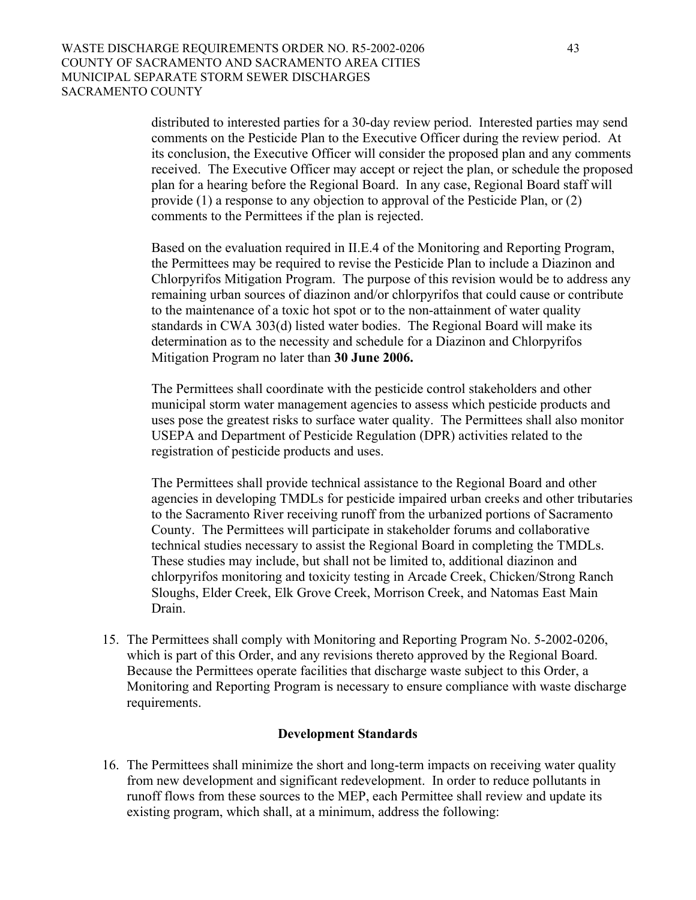distributed to interested parties for a 30-day review period. Interested parties may send comments on the Pesticide Plan to the Executive Officer during the review period. At its conclusion, the Executive Officer will consider the proposed plan and any comments received. The Executive Officer may accept or reject the plan, or schedule the proposed plan for a hearing before the Regional Board. In any case, Regional Board staff will provide (1) a response to any objection to approval of the Pesticide Plan, or (2) comments to the Permittees if the plan is rejected.

Based on the evaluation required in II.E.4 of the Monitoring and Reporting Program, the Permittees may be required to revise the Pesticide Plan to include a Diazinon and Chlorpyrifos Mitigation Program. The purpose of this revision would be to address any remaining urban sources of diazinon and/or chlorpyrifos that could cause or contribute to the maintenance of a toxic hot spot or to the non-attainment of water quality standards in CWA 303(d) listed water bodies. The Regional Board will make its determination as to the necessity and schedule for a Diazinon and Chlorpyrifos Mitigation Program no later than **30 June 2006.**

The Permittees shall coordinate with the pesticide control stakeholders and other municipal storm water management agencies to assess which pesticide products and uses pose the greatest risks to surface water quality. The Permittees shall also monitor USEPA and Department of Pesticide Regulation (DPR) activities related to the registration of pesticide products and uses.

The Permittees shall provide technical assistance to the Regional Board and other agencies in developing TMDLs for pesticide impaired urban creeks and other tributaries to the Sacramento River receiving runoff from the urbanized portions of Sacramento County. The Permittees will participate in stakeholder forums and collaborative technical studies necessary to assist the Regional Board in completing the TMDLs. These studies may include, but shall not be limited to, additional diazinon and chlorpyrifos monitoring and toxicity testing in Arcade Creek, Chicken/Strong Ranch Sloughs, Elder Creek, Elk Grove Creek, Morrison Creek, and Natomas East Main Drain.

15. The Permittees shall comply with Monitoring and Reporting Program No. 5-2002-0206, which is part of this Order, and any revisions thereto approved by the Regional Board. Because the Permittees operate facilities that discharge waste subject to this Order, a Monitoring and Reporting Program is necessary to ensure compliance with waste discharge requirements.

### Development Standards

16. The Permittees shall minimize the short and long-term impacts on receiving water quality from new development and significant redevelopment. In order to reduce pollutants in runoff flows from these sources to the MEP, each Permittee shall review and update its existing program, which shall, at a minimum, address the following: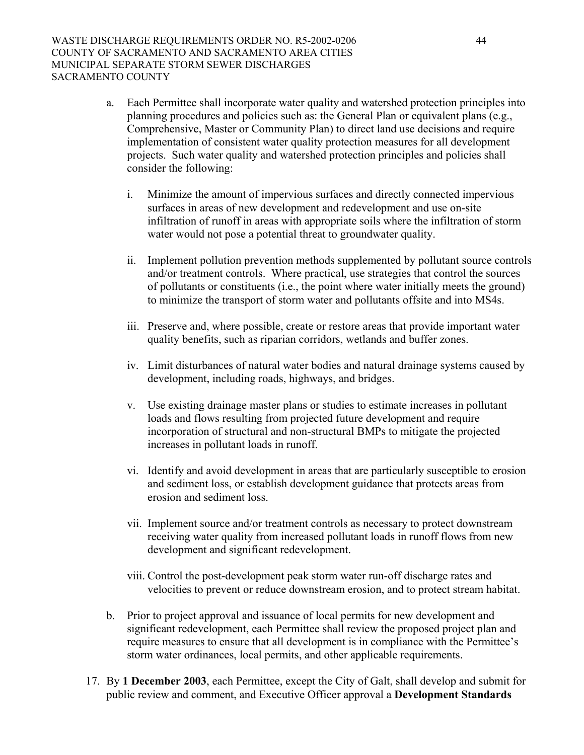a. Each Permittee shall incorporate water quality and watershed protection principles into planning procedures and policies such as: the General Plan or equivalent plans (e.g., Comprehensive, Master or Community Plan) to direct land use decisions and require implementation of consistent water quality protection measures for all development projects. Such water quality and watershed protection principles and policies shall consider the following:

   i. Minimize the amount of impervious surfaces and directly connected impervious surfaces in areas of new development and redevelopment and use on-site infiltration of runoff in areas with appropriate soils where the infiltration of storm water would not pose a potential threat to groundwater quality.

   ii. Implement pollution prevention methods supplemented by pollutant source controls and/or treatment controls. Where practical, use strategies that control the sources of pollutants or constituents (i.e., the point where water initially meets the ground) to minimize the transport of storm water and pollutants offsite and into MS4s.

   iii. Preserve and, where possible, create or restore areas that provide important water quality benefits, such as riparian corridors, wetlands and buffer zones.

   iv. Limit disturbances of natural water bodies and natural drainage systems caused by development, including roads, highways, and bridges.

   v. Use existing drainage master plans or studies to estimate increases in pollutant loads and flows resulting from projected future development and require incorporation of structural and non-structural BMPs to mitigate the projected increases in pollutant loads in runoff.

   vi. Identify and avoid development in areas that are particularly susceptible to erosion and sediment loss, or establish development guidance that protects areas from erosion and sediment loss.

   vii. Implement source and/or treatment controls as necessary to protect downstream receiving water quality from increased pollutant loads in runoff flows from new development and significant redevelopment.

   viii. Control the post-development peak storm water run-off discharge rates and velocities to prevent or reduce downstream erosion, and to protect stream habitat.

b. Prior to project approval and issuance of local permits for new development and significant redevelopment, each Permittee shall review the proposed project plan and require measures to ensure that all development is in compliance with the Permittee's storm water ordinances, local permits, and other applicable requirements.

17. By **1 December 2003**, each Permittee, except the City of Galt, shall develop and submit for public review and comment, and Executive Officer approval a **Development Standards**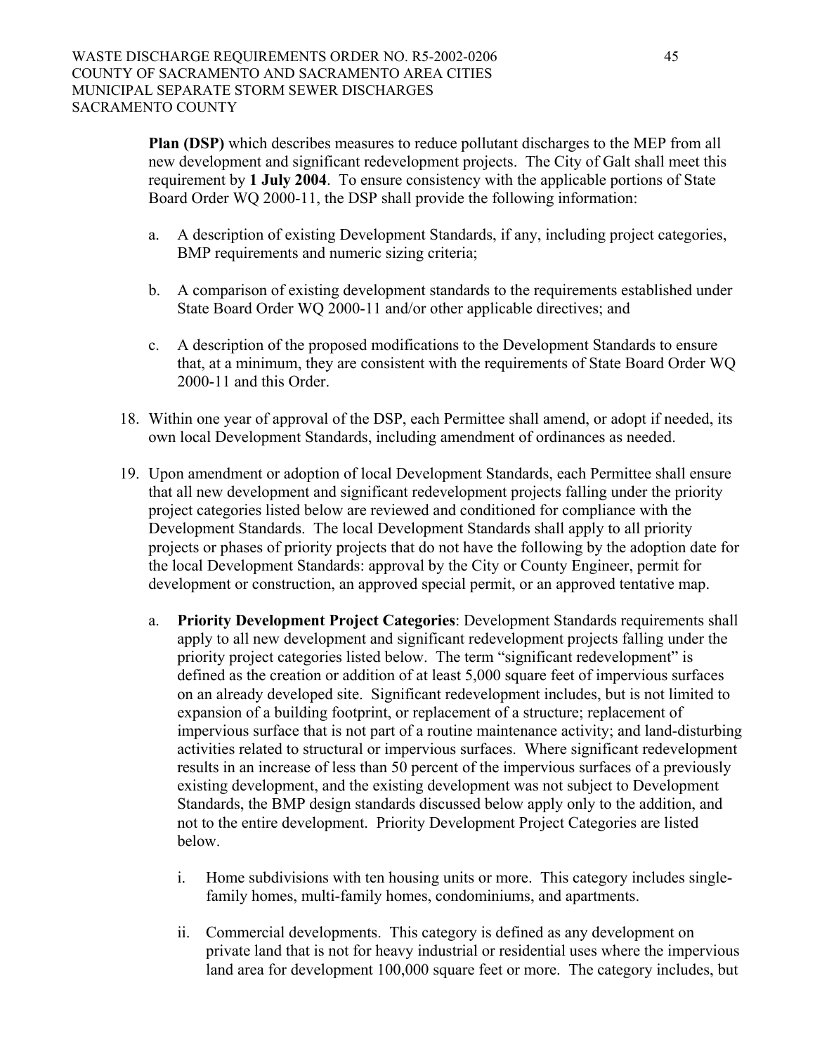**Plan (DSP)** which describes measures to reduce pollutant discharges to the MEP from all new development and significant redevelopment projects. The City of Galt shall meet this requirement by **1 July 2004**. To ensure consistency with the applicable portions of State Board Order WQ 2000-11, the DSP shall provide the following information:

a. A description of existing Development Standards, if any, including project categories, BMP requirements and numeric sizing criteria;

b. A comparison of existing development standards to the requirements established under State Board Order WQ 2000-11 and/or other applicable directives; and

c. A description of the proposed modifications to the Development Standards to ensure that, at a minimum, they are consistent with the requirements of State Board Order WQ 2000-11 and this Order.

18. Within one year of approval of the DSP, each Permittee shall amend, or adopt if needed, its own local Development Standards, including amendment of ordinances as needed.

19. Upon amendment or adoption of local Development Standards, each Permittee shall ensure that all new development and significant redevelopment projects falling under the priority project categories listed below are reviewed and conditioned for compliance with the Development Standards. The local Development Standards shall apply to all priority projects or phases of priority projects that do not have the following by the adoption date for the local Development Standards: approval by the City or County Engineer, permit for development or construction, an approved special permit, or an approved tentative map.

   a. **Priority Development Project Categories**: Development Standards requirements shall apply to all new development and significant redevelopment projects falling under the priority project categories listed below. The term "significant redevelopment" is defined as the creation or addition of at least 5,000 square feet of impervious surfaces on an already developed site. Significant redevelopment includes, but is not limited to expansion of a building footprint, or replacement of a structure; replacement of impervious surface that is not part of a routine maintenance activity; and land-disturbing activities related to structural or impervious surfaces. Where significant redevelopment results in an increase of less than 50 percent of the impervious surfaces of a previously existing development, and the existing development was not subject to Development Standards, the BMP design standards discussed below apply only to the addition, and not to the entire development. Priority Development Project Categories are listed below.

      i. Home subdivisions with ten housing units or more. This category includes single-family homes, multi-family homes, condominiums, and apartments.

      ii. Commercial developments. This category is defined as any development on private land that is not for heavy industrial or residential uses where the impervious land area for development 100,000 square feet or more. The category includes, but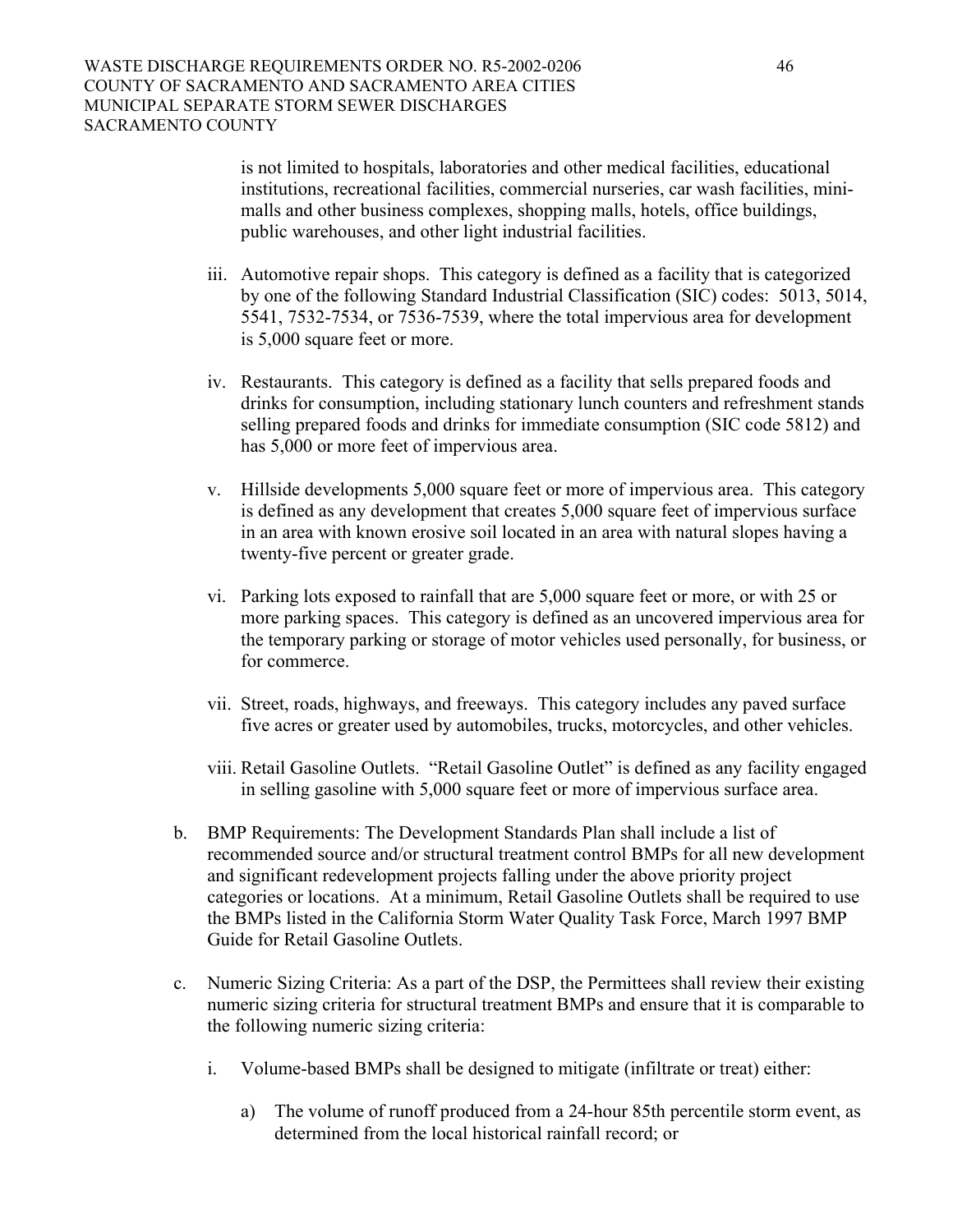is not limited to hospitals, laboratories and other medical facilities, educational institutions, recreational facilities, commercial nurseries, car wash facilities, mini-malls and other business complexes, shopping malls, hotels, office buildings, public warehouses, and other light industrial facilities.

iii. Automotive repair shops. This category is defined as a facility that is categorized by one of the following Standard Industrial Classification (SIC) codes: 5013, 5014, 5541, 7532-7534, or 7536-7539, where the total impervious area for development is 5,000 square feet or more.

iv. Restaurants. This category is defined as a facility that sells prepared foods and drinks for consumption, including stationary lunch counters and refreshment stands selling prepared foods and drinks for immediate consumption (SIC code 5812) and has 5,000 or more feet of impervious area.

v. Hillside developments 5,000 square feet or more of impervious area. This category is defined as any development that creates 5,000 square feet of impervious surface in an area with known erosive soil located in an area with natural slopes having a twenty-five percent or greater grade.

vi. Parking lots exposed to rainfall that are 5,000 square feet or more, or with 25 or more parking spaces. This category is defined as an uncovered impervious area for the temporary parking or storage of motor vehicles used personally, for business, or for commerce.

vii. Street, roads, highways, and freeways. This category includes any paved surface five acres or greater used by automobiles, trucks, motorcycles, and other vehicles.

viii. Retail Gasoline Outlets. "Retail Gasoline Outlet" is defined as any facility engaged in selling gasoline with 5,000 square feet or more of impervious surface area.

b. BMP Requirements: The Development Standards Plan shall include a list of recommended source and/or structural treatment control BMPs for all new development and significant redevelopment projects falling under the above priority project categories or locations. At a minimum, Retail Gasoline Outlets shall be required to use the BMPs listed in the California Storm Water Quality Task Force, March 1997 BMP Guide for Retail Gasoline Outlets.

c. Numeric Sizing Criteria: As a part of the DSP, the Permittees shall review their existing numeric sizing criteria for structural treatment BMPs and ensure that it is comparable to the following numeric sizing criteria:

i. Volume-based BMPs shall be designed to mitigate (infiltrate or treat) either:

a) The volume of runoff produced from a 24-hour 85th percentile storm event, as determined from the local historical rainfall record; or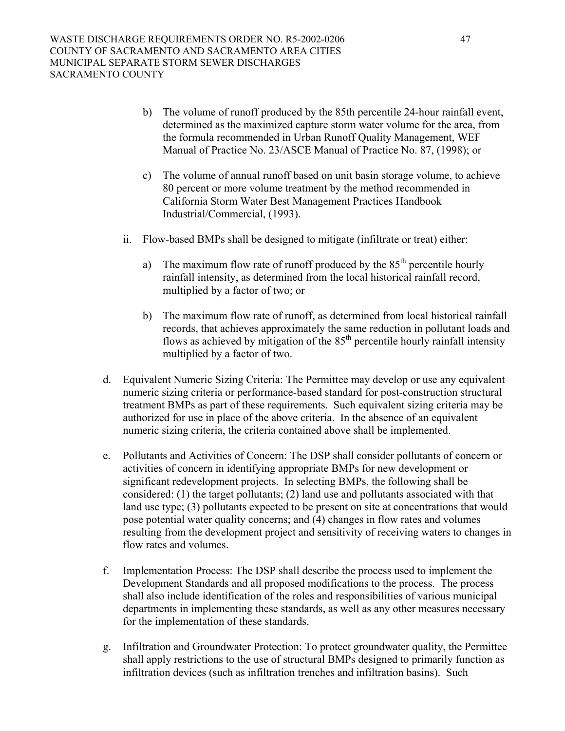b) The volume of runoff produced by the 85th percentile 24-hour rainfall event, determined as the maximized capture storm water volume for the area, from the formula recommended in Urban Runoff Quality Management, WEF Manual of Practice No. 23/ASCE Manual of Practice No. 87, (1998); or

c) The volume of annual runoff based on unit basin storage volume, to achieve 80 percent or more volume treatment by the method recommended in California Storm Water Best Management Practices Handbook – Industrial/Commercial, (1993).

ii. Flow-based BMPs shall be designed to mitigate (infiltrate or treat) either:

a) The maximum flow rate of runoff produced by the 85$^{th}$ percentile hourly rainfall intensity, as determined from the local historical rainfall record, multiplied by a factor of two; or

b) The maximum flow rate of runoff, as determined from local historical rainfall records, that achieves approximately the same reduction in pollutant loads and flows as achieved by mitigation of the 85$^{th}$ percentile hourly rainfall intensity multiplied by a factor of two.

d. Equivalent Numeric Sizing Criteria: The Permittee may develop or use any equivalent numeric sizing criteria or performance-based standard for post-construction structural treatment BMPs as part of these requirements. Such equivalent sizing criteria may be authorized for use in place of the above criteria. In the absence of an equivalent numeric sizing criteria, the criteria contained above shall be implemented.

e. Pollutants and Activities of Concern: The DSP shall consider pollutants of concern or activities of concern in identifying appropriate BMPs for new development or significant redevelopment projects. In selecting BMPs, the following shall be considered: (1) the target pollutants; (2) land use and pollutants associated with that land use type; (3) pollutants expected to be present on site at concentrations that would pose potential water quality concerns; and (4) changes in flow rates and volumes resulting from the development project and sensitivity of receiving waters to changes in flow rates and volumes.

f. Implementation Process: The DSP shall describe the process used to implement the Development Standards and all proposed modifications to the process. The process shall also include identification of the roles and responsibilities of various municipal departments in implementing these standards, as well as any other measures necessary for the implementation of these standards.

g. Infiltration and Groundwater Protection: To protect groundwater quality, the Permittee shall apply restrictions to the use of structural BMPs designed to primarily function as infiltration devices (such as infiltration trenches and infiltration basins). Such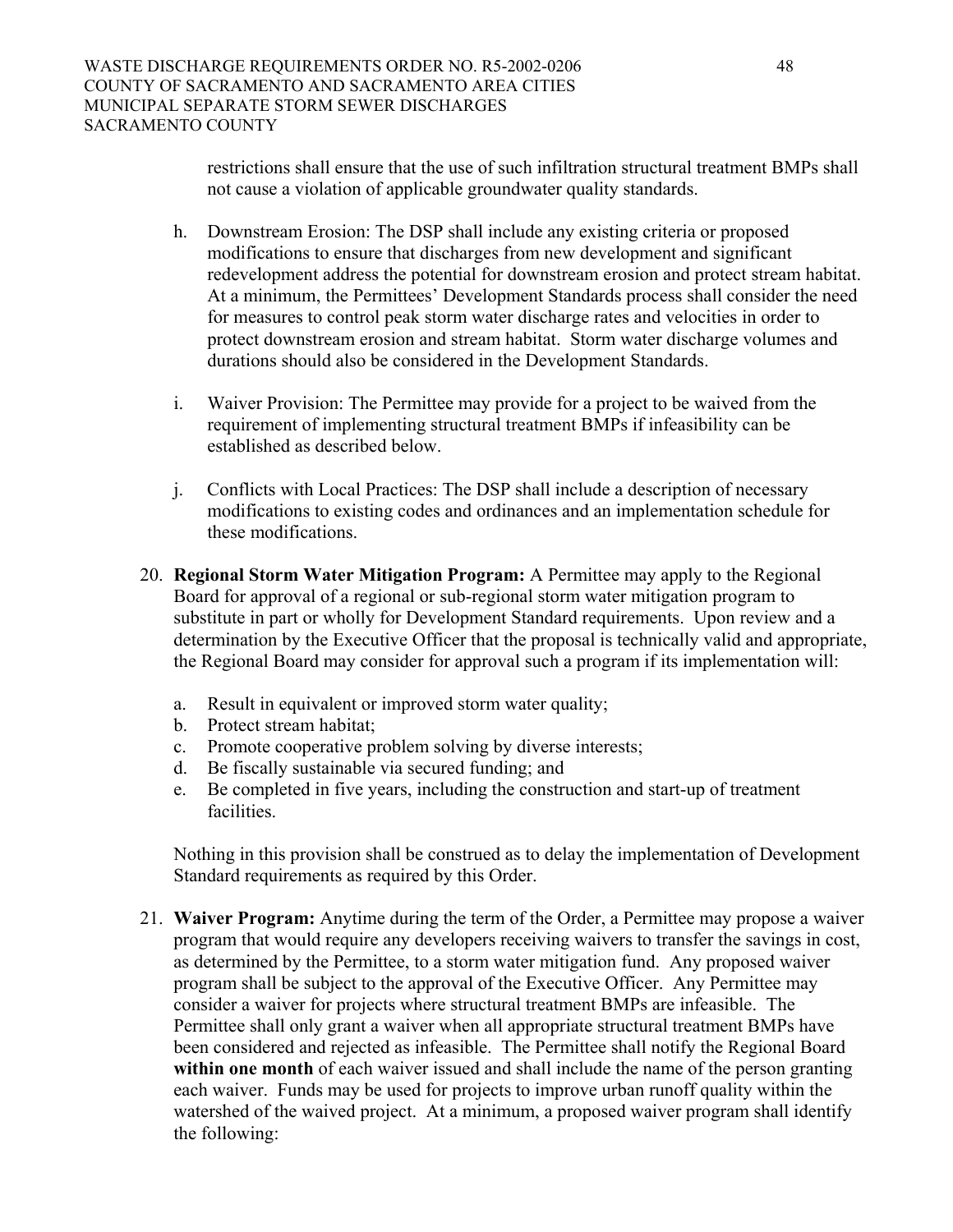restrictions shall ensure that the use of such infiltration structural treatment BMPs shall not cause a violation of applicable groundwater quality standards.

h. Downstream Erosion: The DSP shall include any existing criteria or proposed modifications to ensure that discharges from new development and significant redevelopment address the potential for downstream erosion and protect stream habitat. At a minimum, the Permittees' Development Standards process shall consider the need for measures to control peak storm water discharge rates and velocities in order to protect downstream erosion and stream habitat. Storm water discharge volumes and durations should also be considered in the Development Standards.

i. Waiver Provision: The Permittee may provide for a project to be waived from the requirement of implementing structural treatment BMPs if infeasibility can be established as described below.

j. Conflicts with Local Practices: The DSP shall include a description of necessary modifications to existing codes and ordinances and an implementation schedule for these modifications.

20. **Regional Storm Water Mitigation Program:** A Permittee may apply to the Regional Board for approval of a regional or sub-regional storm water mitigation program to substitute in part or wholly for Development Standard requirements. Upon review and a determination by the Executive Officer that the proposal is technically valid and appropriate, the Regional Board may consider for approval such a program if its implementation will:

    a. Result in equivalent or improved storm water quality;
    b. Protect stream habitat;
    c. Promote cooperative problem solving by diverse interests;
    d. Be fiscally sustainable via secured funding; and
    e. Be completed in five years, including the construction and start-up of treatment facilities.

    Nothing in this provision shall be construed as to delay the implementation of Development Standard requirements as required by this Order.

21. **Waiver Program:** Anytime during the term of the Order, a Permittee may propose a waiver program that would require any developers receiving waivers to transfer the savings in cost, as determined by the Permittee, to a storm water mitigation fund. Any proposed waiver program shall be subject to the approval of the Executive Officer. Any Permittee may consider a waiver for projects where structural treatment BMPs are infeasible. The Permittee shall only grant a waiver when all appropriate structural treatment BMPs have been considered and rejected as infeasible. The Permittee shall notify the Regional Board **within one month** of each waiver issued and shall include the name of the person granting each waiver. Funds may be used for projects to improve urban runoff quality within the watershed of the waived project. At a minimum, a proposed waiver program shall identify the following: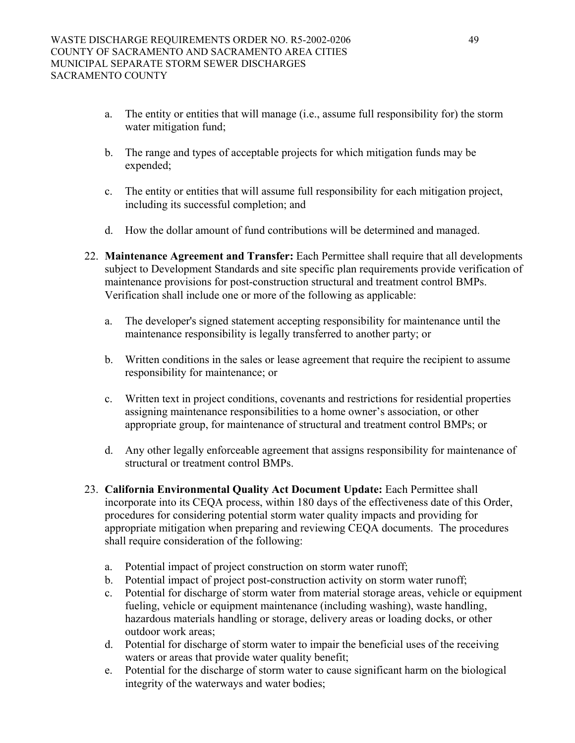a. The entity or entities that will manage (i.e., assume full responsibility for) the storm water mitigation fund;

b. The range and types of acceptable projects for which mitigation funds may be expended;

c. The entity or entities that will assume full responsibility for each mitigation project, including its successful completion; and

d. How the dollar amount of fund contributions will be determined and managed.

22. **Maintenance Agreement and Transfer:** Each Permittee shall require that all developments subject to Development Standards and site specific plan requirements provide verification of maintenance provisions for post-construction structural and treatment control BMPs. Verification shall include one or more of the following as applicable:

    a. The developer's signed statement accepting responsibility for maintenance until the maintenance responsibility is legally transferred to another party; or

    b. Written conditions in the sales or lease agreement that require the recipient to assume responsibility for maintenance; or

    c. Written text in project conditions, covenants and restrictions for residential properties assigning maintenance responsibilities to a home owner's association, or other appropriate group, for maintenance of structural and treatment control BMPs; or

    d. Any other legally enforceable agreement that assigns responsibility for maintenance of structural or treatment control BMPs.

23. **California Environmental Quality Act Document Update:** Each Permittee shall incorporate into its CEQA process, within 180 days of the effectiveness date of this Order, procedures for considering potential storm water quality impacts and providing for appropriate mitigation when preparing and reviewing CEQA documents. The procedures shall require consideration of the following:

    a. Potential impact of project construction on storm water runoff;
    b. Potential impact of project post-construction activity on storm water runoff;
    c. Potential for discharge of storm water from material storage areas, vehicle or equipment fueling, vehicle or equipment maintenance (including washing), waste handling, hazardous materials handling or storage, delivery areas or loading docks, or other outdoor work areas;
    d. Potential for discharge of storm water to impair the beneficial uses of the receiving waters or areas that provide water quality benefit;
    e. Potential for the discharge of storm water to cause significant harm on the biological integrity of the waterways and water bodies;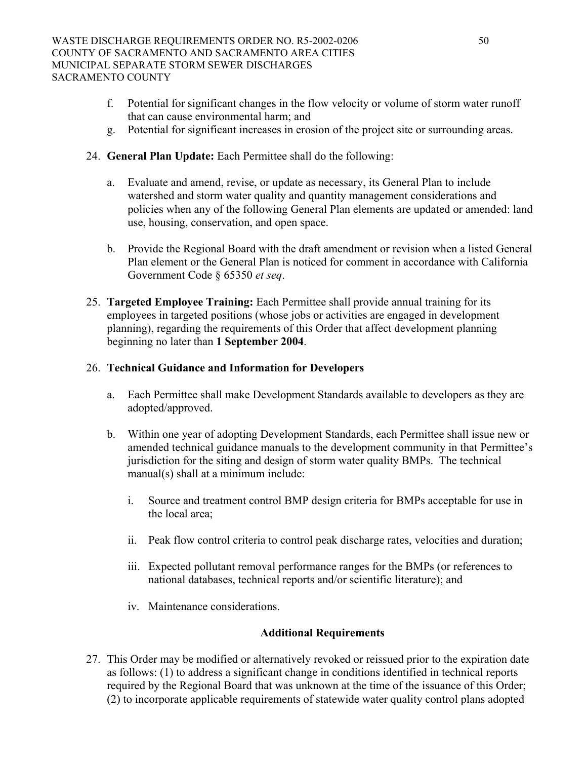f. Potential for significant changes in the flow velocity or volume of storm water runoff that can cause environmental harm; and
g. Potential for significant increases in erosion of the project site or surrounding areas.

24. **General Plan Update:** Each Permittee shall do the following:

    a. Evaluate and amend, revise, or update as necessary, its General Plan to include watershed and storm water quality and quantity management considerations and policies when any of the following General Plan elements are updated or amended: land use, housing, conservation, and open space.

    b. Provide the Regional Board with the draft amendment or revision when a listed General Plan element or the General Plan is noticed for comment in accordance with California Government Code § 65350 *et seq*.

25. **Targeted Employee Training:** Each Permittee shall provide annual training for its employees in targeted positions (whose jobs or activities are engaged in development planning), regarding the requirements of this Order that affect development planning beginning no later than **1 September 2004**.

26. **Technical Guidance and Information for Developers**

    a. Each Permittee shall make Development Standards available to developers as they are adopted/approved.

    b. Within one year of adopting Development Standards, each Permittee shall issue new or amended technical guidance manuals to the development community in that Permittee's jurisdiction for the siting and design of storm water quality BMPs. The technical manual(s) shall at a minimum include:

        i. Source and treatment control BMP design criteria for BMPs acceptable for use in the local area;

        ii. Peak flow control criteria to control peak discharge rates, velocities and duration;

        iii. Expected pollutant removal performance ranges for the BMPs (or references to national databases, technical reports and/or scientific literature); and

        iv. Maintenance considerations.

### Additional Requirements

27. This Order may be modified or alternatively revoked or reissued prior to the expiration date as follows: (1) to address a significant change in conditions identified in technical reports required by the Regional Board that was unknown at the time of the issuance of this Order; (2) to incorporate applicable requirements of statewide water quality control plans adopted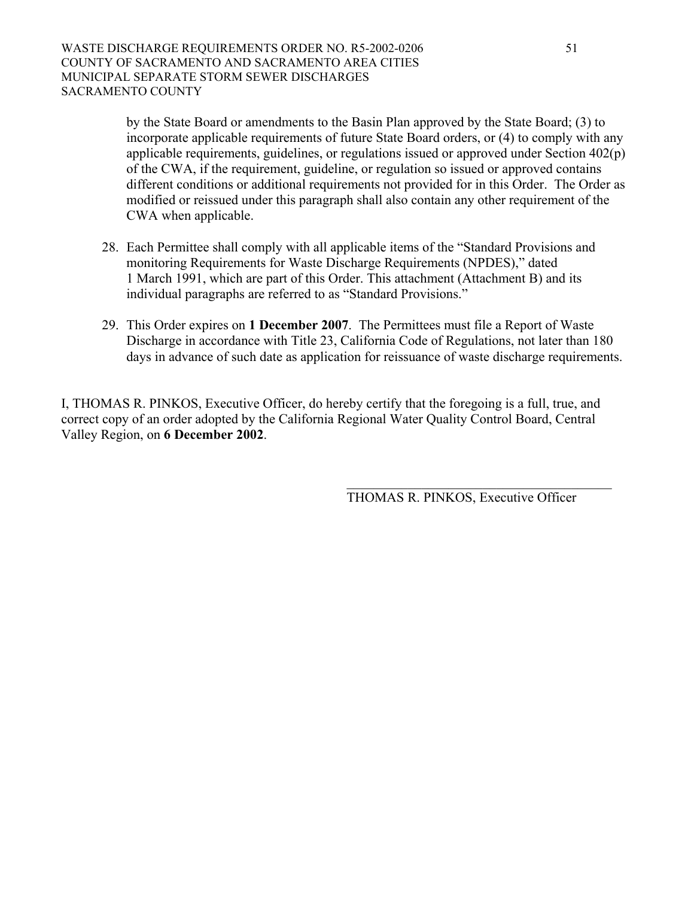by the State Board or amendments to the Basin Plan approved by the State Board; (3) to incorporate applicable requirements of future State Board orders, or (4) to comply with any applicable requirements, guidelines, or regulations issued or approved under Section 402(p) of the CWA, if the requirement, guideline, or regulation so issued or approved contains different conditions or additional requirements not provided for in this Order. The Order as modified or reissued under this paragraph shall also contain any other requirement of the CWA when applicable.

28. Each Permittee shall comply with all applicable items of the "Standard Provisions and monitoring Requirements for Waste Discharge Requirements (NPDES)," dated 1 March 1991, which are part of this Order. This attachment (Attachment B) and its individual paragraphs are referred to as "Standard Provisions."

29. This Order expires on **1 December 2007**. The Permittees must file a Report of Waste Discharge in accordance with Title 23, California Code of Regulations, not later than 180 days in advance of such date as application for reissuance of waste discharge requirements.

I, THOMAS R. PINKOS, Executive Officer, do hereby certify that the foregoing is a full, true, and correct copy of an order adopted by the California Regional Water Quality Control Board, Central Valley Region, on **6 December 2002**.

THOMAS R. PINKOS, Executive Officer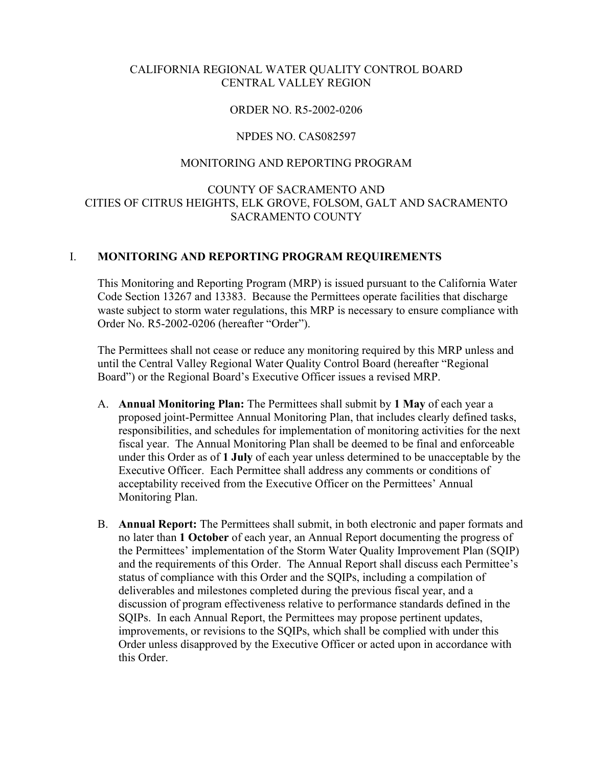CALIFORNIA REGIONAL WATER QUALITY CONTROL BOARD
CENTRAL VALLEY REGION

ORDER NO. R5-2002-0206

NPDES NO. CAS082597

MONITORING AND REPORTING PROGRAM

COUNTY OF SACRAMENTO AND
CITIES OF CITRUS HEIGHTS, ELK GROVE, FOLSOM, GALT AND SACRAMENTO
SACRAMENTO COUNTY

## I. MONITORING AND REPORTING PROGRAM REQUIREMENTS

This Monitoring and Reporting Program (MRP) is issued pursuant to the California Water Code Section 13267 and 13383. Because the Permittees operate facilities that discharge waste subject to storm water regulations, this MRP is necessary to ensure compliance with Order No. R5-2002-0206 (hereafter "Order").

The Permittees shall not cease or reduce any monitoring required by this MRP unless and until the Central Valley Regional Water Quality Control Board (hereafter "Regional Board") or the Regional Board's Executive Officer issues a revised MRP.

A. **Annual Monitoring Plan:** The Permittees shall submit by **1 May** of each year a proposed joint-Permittee Annual Monitoring Plan, that includes clearly defined tasks, responsibilities, and schedules for implementation of monitoring activities for the next fiscal year. The Annual Monitoring Plan shall be deemed to be final and enforceable under this Order as of **1 July** of each year unless determined to be unacceptable by the Executive Officer. Each Permittee shall address any comments or conditions of acceptability received from the Executive Officer on the Permittees' Annual Monitoring Plan.

B. **Annual Report:** The Permittees shall submit, in both electronic and paper formats and no later than **1 October** of each year, an Annual Report documenting the progress of the Permittees' implementation of the Storm Water Quality Improvement Plan (SQIP) and the requirements of this Order. The Annual Report shall discuss each Permittee's status of compliance with this Order and the SQIPs, including a compilation of deliverables and milestones completed during the previous fiscal year, and a discussion of program effectiveness relative to performance standards defined in the SQIPs. In each Annual Report, the Permittees may propose pertinent updates, improvements, or revisions to the SQIPs, which shall be complied with under this Order unless disapproved by the Executive Officer or acted upon in accordance with this Order.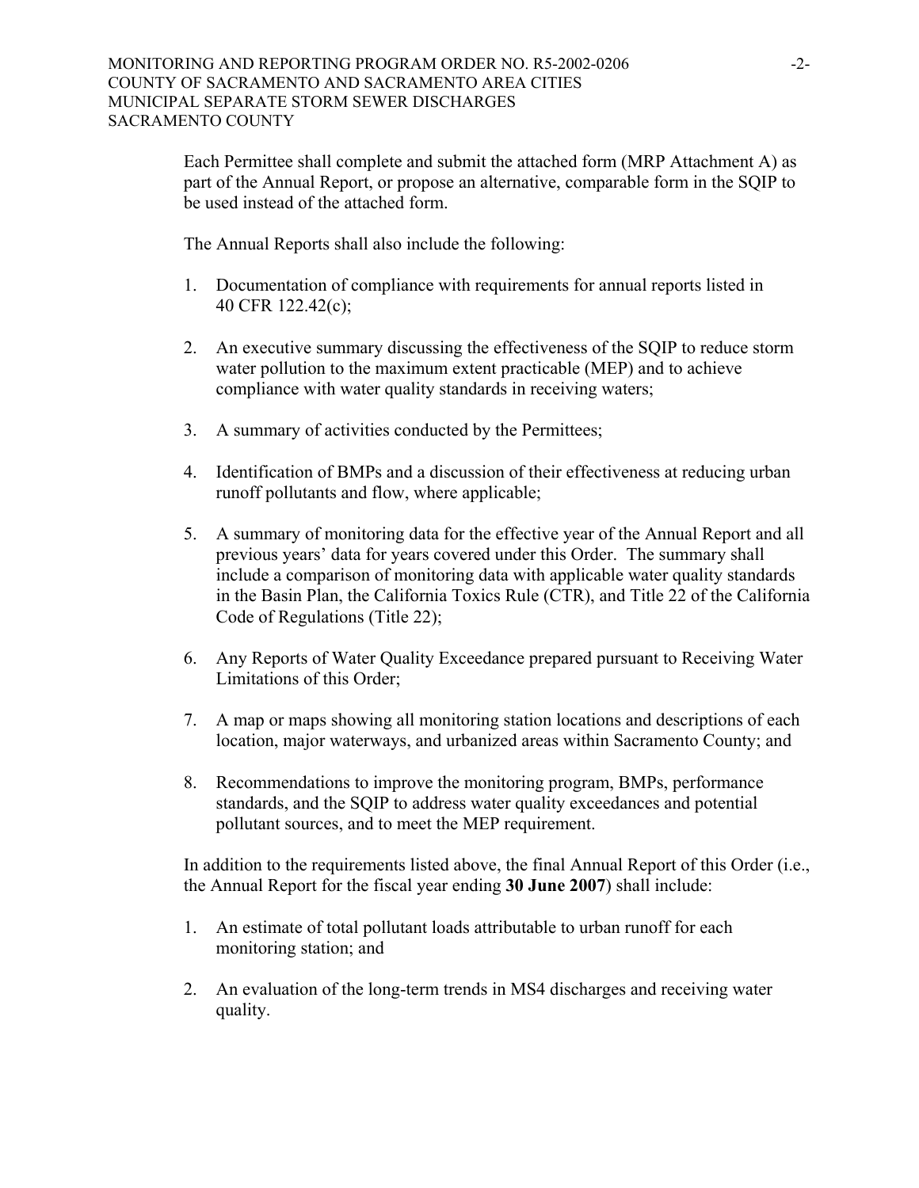Each Permittee shall complete and submit the attached form (MRP Attachment A) as part of the Annual Report, or propose an alternative, comparable form in the SQIP to be used instead of the attached form.

The Annual Reports shall also include the following:

1. Documentation of compliance with requirements for annual reports listed in 40 CFR 122.42(c);

2. An executive summary discussing the effectiveness of the SQIP to reduce storm water pollution to the maximum extent practicable (MEP) and to achieve compliance with water quality standards in receiving waters;

3. A summary of activities conducted by the Permittees;

4. Identification of BMPs and a discussion of their effectiveness at reducing urban runoff pollutants and flow, where applicable;

5. A summary of monitoring data for the effective year of the Annual Report and all previous years' data for years covered under this Order. The summary shall include a comparison of monitoring data with applicable water quality standards in the Basin Plan, the California Toxics Rule (CTR), and Title 22 of the California Code of Regulations (Title 22);

6. Any Reports of Water Quality Exceedance prepared pursuant to Receiving Water Limitations of this Order;

7. A map or maps showing all monitoring station locations and descriptions of each location, major waterways, and urbanized areas within Sacramento County; and

8. Recommendations to improve the monitoring program, BMPs, performance standards, and the SQIP to address water quality exceedances and potential pollutant sources, and to meet the MEP requirement.

In addition to the requirements listed above, the final Annual Report of this Order (i.e., the Annual Report for the fiscal year ending **30 June 2007**) shall include:

1. An estimate of total pollutant loads attributable to urban runoff for each monitoring station; and

2. An evaluation of the long-term trends in MS4 discharges and receiving water quality.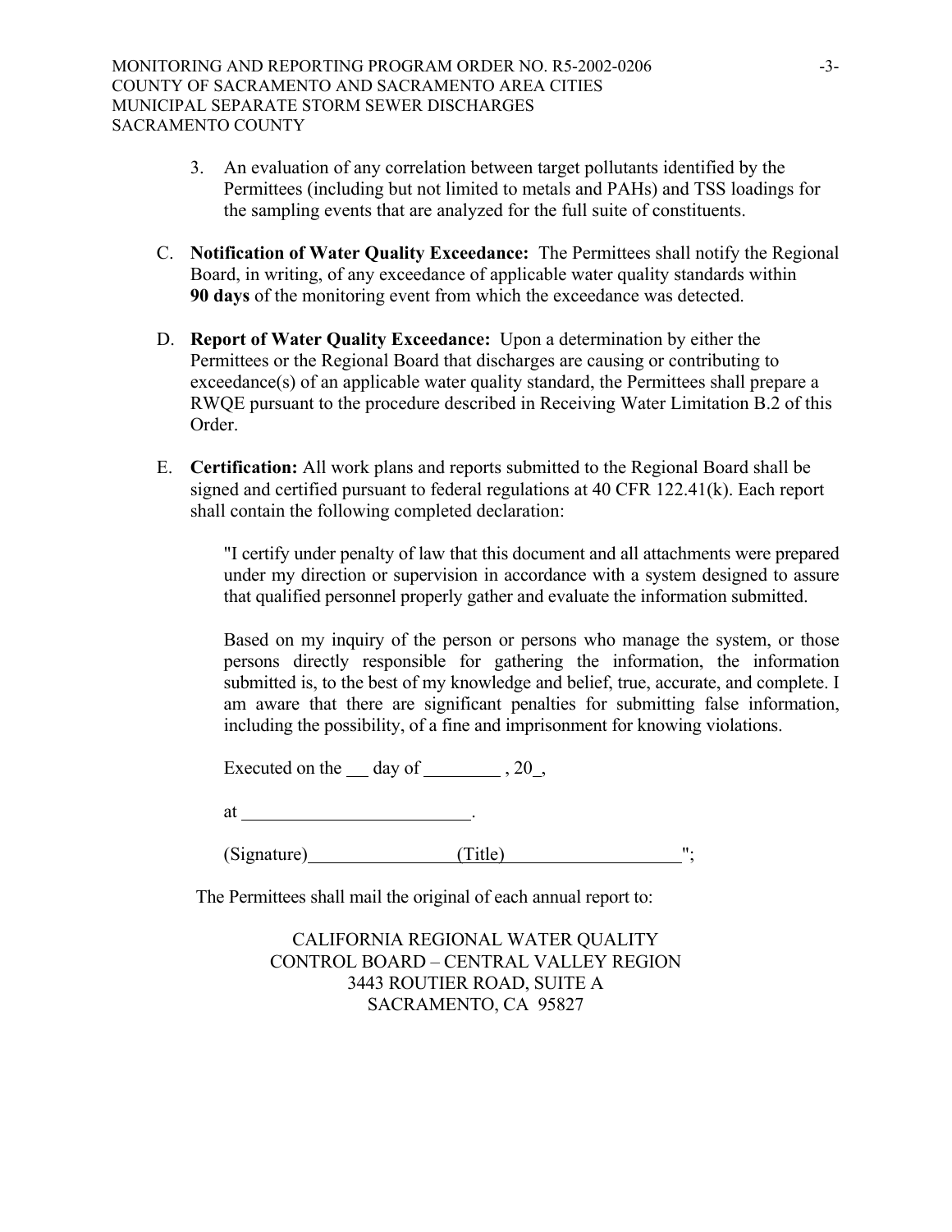3. An evaluation of any correlation between target pollutants identified by the Permittees (including but not limited to metals and PAHs) and TSS loadings for the sampling events that are analyzed for the full suite of constituents.

C. **Notification of Water Quality Exceedance:** The Permittees shall notify the Regional Board, in writing, of any exceedance of applicable water quality standards within **90 days** of the monitoring event from which the exceedance was detected.

D. **Report of Water Quality Exceedance:** Upon a determination by either the Permittees or the Regional Board that discharges are causing or contributing to exceedance(s) of an applicable water quality standard, the Permittees shall prepare a RWQE pursuant to the procedure described in Receiving Water Limitation B.2 of this Order.

E. **Certification:** All work plans and reports submitted to the Regional Board shall be signed and certified pursuant to federal regulations at 40 CFR 122.41(k). Each report shall contain the following completed declaration:

> "I certify under penalty of law that this document and all attachments were prepared under my direction or supervision in accordance with a system designed to assure that qualified personnel properly gather and evaluate the information submitted.
>
> Based on my inquiry of the person or persons who manage the system, or those persons directly responsible for gathering the information, the information submitted is, to the best of my knowledge and belief, true, accurate, and complete. I am aware that there are significant penalties for submitting false information, including the possibility, of a fine and imprisonment for knowing violations.
>
> Executed on the ___ day of ________ , 20_,
>
> at _________________________.
>
> (Signature)________________(Title)___________________";

The Permittees shall mail the original of each annual report to:

CALIFORNIA REGIONAL WATER QUALITY
CONTROL BOARD – CENTRAL VALLEY REGION
3443 ROUTIER ROAD, SUITE A
SACRAMENTO, CA 95827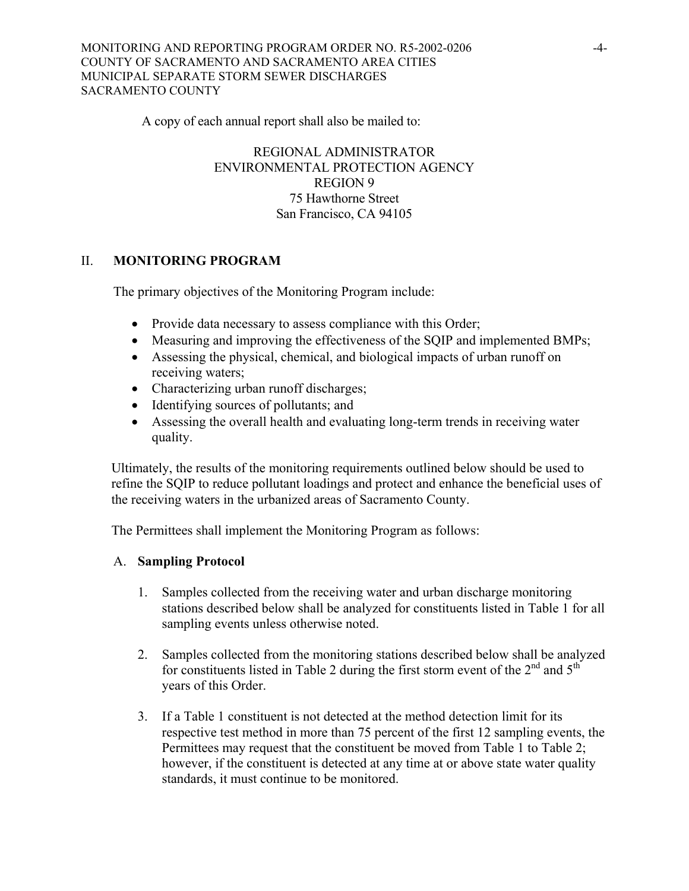A copy of each annual report shall also be mailed to:

REGIONAL ADMINISTRATOR
ENVIRONMENTAL PROTECTION AGENCY
REGION 9
75 Hawthorne Street
San Francisco, CA 94105

## II. MONITORING PROGRAM

The primary objectives of the Monitoring Program include:

- Provide data necessary to assess compliance with this Order;
- Measuring and improving the effectiveness of the SQIP and implemented BMPs;
- Assessing the physical, chemical, and biological impacts of urban runoff on receiving waters;
- Characterizing urban runoff discharges;
- Identifying sources of pollutants; and
- Assessing the overall health and evaluating long-term trends in receiving water quality.

Ultimately, the results of the monitoring requirements outlined below should be used to refine the SQIP to reduce pollutant loadings and protect and enhance the beneficial uses of the receiving waters in the urbanized areas of Sacramento County.

The Permittees shall implement the Monitoring Program as follows:

### A. Sampling Protocol

1. Samples collected from the receiving water and urban discharge monitoring stations described below shall be analyzed for constituents listed in Table 1 for all sampling events unless otherwise noted.

2. Samples collected from the monitoring stations described below shall be analyzed for constituents listed in Table 2 during the first storm event of the 2nd and 5th years of this Order.

3. If a Table 1 constituent is not detected at the method detection limit for its respective test method in more than 75 percent of the first 12 sampling events, the Permittees may request that the constituent be moved from Table 1 to Table 2; however, if the constituent is detected at any time at or above state water quality standards, it must continue to be monitored.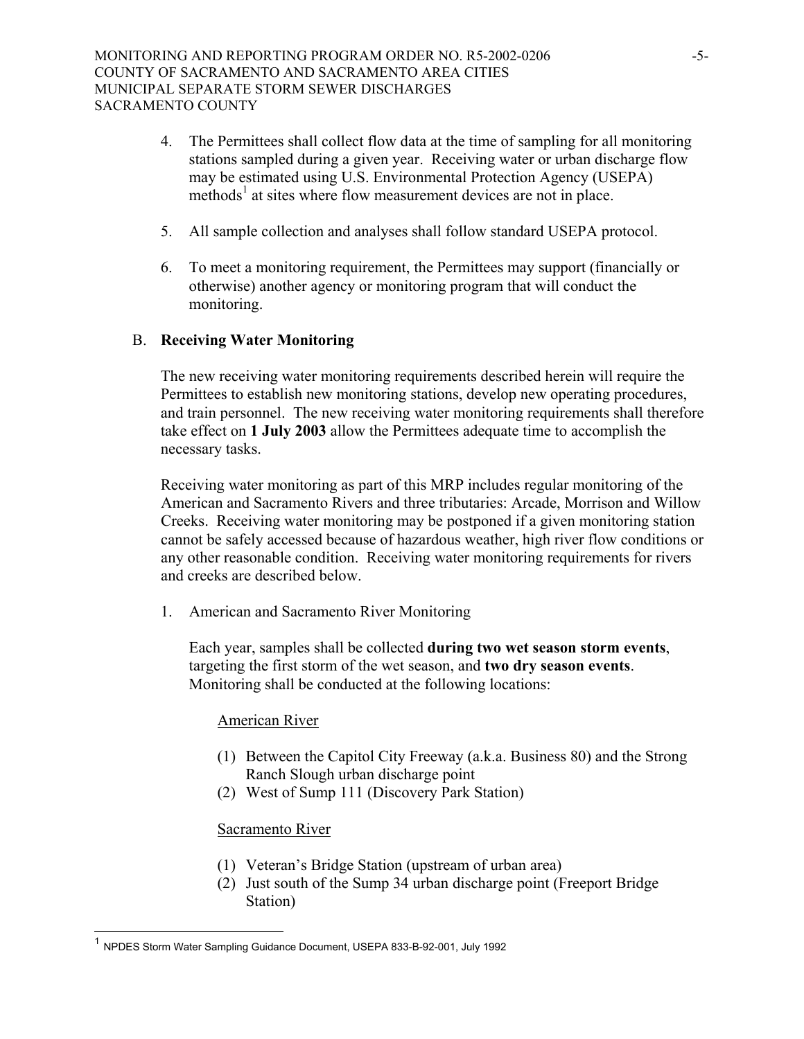4. The Permittees shall collect flow data at the time of sampling for all monitoring stations sampled during a given year. Receiving water or urban discharge flow may be estimated using U.S. Environmental Protection Agency (USEPA) methods[1] at sites where flow measurement devices are not in place.

5. All sample collection and analyses shall follow standard USEPA protocol.

6. To meet a monitoring requirement, the Permittees may support (financially or otherwise) another agency or monitoring program that will conduct the monitoring.

B. **Receiving Water Monitoring**

The new receiving water monitoring requirements described herein will require the Permittees to establish new monitoring stations, develop new operating procedures, and train personnel. The new receiving water monitoring requirements shall therefore take effect on **1 July 2003** allow the Permittees adequate time to accomplish the necessary tasks.

Receiving water monitoring as part of this MRP includes regular monitoring of the American and Sacramento Rivers and three tributaries: Arcade, Morrison and Willow Creeks. Receiving water monitoring may be postponed if a given monitoring station cannot be safely accessed because of hazardous weather, high river flow conditions or any other reasonable condition. Receiving water monitoring requirements for rivers and creeks are described below.

1. American and Sacramento River Monitoring

   Each year, samples shall be collected **during two wet season storm events**, targeting the first storm of the wet season, and **two dry season events**. Monitoring shall be conducted at the following locations:

   American River

   (1) Between the Capitol City Freeway (a.k.a. Business 80) and the Strong Ranch Slough urban discharge point
   (2) West of Sump 111 (Discovery Park Station)

   Sacramento River

   (1) Veteran's Bridge Station (upstream of urban area)
   (2) Just south of the Sump 34 urban discharge point (Freeport Bridge Station)

[1] NPDES Storm Water Sampling Guidance Document, USEPA 833-B-92-001, July 1992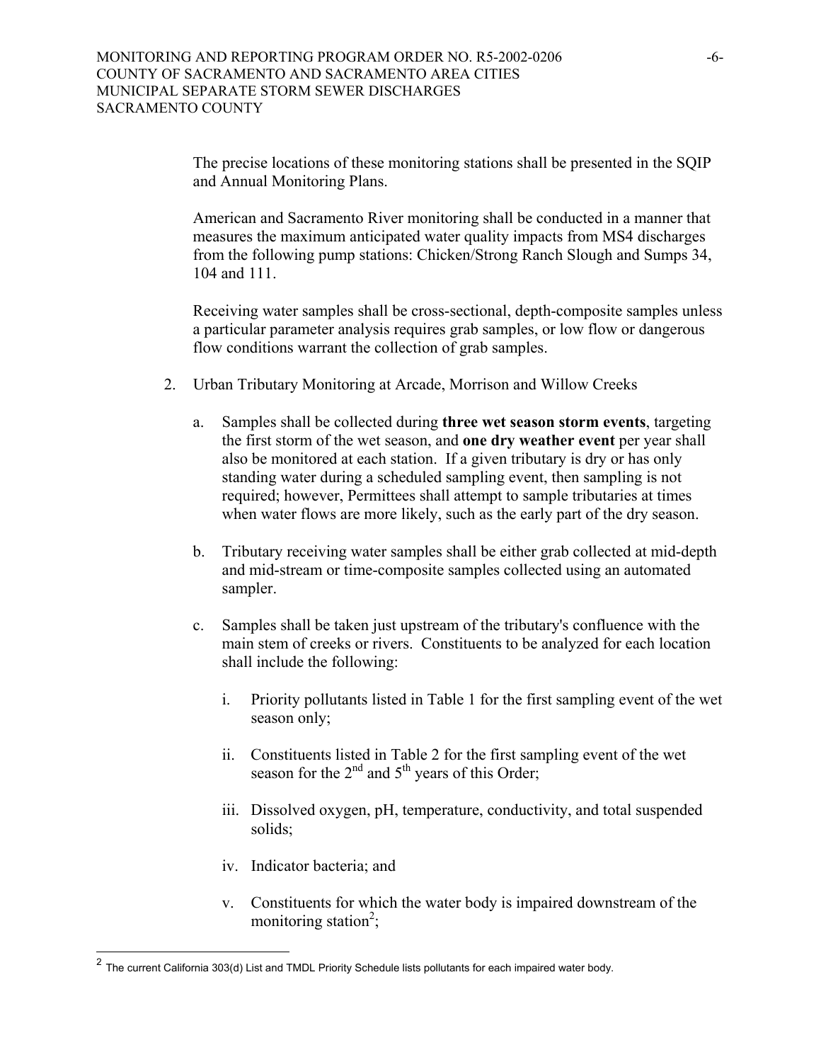The precise locations of these monitoring stations shall be presented in the SQIP and Annual Monitoring Plans.

American and Sacramento River monitoring shall be conducted in a manner that measures the maximum anticipated water quality impacts from MS4 discharges from the following pump stations: Chicken/Strong Ranch Slough and Sumps 34, 104 and 111.

Receiving water samples shall be cross-sectional, depth-composite samples unless a particular parameter analysis requires grab samples, or low flow or dangerous flow conditions warrant the collection of grab samples.

2. Urban Tributary Monitoring at Arcade, Morrison and Willow Creeks

   a. Samples shall be collected during **three wet season storm events**, targeting the first storm of the wet season, and **one dry weather event** per year shall also be monitored at each station. If a given tributary is dry or has only standing water during a scheduled sampling event, then sampling is not required; however, Permittees shall attempt to sample tributaries at times when water flows are more likely, such as the early part of the dry season.

   b. Tributary receiving water samples shall be either grab collected at mid-depth and mid-stream or time-composite samples collected using an automated sampler.

   c. Samples shall be taken just upstream of the tributary's confluence with the main stem of creeks or rivers. Constituents to be analyzed for each location shall include the following:

      i. Priority pollutants listed in Table 1 for the first sampling event of the wet season only;

      ii. Constituents listed in Table 2 for the first sampling event of the wet season for the 2nd and 5th years of this Order;

      iii. Dissolved oxygen, pH, temperature, conductivity, and total suspended solids;

      iv. Indicator bacteria; and

      v. Constituents for which the water body is impaired downstream of the monitoring station[2];

[2] The current California 303(d) List and TMDL Priority Schedule lists pollutants for each impaired water body.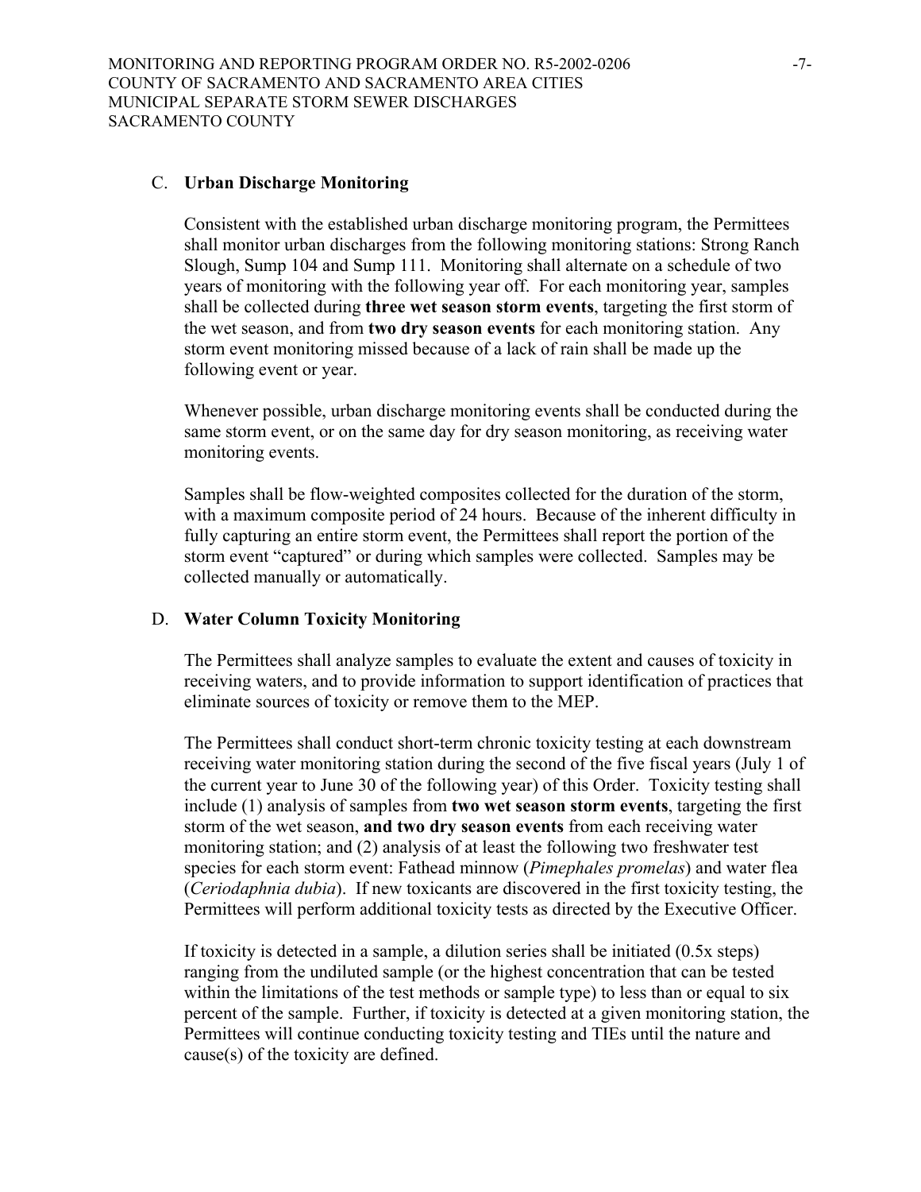### C. **Urban Discharge Monitoring**

Consistent with the established urban discharge monitoring program, the Permittees shall monitor urban discharges from the following monitoring stations: Strong Ranch Slough, Sump 104 and Sump 111. Monitoring shall alternate on a schedule of two years of monitoring with the following year off. For each monitoring year, samples shall be collected during **three wet season storm events**, targeting the first storm of the wet season, and from **two dry season events** for each monitoring station. Any storm event monitoring missed because of a lack of rain shall be made up the following event or year.

Whenever possible, urban discharge monitoring events shall be conducted during the same storm event, or on the same day for dry season monitoring, as receiving water monitoring events.

Samples shall be flow-weighted composites collected for the duration of the storm, with a maximum composite period of 24 hours. Because of the inherent difficulty in fully capturing an entire storm event, the Permittees shall report the portion of the storm event "captured" or during which samples were collected. Samples may be collected manually or automatically.

### D. **Water Column Toxicity Monitoring**

The Permittees shall analyze samples to evaluate the extent and causes of toxicity in receiving waters, and to provide information to support identification of practices that eliminate sources of toxicity or remove them to the MEP.

The Permittees shall conduct short-term chronic toxicity testing at each downstream receiving water monitoring station during the second of the five fiscal years (July 1 of the current year to June 30 of the following year) of this Order. Toxicity testing shall include (1) analysis of samples from **two wet season storm events**, targeting the first storm of the wet season, **and two dry season events** from each receiving water monitoring station; and (2) analysis of at least the following two freshwater test species for each storm event: Fathead minnow (*Pimephales promelas*) and water flea (*Ceriodaphnia dubia*). If new toxicants are discovered in the first toxicity testing, the Permittees will perform additional toxicity tests as directed by the Executive Officer.

If toxicity is detected in a sample, a dilution series shall be initiated (0.5x steps) ranging from the undiluted sample (or the highest concentration that can be tested within the limitations of the test methods or sample type) to less than or equal to six percent of the sample. Further, if toxicity is detected at a given monitoring station, the Permittees will continue conducting toxicity testing and TIEs until the nature and cause(s) of the toxicity are defined.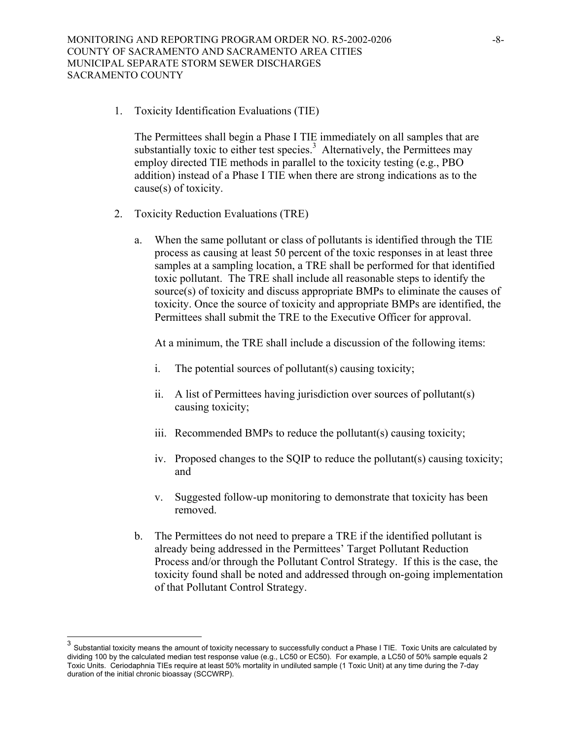1. Toxicity Identification Evaluations (TIE)

   The Permittees shall begin a Phase I TIE immediately on all samples that are substantially toxic to either test species.[3] Alternatively, the Permittees may employ directed TIE methods in parallel to the toxicity testing (e.g., PBO addition) instead of a Phase I TIE when there are strong indications as to the cause(s) of toxicity.

2. Toxicity Reduction Evaluations (TRE)

   a. When the same pollutant or class of pollutants is identified through the TIE process as causing at least 50 percent of the toxic responses in at least three samples at a sampling location, a TRE shall be performed for that identified toxic pollutant. The TRE shall include all reasonable steps to identify the source(s) of toxicity and discuss appropriate BMPs to eliminate the causes of toxicity. Once the source of toxicity and appropriate BMPs are identified, the Permittees shall submit the TRE to the Executive Officer for approval.

      At a minimum, the TRE shall include a discussion of the following items:

      i. The potential sources of pollutant(s) causing toxicity;

      ii. A list of Permittees having jurisdiction over sources of pollutant(s) causing toxicity;

      iii. Recommended BMPs to reduce the pollutant(s) causing toxicity;

      iv. Proposed changes to the SQIP to reduce the pollutant(s) causing toxicity; and

      v. Suggested follow-up monitoring to demonstrate that toxicity has been removed.

   b. The Permittees do not need to prepare a TRE if the identified pollutant is already being addressed in the Permittees' Target Pollutant Reduction Process and/or through the Pollutant Control Strategy. If this is the case, the toxicity found shall be noted and addressed through on-going implementation of that Pollutant Control Strategy.

---

[3] Substantial toxicity means the amount of toxicity necessary to successfully conduct a Phase I TIE. Toxic Units are calculated by dividing 100 by the calculated median test response value (e.g., LC50 or EC50). For example, a LC50 of 50% sample equals 2 Toxic Units. Ceriodaphnia TIEs require at least 50% mortality in undiluted sample (1 Toxic Unit) at any time during the 7-day duration of the initial chronic bioassay (SCCWRP).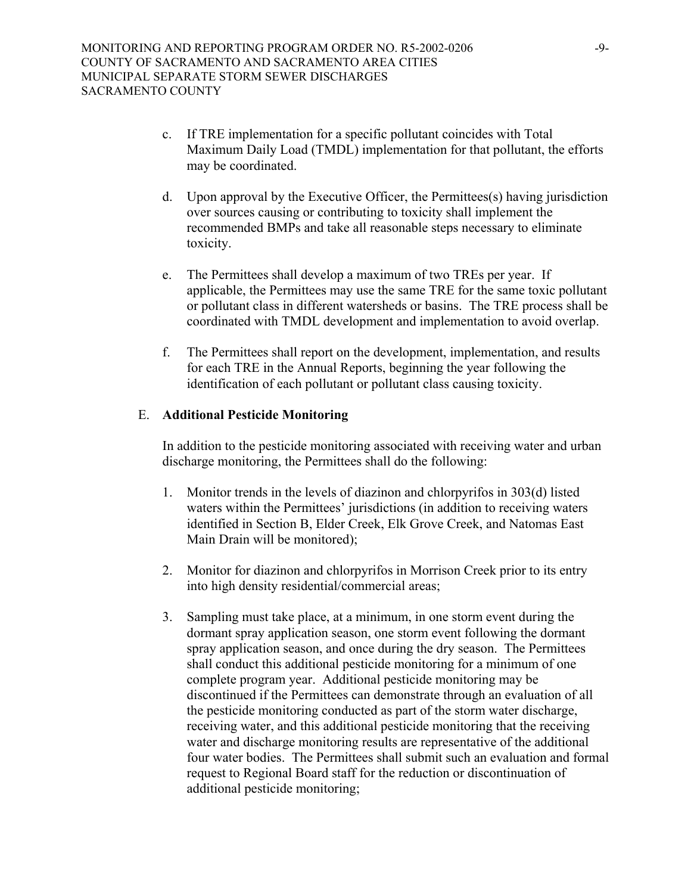c. If TRE implementation for a specific pollutant coincides with Total Maximum Daily Load (TMDL) implementation for that pollutant, the efforts may be coordinated.

d. Upon approval by the Executive Officer, the Permittees(s) having jurisdiction over sources causing or contributing to toxicity shall implement the recommended BMPs and take all reasonable steps necessary to eliminate toxicity.

e. The Permittees shall develop a maximum of two TREs per year. If applicable, the Permittees may use the same TRE for the same toxic pollutant or pollutant class in different watersheds or basins. The TRE process shall be coordinated with TMDL development and implementation to avoid overlap.

f. The Permittees shall report on the development, implementation, and results for each TRE in the Annual Reports, beginning the year following the identification of each pollutant or pollutant class causing toxicity.

E. **Additional Pesticide Monitoring**

In addition to the pesticide monitoring associated with receiving water and urban discharge monitoring, the Permittees shall do the following:

1. Monitor trends in the levels of diazinon and chlorpyrifos in 303(d) listed waters within the Permittees' jurisdictions (in addition to receiving waters identified in Section B, Elder Creek, Elk Grove Creek, and Natomas East Main Drain will be monitored);

2. Monitor for diazinon and chlorpyrifos in Morrison Creek prior to its entry into high density residential/commercial areas;

3. Sampling must take place, at a minimum, in one storm event during the dormant spray application season, one storm event following the dormant spray application season, and once during the dry season. The Permittees shall conduct this additional pesticide monitoring for a minimum of one complete program year. Additional pesticide monitoring may be discontinued if the Permittees can demonstrate through an evaluation of all the pesticide monitoring conducted as part of the storm water discharge, receiving water, and this additional pesticide monitoring that the receiving water and discharge monitoring results are representative of the additional four water bodies. The Permittees shall submit such an evaluation and formal request to Regional Board staff for the reduction or discontinuation of additional pesticide monitoring;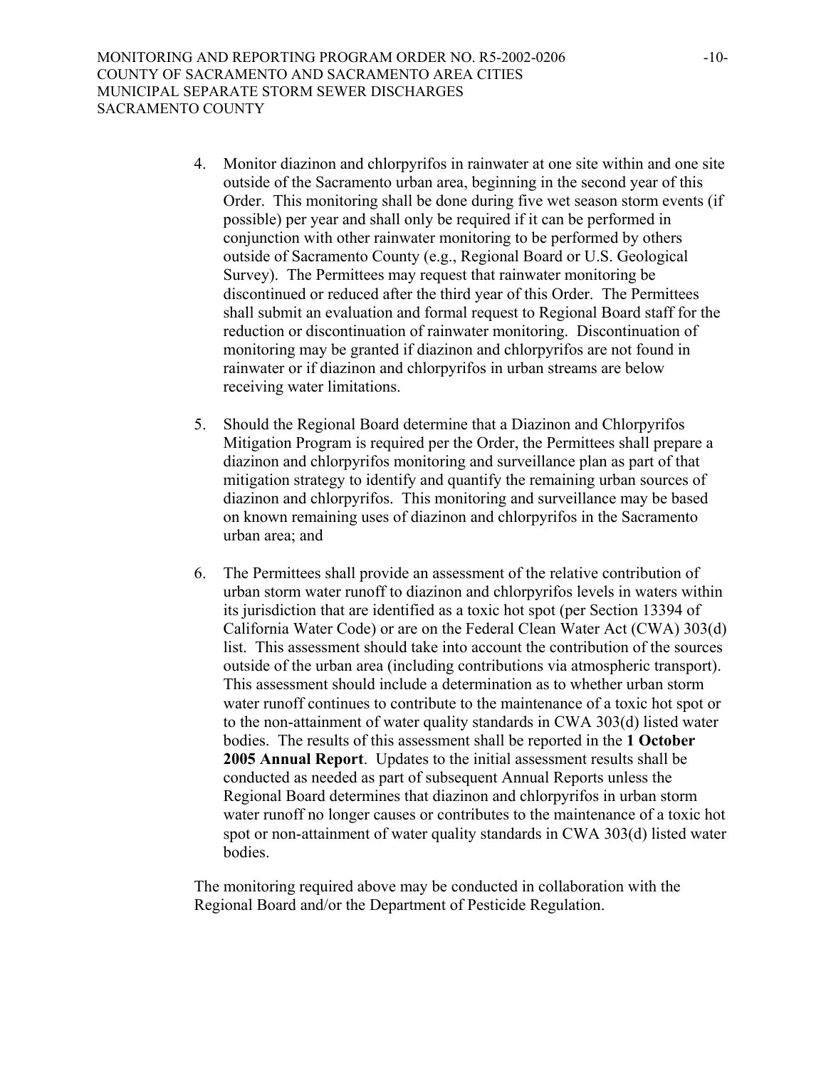4. Monitor diazinon and chlorpyrifos in rainwater at one site within and one site outside of the Sacramento urban area, beginning in the second year of this Order. This monitoring shall be done during five wet season storm events (if possible) per year and shall only be required if it can be performed in conjunction with other rainwater monitoring to be performed by others outside of Sacramento County (e.g., Regional Board or U.S. Geological Survey). The Permittees may request that rainwater monitoring be discontinued or reduced after the third year of this Order. The Permittees shall submit an evaluation and formal request to Regional Board staff for the reduction or discontinuation of rainwater monitoring. Discontinuation of monitoring may be granted if diazinon and chlorpyrifos are not found in rainwater or if diazinon and chlorpyrifos in urban streams are below receiving water limitations.

5. Should the Regional Board determine that a Diazinon and Chlorpyrifos Mitigation Program is required per the Order, the Permittees shall prepare a diazinon and chlorpyrifos monitoring and surveillance plan as part of that mitigation strategy to identify and quantify the remaining urban sources of diazinon and chlorpyrifos. This monitoring and surveillance may be based on known remaining uses of diazinon and chlorpyrifos in the Sacramento urban area; and

6. The Permittees shall provide an assessment of the relative contribution of urban storm water runoff to diazinon and chlorpyrifos levels in waters within its jurisdiction that are identified as a toxic hot spot (per Section 13394 of California Water Code) or are on the Federal Clean Water Act (CWA) 303(d) list. This assessment should take into account the contribution of the sources outside of the urban area (including contributions via atmospheric transport). This assessment should include a determination as to whether urban storm water runoff continues to contribute to the maintenance of a toxic hot spot or to the non-attainment of water quality standards in CWA 303(d) listed water bodies. The results of this assessment shall be reported in the **1 October 2005 Annual Report**. Updates to the initial assessment results shall be conducted as needed as part of subsequent Annual Reports unless the Regional Board determines that diazinon and chlorpyrifos in urban storm water runoff no longer causes or contributes to the maintenance of a toxic hot spot or non-attainment of water quality standards in CWA 303(d) listed water bodies.

The monitoring required above may be conducted in collaboration with the Regional Board and/or the Department of Pesticide Regulation.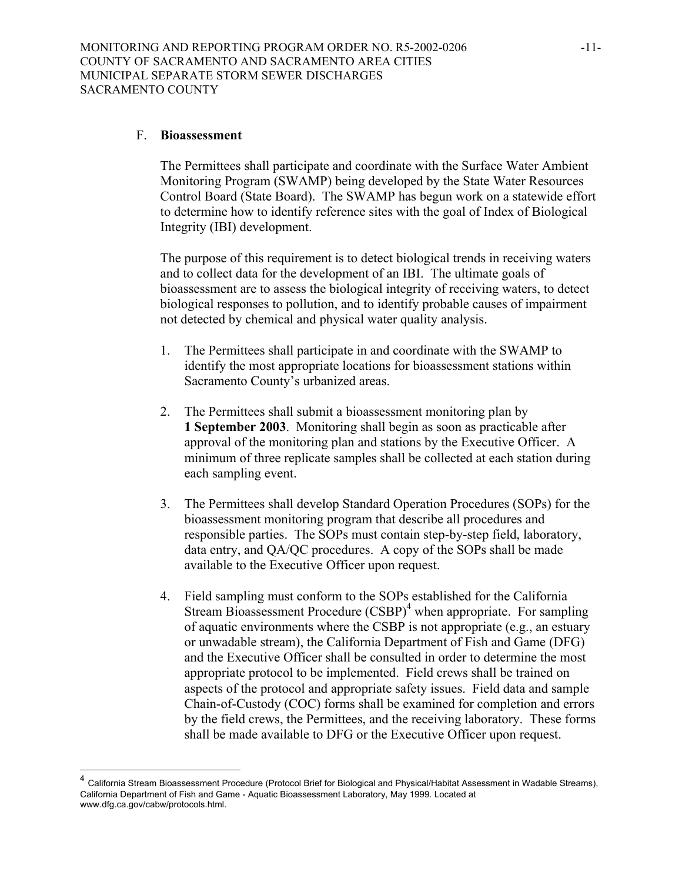### F. **Bioassessment**

The Permittees shall participate and coordinate with the Surface Water Ambient Monitoring Program (SWAMP) being developed by the State Water Resources Control Board (State Board). The SWAMP has begun work on a statewide effort to determine how to identify reference sites with the goal of Index of Biological Integrity (IBI) development.

The purpose of this requirement is to detect biological trends in receiving waters and to collect data for the development of an IBI. The ultimate goals of bioassessment are to assess the biological integrity of receiving waters, to detect biological responses to pollution, and to identify probable causes of impairment not detected by chemical and physical water quality analysis.

1. The Permittees shall participate in and coordinate with the SWAMP to identify the most appropriate locations for bioassessment stations within Sacramento County's urbanized areas.

2. The Permittees shall submit a bioassessment monitoring plan by **1 September 2003**. Monitoring shall begin as soon as practicable after approval of the monitoring plan and stations by the Executive Officer. A minimum of three replicate samples shall be collected at each station during each sampling event.

3. The Permittees shall develop Standard Operation Procedures (SOPs) for the bioassessment monitoring program that describe all procedures and responsible parties. The SOPs must contain step-by-step field, laboratory, data entry, and QA/QC procedures. A copy of the SOPs shall be made available to the Executive Officer upon request.

4. Field sampling must conform to the SOPs established for the California Stream Bioassessment Procedure (CSBP)[4] when appropriate. For sampling of aquatic environments where the CSBP is not appropriate (e.g., an estuary or unwadable stream), the California Department of Fish and Game (DFG) and the Executive Officer shall be consulted in order to determine the most appropriate protocol to be implemented. Field crews shall be trained on aspects of the protocol and appropriate safety issues. Field data and sample Chain-of-Custody (COC) forms shall be examined for completion and errors by the field crews, the Permittees, and the receiving laboratory. These forms shall be made available to DFG or the Executive Officer upon request.

---

[4] California Stream Bioassessment Procedure (Protocol Brief for Biological and Physical/Habitat Assessment in Wadable Streams), California Department of Fish and Game - Aquatic Bioassessment Laboratory, May 1999. Located at www.dfg.ca.gov/cabw/protocols.html.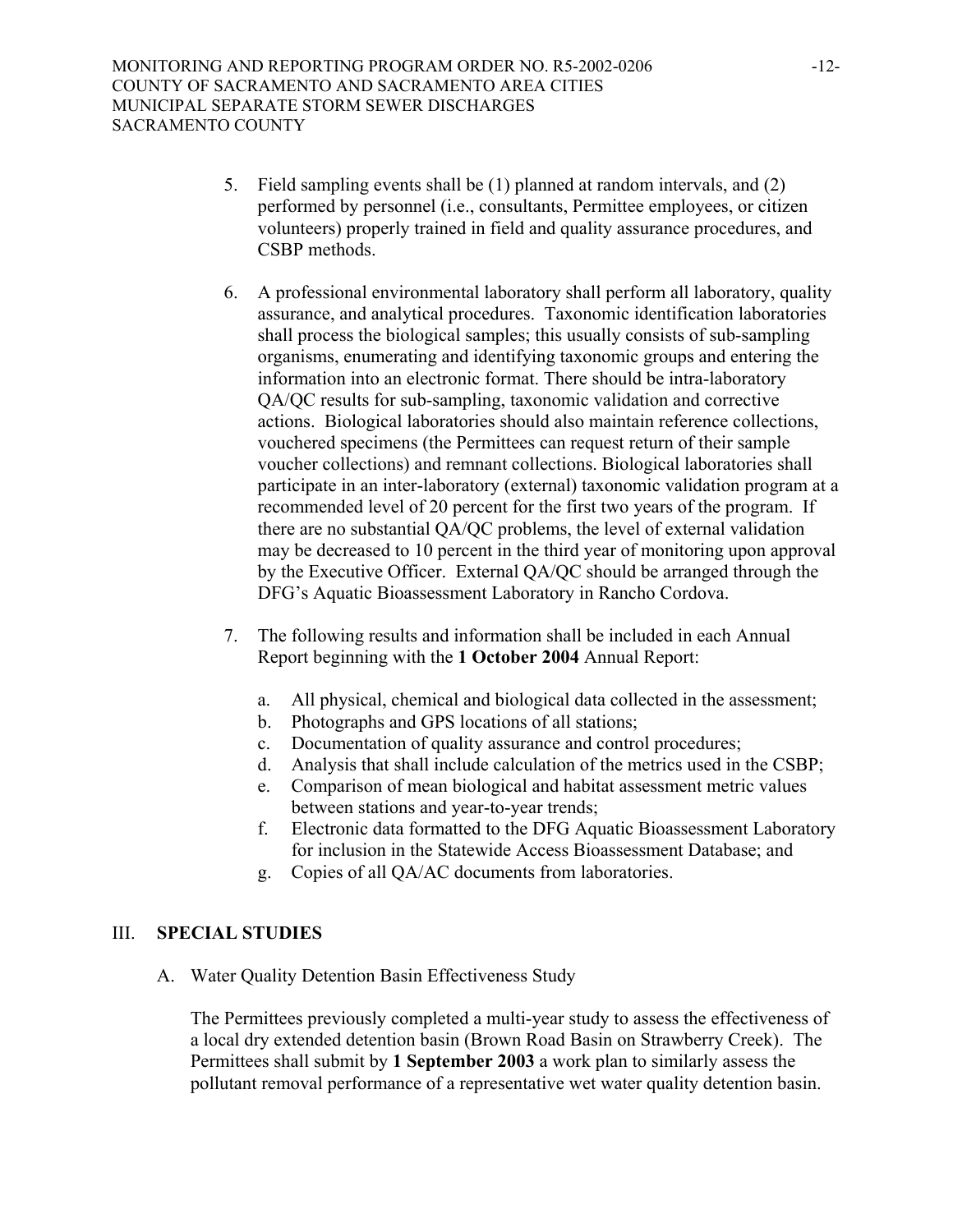5. Field sampling events shall be (1) planned at random intervals, and (2) performed by personnel (i.e., consultants, Permittee employees, or citizen volunteers) properly trained in field and quality assurance procedures, and CSBP methods.

6. A professional environmental laboratory shall perform all laboratory, quality assurance, and analytical procedures. Taxonomic identification laboratories shall process the biological samples; this usually consists of sub-sampling organisms, enumerating and identifying taxonomic groups and entering the information into an electronic format. There should be intra-laboratory QA/QC results for sub-sampling, taxonomic validation and corrective actions. Biological laboratories should also maintain reference collections, vouchered specimens (the Permittees can request return of their sample voucher collections) and remnant collections. Biological laboratories shall participate in an inter-laboratory (external) taxonomic validation program at a recommended level of 20 percent for the first two years of the program. If there are no substantial QA/QC problems, the level of external validation may be decreased to 10 percent in the third year of monitoring upon approval by the Executive Officer. External QA/QC should be arranged through the DFG's Aquatic Bioassessment Laboratory in Rancho Cordova.

7. The following results and information shall be included in each Annual Report beginning with the **1 October 2004** Annual Report:

   a. All physical, chemical and biological data collected in the assessment;
   b. Photographs and GPS locations of all stations;
   c. Documentation of quality assurance and control procedures;
   d. Analysis that shall include calculation of the metrics used in the CSBP;
   e. Comparison of mean biological and habitat assessment metric values between stations and year-to-year trends;
   f. Electronic data formatted to the DFG Aquatic Bioassessment Laboratory for inclusion in the Statewide Access Bioassessment Database; and
   g. Copies of all QA/AC documents from laboratories.

## III. SPECIAL STUDIES

A. Water Quality Detention Basin Effectiveness Study

The Permittees previously completed a multi-year study to assess the effectiveness of a local dry extended detention basin (Brown Road Basin on Strawberry Creek). The Permittees shall submit by **1 September 2003** a work plan to similarly assess the pollutant removal performance of a representative wet water quality detention basin.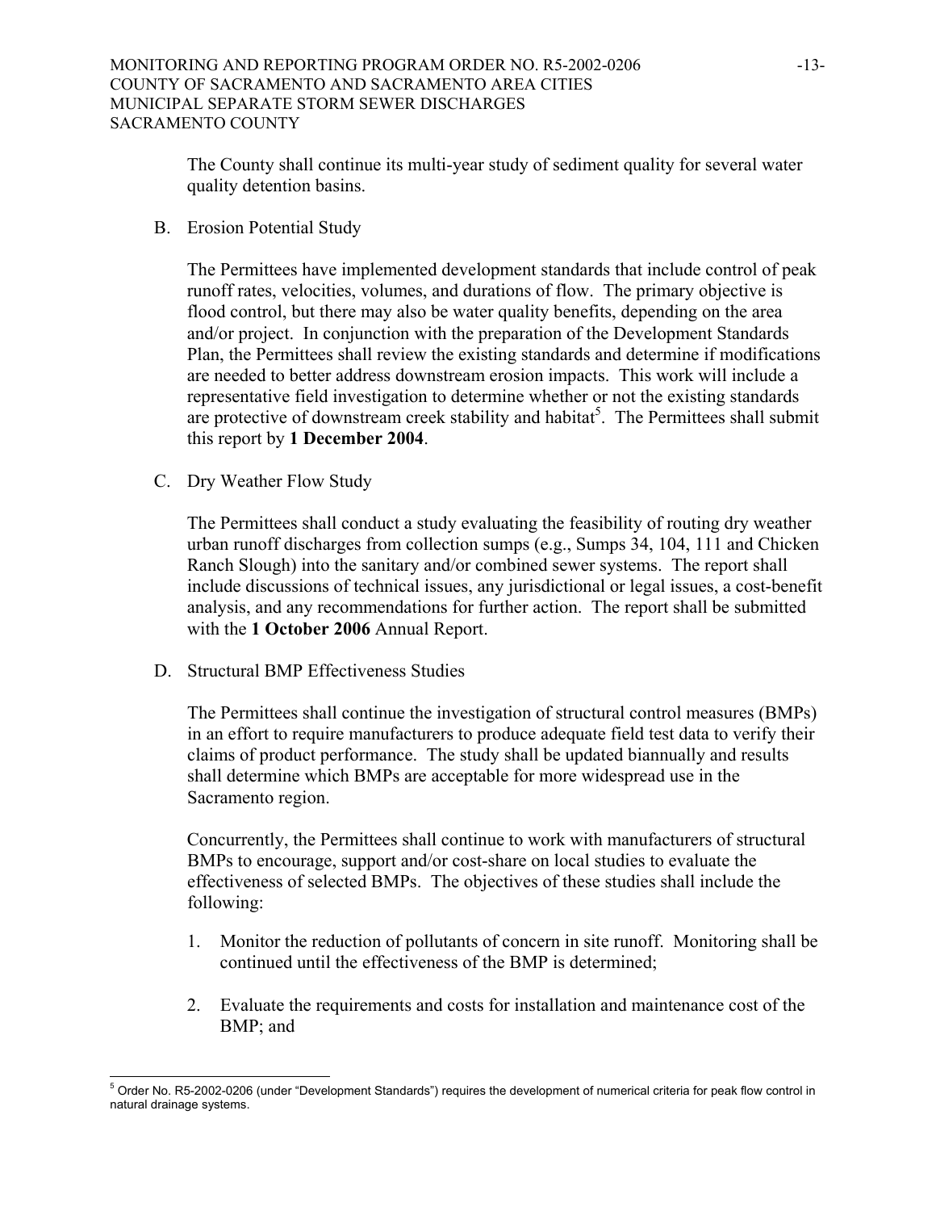The County shall continue its multi-year study of sediment quality for several water quality detention basins.

B. Erosion Potential Study

The Permittees have implemented development standards that include control of peak runoff rates, velocities, volumes, and durations of flow. The primary objective is flood control, but there may also be water quality benefits, depending on the area and/or project. In conjunction with the preparation of the Development Standards Plan, the Permittees shall review the existing standards and determine if modifications are needed to better address downstream erosion impacts. This work will include a representative field investigation to determine whether or not the existing standards are protective of downstream creek stability and habitat[5]. The Permittees shall submit this report by **1 December 2004**.

C. Dry Weather Flow Study

The Permittees shall conduct a study evaluating the feasibility of routing dry weather urban runoff discharges from collection sumps (e.g., Sumps 34, 104, 111 and Chicken Ranch Slough) into the sanitary and/or combined sewer systems. The report shall include discussions of technical issues, any jurisdictional or legal issues, a cost-benefit analysis, and any recommendations for further action. The report shall be submitted with the **1 October 2006** Annual Report.

D. Structural BMP Effectiveness Studies

The Permittees shall continue the investigation of structural control measures (BMPs) in an effort to require manufacturers to produce adequate field test data to verify their claims of product performance. The study shall be updated biannually and results shall determine which BMPs are acceptable for more widespread use in the Sacramento region.

Concurrently, the Permittees shall continue to work with manufacturers of structural BMPs to encourage, support and/or cost-share on local studies to evaluate the effectiveness of selected BMPs. The objectives of these studies shall include the following:

1. Monitor the reduction of pollutants of concern in site runoff. Monitoring shall be continued until the effectiveness of the BMP is determined;

2. Evaluate the requirements and costs for installation and maintenance cost of the BMP; and

---

[5] Order No. R5-2002-0206 (under "Development Standards") requires the development of numerical criteria for peak flow control in natural drainage systems.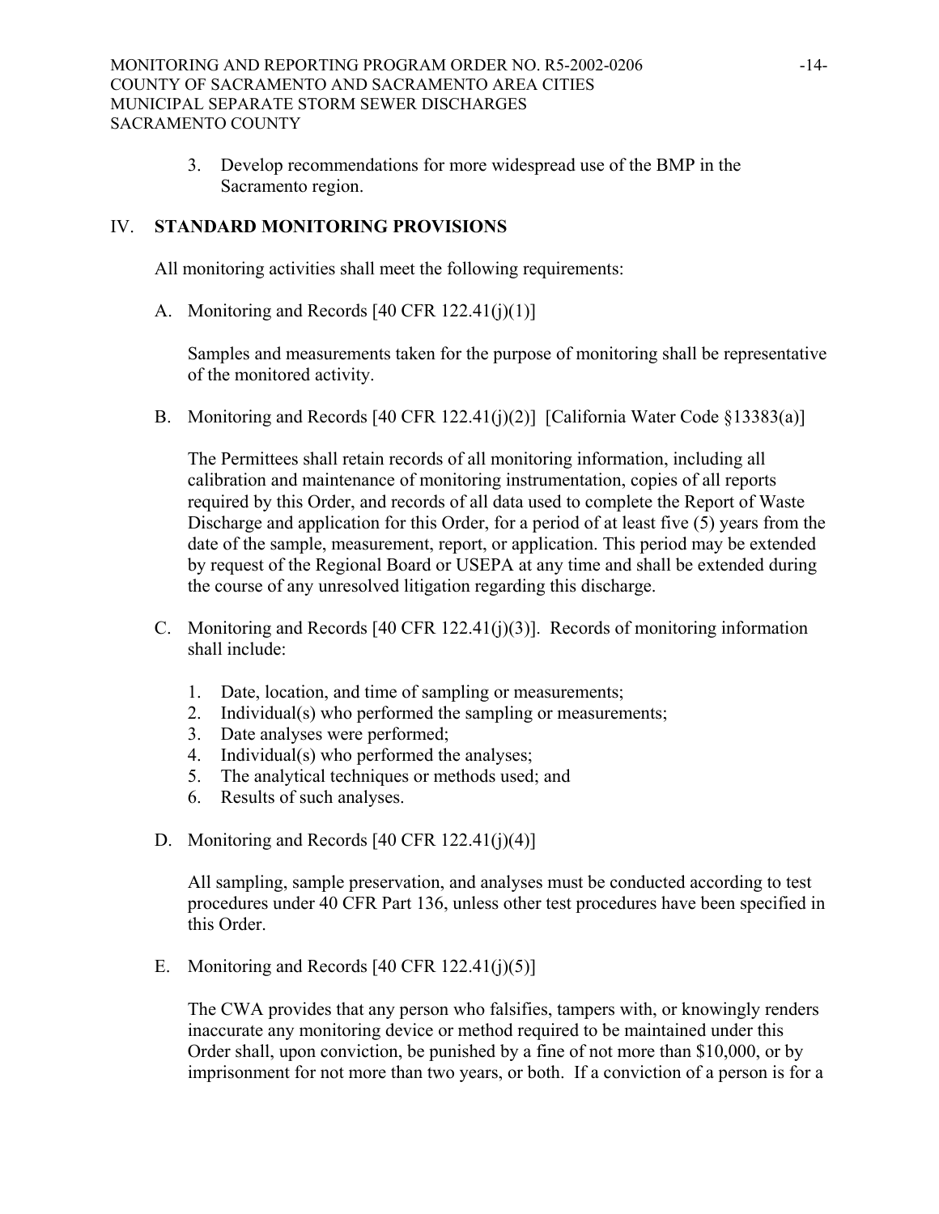3. Develop recommendations for more widespread use of the BMP in the Sacramento region.

## IV. STANDARD MONITORING PROVISIONS

All monitoring activities shall meet the following requirements:

A. Monitoring and Records [40 CFR 122.41(j)(1)]

Samples and measurements taken for the purpose of monitoring shall be representative of the monitored activity.

B. Monitoring and Records [40 CFR 122.41(j)(2)] [California Water Code §13383(a)]

The Permittees shall retain records of all monitoring information, including all calibration and maintenance of monitoring instrumentation, copies of all reports required by this Order, and records of all data used to complete the Report of Waste Discharge and application for this Order, for a period of at least five (5) years from the date of the sample, measurement, report, or application. This period may be extended by request of the Regional Board or USEPA at any time and shall be extended during the course of any unresolved litigation regarding this discharge.

C. Monitoring and Records [40 CFR 122.41(j)(3)]. Records of monitoring information shall include:

1. Date, location, and time of sampling or measurements;
2. Individual(s) who performed the sampling or measurements;
3. Date analyses were performed;
4. Individual(s) who performed the analyses;
5. The analytical techniques or methods used; and
6. Results of such analyses.

D. Monitoring and Records [40 CFR 122.41(j)(4)]

All sampling, sample preservation, and analyses must be conducted according to test procedures under 40 CFR Part 136, unless other test procedures have been specified in this Order.

E. Monitoring and Records [40 CFR 122.41(j)(5)]

The CWA provides that any person who falsifies, tampers with, or knowingly renders inaccurate any monitoring device or method required to be maintained under this Order shall, upon conviction, be punished by a fine of not more than $10,000, or by imprisonment for not more than two years, or both. If a conviction of a person is for a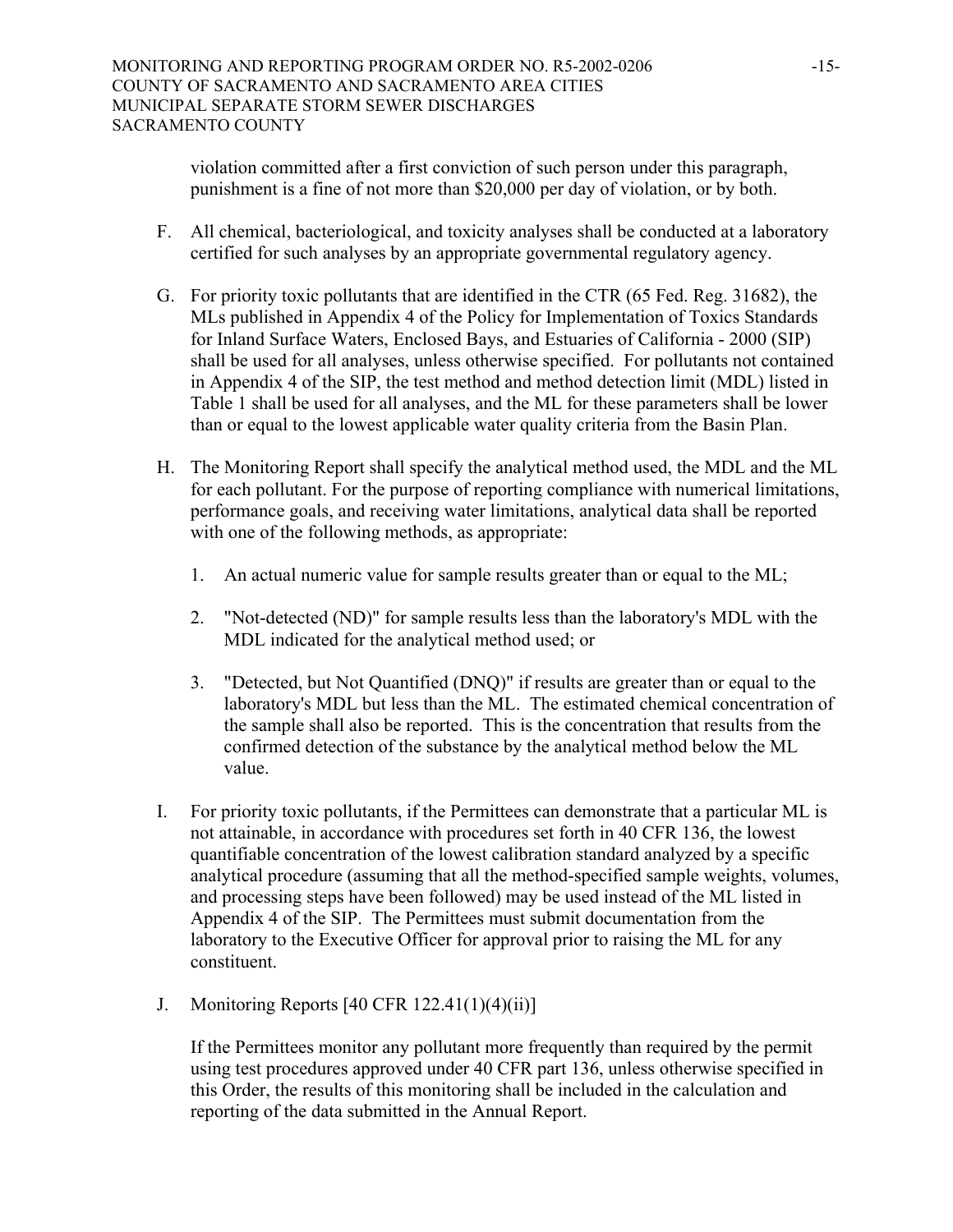violation committed after a first conviction of such person under this paragraph, punishment is a fine of not more than $20,000 per day of violation, or by both.

F. All chemical, bacteriological, and toxicity analyses shall be conducted at a laboratory certified for such analyses by an appropriate governmental regulatory agency.

G. For priority toxic pollutants that are identified in the CTR (65 Fed. Reg. 31682), the MLs published in Appendix 4 of the Policy for Implementation of Toxics Standards for Inland Surface Waters, Enclosed Bays, and Estuaries of California - 2000 (SIP) shall be used for all analyses, unless otherwise specified. For pollutants not contained in Appendix 4 of the SIP, the test method and method detection limit (MDL) listed in Table 1 shall be used for all analyses, and the ML for these parameters shall be lower than or equal to the lowest applicable water quality criteria from the Basin Plan.

H. The Monitoring Report shall specify the analytical method used, the MDL and the ML for each pollutant. For the purpose of reporting compliance with numerical limitations, performance goals, and receiving water limitations, analytical data shall be reported with one of the following methods, as appropriate:

    1. An actual numeric value for sample results greater than or equal to the ML;

    2. "Not-detected (ND)" for sample results less than the laboratory's MDL with the MDL indicated for the analytical method used; or

    3. "Detected, but Not Quantified (DNQ)" if results are greater than or equal to the laboratory's MDL but less than the ML. The estimated chemical concentration of the sample shall also be reported. This is the concentration that results from the confirmed detection of the substance by the analytical method below the ML value.

I. For priority toxic pollutants, if the Permittees can demonstrate that a particular ML is not attainable, in accordance with procedures set forth in 40 CFR 136, the lowest quantifiable concentration of the lowest calibration standard analyzed by a specific analytical procedure (assuming that all the method-specified sample weights, volumes, and processing steps have been followed) may be used instead of the ML listed in Appendix 4 of the SIP. The Permittees must submit documentation from the laboratory to the Executive Officer for approval prior to raising the ML for any constituent.

J. Monitoring Reports [40 CFR 122.41(1)(4)(ii)]

    If the Permittees monitor any pollutant more frequently than required by the permit using test procedures approved under 40 CFR part 136, unless otherwise specified in this Order, the results of this monitoring shall be included in the calculation and reporting of the data submitted in the Annual Report.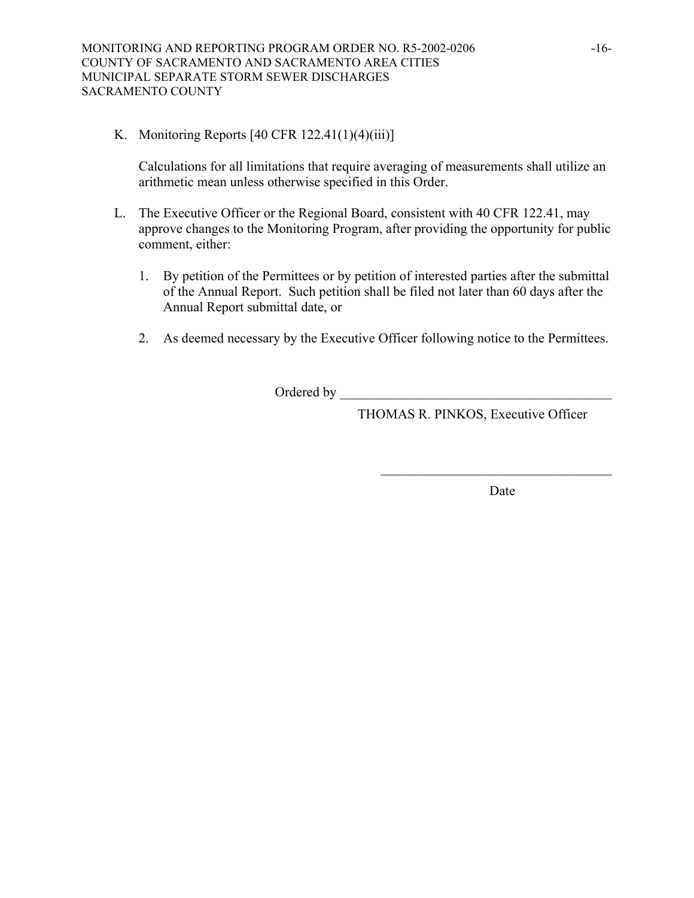K. Monitoring Reports [40 CFR 122.41(1)(4)(iii)]

Calculations for all limitations that require averaging of measurements shall utilize an arithmetic mean unless otherwise specified in this Order.

L. The Executive Officer or the Regional Board, consistent with 40 CFR 122.41, may approve changes to the Monitoring Program, after providing the opportunity for public comment, either:

1. By petition of the Permittees or by petition of interested parties after the submittal of the Annual Report. Such petition shall be filed not later than 60 days after the Annual Report submittal date, or

2. As deemed necessary by the Executive Officer following notice to the Permittees.

Ordered by ________________________________________

THOMAS R. PINKOS, Executive Officer

____________________________________

Date